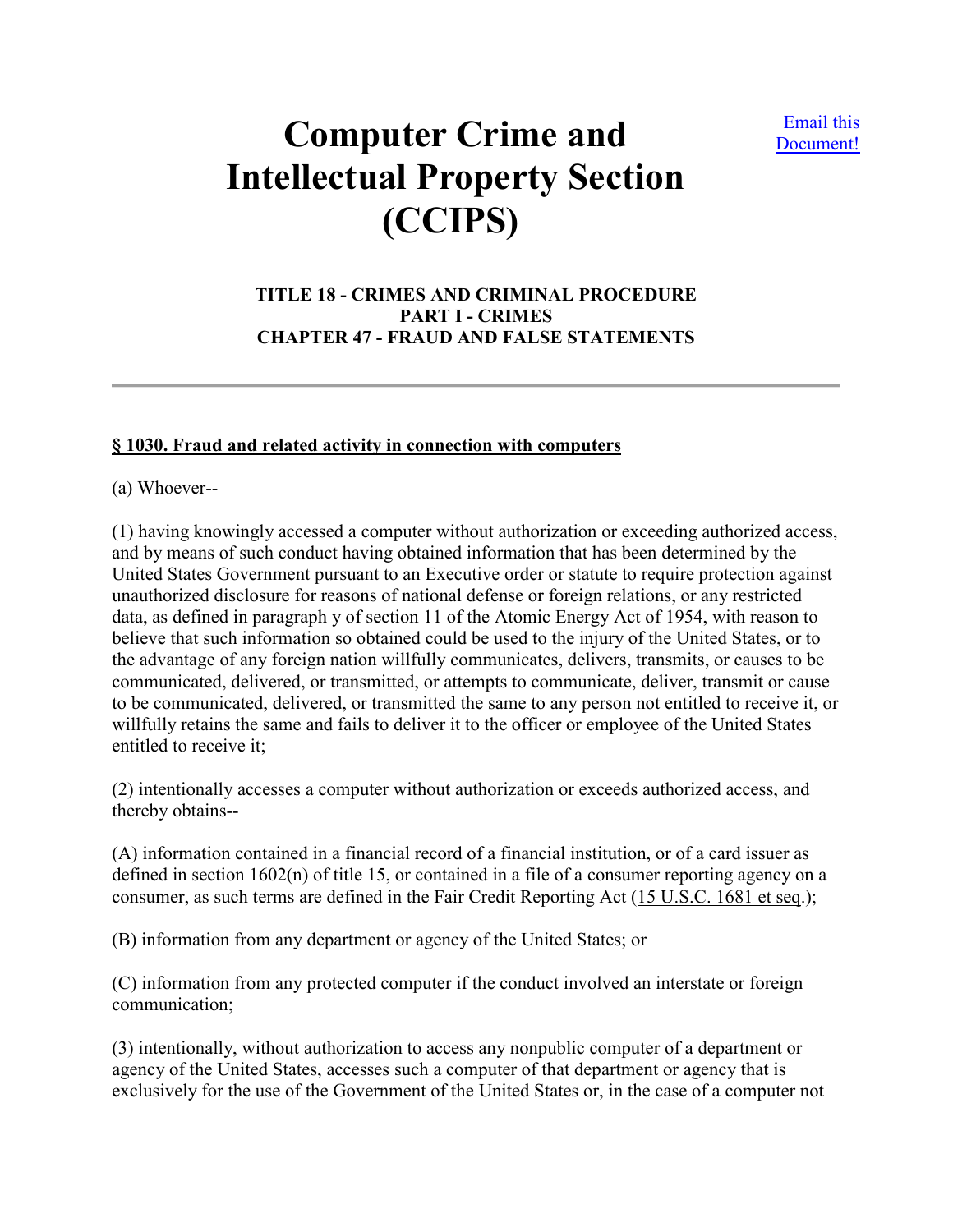# Computer Crime and Intellectual Property Section (CCIPS)

Email this Document!

**TITLE 18 - CRIMES AND CRIMINAL PROCEDURE**
**PART I - CRIMES**
**CHAPTER 47 - FRAUD AND FALSE STATEMENTS**

---

**§ 1030. Fraud and related activity in connection with computers**

(a) Whoever--

(1) having knowingly accessed a computer without authorization or exceeding authorized access, and by means of such conduct having obtained information that has been determined by the United States Government pursuant to an Executive order or statute to require protection against unauthorized disclosure for reasons of national defense or foreign relations, or any restricted data, as defined in paragraph y of section 11 of the Atomic Energy Act of 1954, with reason to believe that such information so obtained could be used to the injury of the United States, or to the advantage of any foreign nation willfully communicates, delivers, transmits, or causes to be communicated, delivered, or transmitted, or attempts to communicate, deliver, transmit or cause to be communicated, delivered, or transmitted the same to any person not entitled to receive it, or willfully retains the same and fails to deliver it to the officer or employee of the United States entitled to receive it;

(2) intentionally accesses a computer without authorization or exceeds authorized access, and thereby obtains--

(A) information contained in a financial record of a financial institution, or of a card issuer as defined in section 1602(n) of title 15, or contained in a file of a consumer reporting agency on a consumer, as such terms are defined in the Fair Credit Reporting Act (15 U.S.C. 1681 et seq.);

(B) information from any department or agency of the United States; or

(C) information from any protected computer if the conduct involved an interstate or foreign communication;

(3) intentionally, without authorization to access any nonpublic computer of a department or agency of the United States, accesses such a computer of that department or agency that is exclusively for the use of the Government of the United States or, in the case of a computer not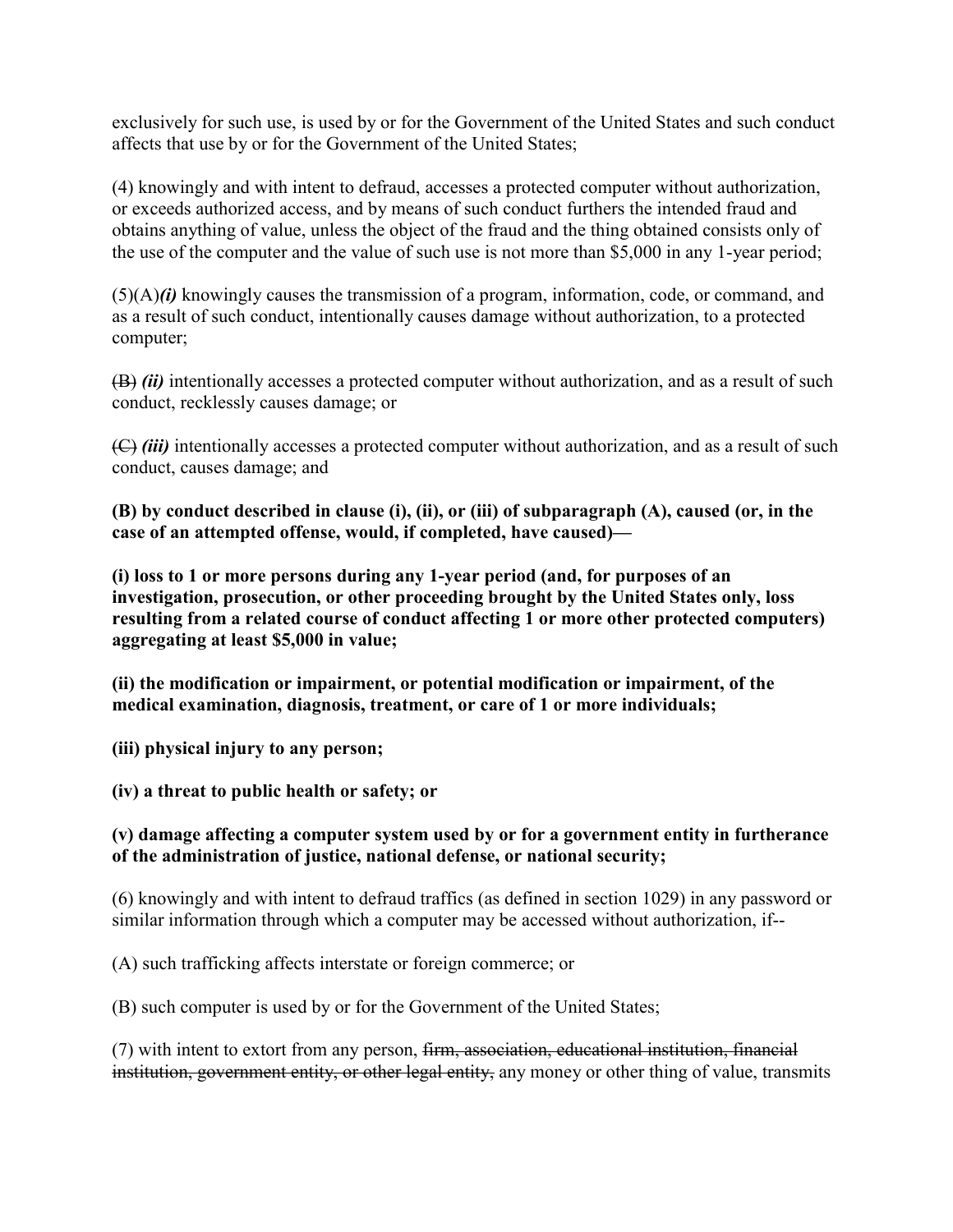exclusively for such use, is used by or for the Government of the United States and such conduct affects that use by or for the Government of the United States;

(4) knowingly and with intent to defraud, accesses a protected computer without authorization, or exceeds authorized access, and by means of such conduct furthers the intended fraud and obtains anything of value, unless the object of the fraud and the thing obtained consists only of the use of the computer and the value of such use is not more than $5,000 in any 1-year period;

(5)(A)***(i)*** knowingly causes the transmission of a program, information, code, or command, and as a result of such conduct, intentionally causes damage without authorization, to a protected computer;

~~(B)~~ ***(ii)*** intentionally accesses a protected computer without authorization, and as a result of such conduct, recklessly causes damage; or

~~(C)~~ ***(iii)*** intentionally accesses a protected computer without authorization, and as a result of such conduct, causes damage; and

**(B) by conduct described in clause (i), (ii), or (iii) of subparagraph (A), caused (or, in the case of an attempted offense, would, if completed, have caused)—**

**(i) loss to 1 or more persons during any 1-year period (and, for purposes of an investigation, prosecution, or other proceeding brought by the United States only, loss resulting from a related course of conduct affecting 1 or more other protected computers) aggregating at least $5,000 in value;**

**(ii) the modification or impairment, or potential modification or impairment, of the medical examination, diagnosis, treatment, or care of 1 or more individuals;**

**(iii) physical injury to any person;**

**(iv) a threat to public health or safety; or**

**(v) damage affecting a computer system used by or for a government entity in furtherance of the administration of justice, national defense, or national security;**

(6) knowingly and with intent to defraud traffics (as defined in section 1029) in any password or similar information through which a computer may be accessed without authorization, if--

(A) such trafficking affects interstate or foreign commerce; or

(B) such computer is used by or for the Government of the United States;

(7) with intent to extort from any person, ~~firm, association, educational institution, financial institution, government entity, or other legal entity,~~ any money or other thing of value, transmits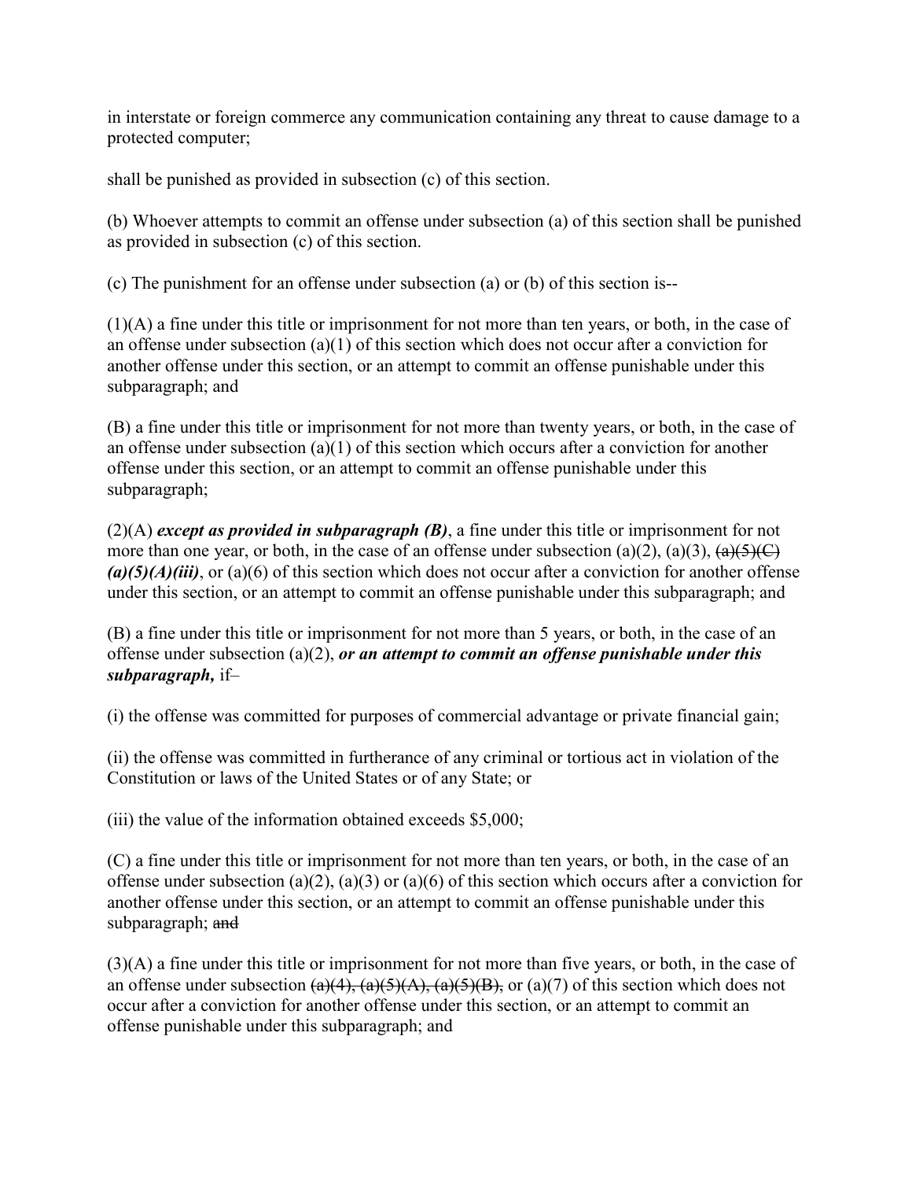in interstate or foreign commerce any communication containing any threat to cause damage to a protected computer;

shall be punished as provided in subsection (c) of this section.

(b) Whoever attempts to commit an offense under subsection (a) of this section shall be punished as provided in subsection (c) of this section.

(c) The punishment for an offense under subsection (a) or (b) of this section is--

(1)(A) a fine under this title or imprisonment for not more than ten years, or both, in the case of an offense under subsection (a)(1) of this section which does not occur after a conviction for another offense under this section, or an attempt to commit an offense punishable under this subparagraph; and

(B) a fine under this title or imprisonment for not more than twenty years, or both, in the case of an offense under subsection (a)(1) of this section which occurs after a conviction for another offense under this section, or an attempt to commit an offense punishable under this subparagraph;

(2)(A) ***except as provided in subparagraph (B)***, a fine under this title or imprisonment for not more than one year, or both, in the case of an offense under subsection (a)(2), (a)(3), ~~(a)(5)(C)~~ ***(a)(5)(A)(iii)***, or (a)(6) of this section which does not occur after a conviction for another offense under this section, or an attempt to commit an offense punishable under this subparagraph; and

(B) a fine under this title or imprisonment for not more than 5 years, or both, in the case of an offense under subsection (a)(2), ***or an attempt to commit an offense punishable under this subparagraph,*** if–

(i) the offense was committed for purposes of commercial advantage or private financial gain;

(ii) the offense was committed in furtherance of any criminal or tortious act in violation of the Constitution or laws of the United States or of any State; or

(iii) the value of the information obtained exceeds $5,000;

(C) a fine under this title or imprisonment for not more than ten years, or both, in the case of an offense under subsection (a)(2), (a)(3) or (a)(6) of this section which occurs after a conviction for another offense under this section, or an attempt to commit an offense punishable under this subparagraph; ~~and~~

(3)(A) a fine under this title or imprisonment for not more than five years, or both, in the case of an offense under subsection ~~(a)(4), (a)(5)(A), (a)(5)(B),~~ or (a)(7) of this section which does not occur after a conviction for another offense under this section, or an attempt to commit an offense punishable under this subparagraph; and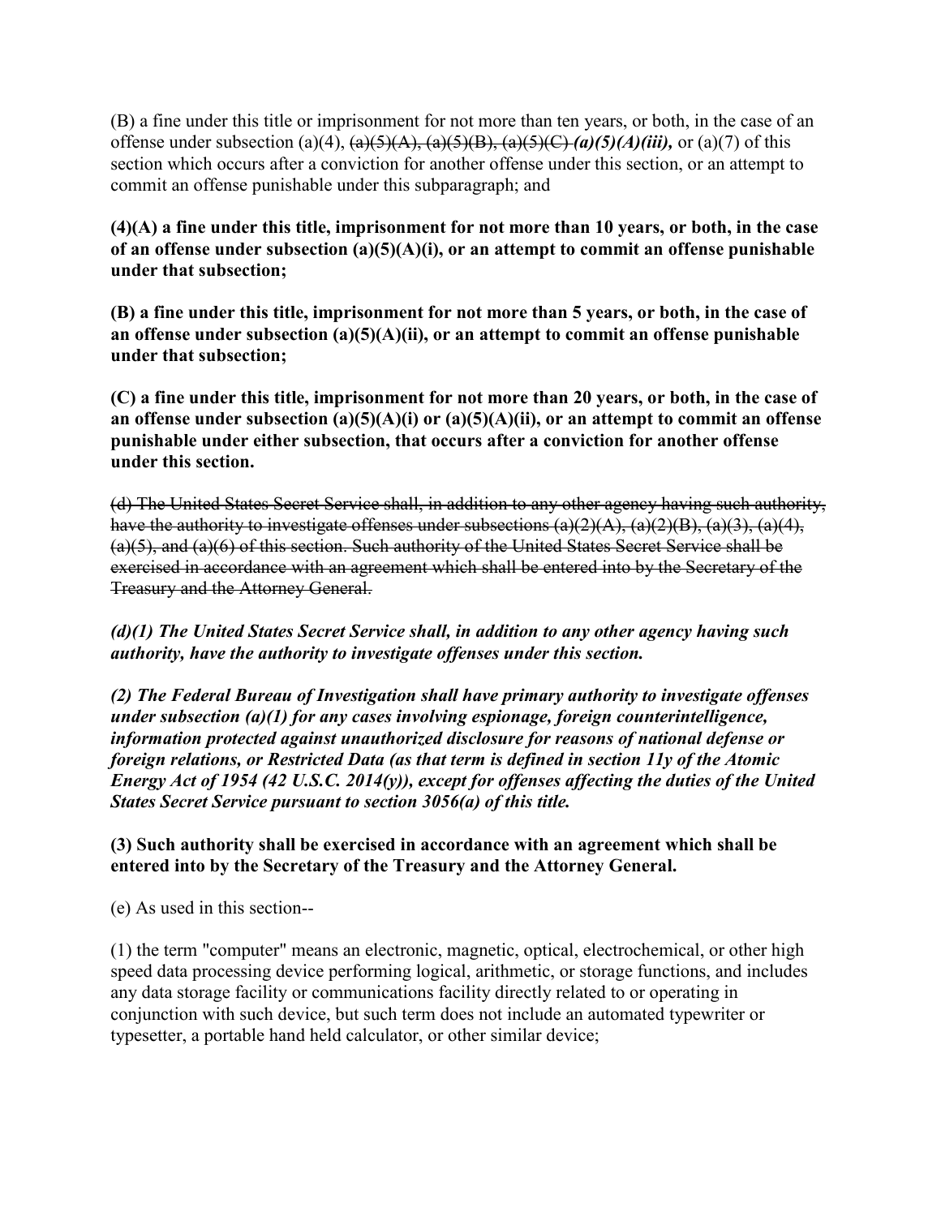(B) a fine under this title or imprisonment for not more than ten years, or both, in the case of an offense under subsection (a)(4), ~~(a)(5)(A), (a)(5)(B), (a)(5)(C)~~ ***(a)(5)(A)(iii),*** or (a)(7) of this section which occurs after a conviction for another offense under this section, or an attempt to commit an offense punishable under this subparagraph; and

**(4)(A) a fine under this title, imprisonment for not more than 10 years, or both, in the case of an offense under subsection (a)(5)(A)(i), or an attempt to commit an offense punishable under that subsection;**

**(B) a fine under this title, imprisonment for not more than 5 years, or both, in the case of an offense under subsection (a)(5)(A)(ii), or an attempt to commit an offense punishable under that subsection;**

**(C) a fine under this title, imprisonment for not more than 20 years, or both, in the case of an offense under subsection (a)(5)(A)(i) or (a)(5)(A)(ii), or an attempt to commit an offense punishable under either subsection, that occurs after a conviction for another offense under this section.**

~~(d) The United States Secret Service shall, in addition to any other agency having such authority, have the authority to investigate offenses under subsections (a)(2)(A), (a)(2)(B), (a)(3), (a)(4), (a)(5), and (a)(6) of this section. Such authority of the United States Secret Service shall be exercised in accordance with an agreement which shall be entered into by the Secretary of the Treasury and the Attorney General.~~

***(d)(1) The United States Secret Service shall, in addition to any other agency having such authority, have the authority to investigate offenses under this section.***

***(2) The Federal Bureau of Investigation shall have primary authority to investigate offenses under subsection (a)(1) for any cases involving espionage, foreign counterintelligence, information protected against unauthorized disclosure for reasons of national defense or foreign relations, or Restricted Data (as that term is defined in section 11y of the Atomic Energy Act of 1954 (42 U.S.C. 2014(y)), except for offenses affecting the duties of the United States Secret Service pursuant to section 3056(a) of this title.***

**(3) Such authority shall be exercised in accordance with an agreement which shall be entered into by the Secretary of the Treasury and the Attorney General.**

(e) As used in this section--

(1) the term "computer" means an electronic, magnetic, optical, electrochemical, or other high speed data processing device performing logical, arithmetic, or storage functions, and includes any data storage facility or communications facility directly related to or operating in conjunction with such device, but such term does not include an automated typewriter or typesetter, a portable hand held calculator, or other similar device;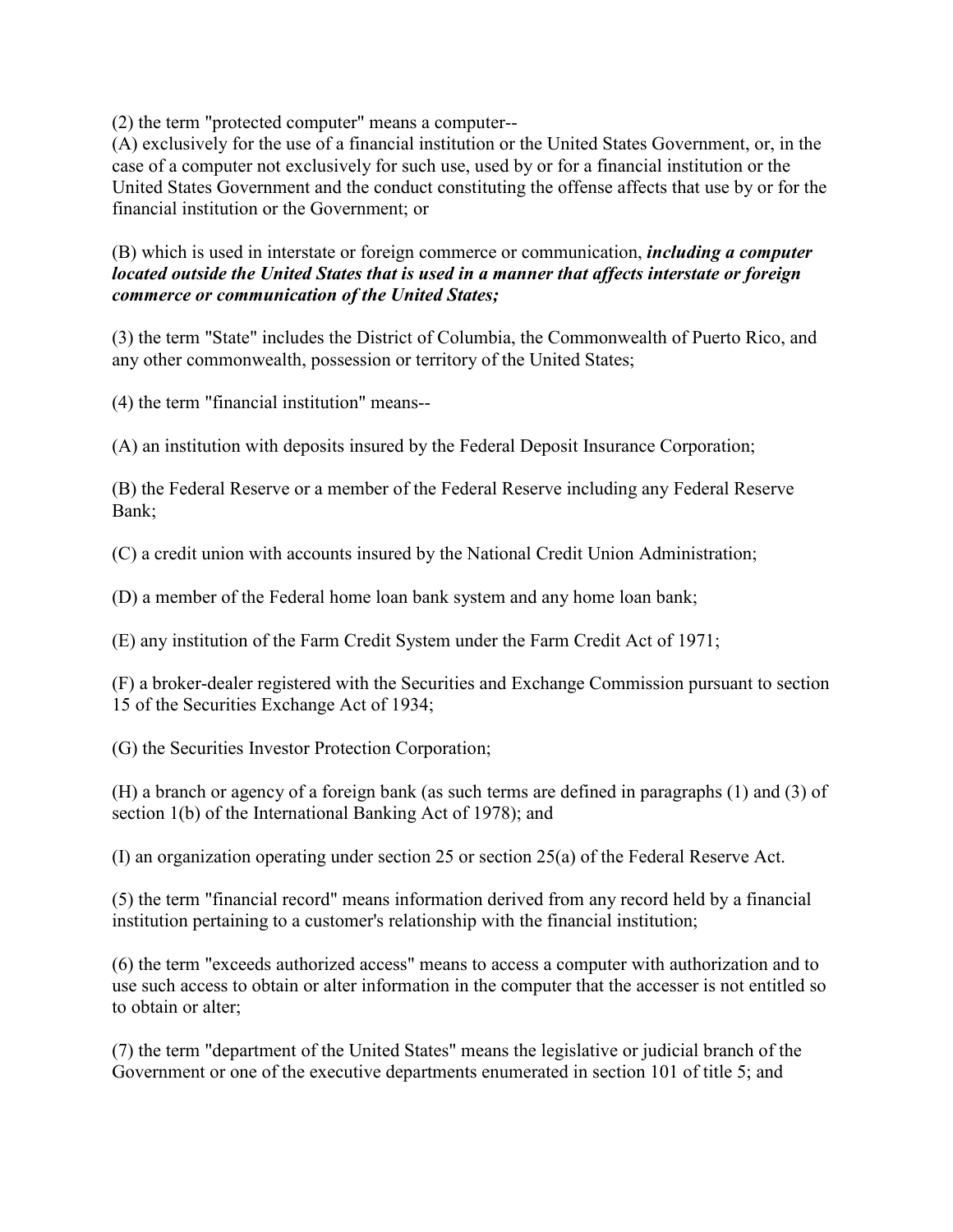(2) the term "protected computer" means a computer--
(A) exclusively for the use of a financial institution or the United States Government, or, in the case of a computer not exclusively for such use, used by or for a financial institution or the United States Government and the conduct constituting the offense affects that use by or for the financial institution or the Government; or

(B) which is used in interstate or foreign commerce or communication, ***including a computer located outside the United States that is used in a manner that affects interstate or foreign commerce or communication of the United States;***

(3) the term "State" includes the District of Columbia, the Commonwealth of Puerto Rico, and any other commonwealth, possession or territory of the United States;

(4) the term "financial institution" means--

(A) an institution with deposits insured by the Federal Deposit Insurance Corporation;

(B) the Federal Reserve or a member of the Federal Reserve including any Federal Reserve Bank;

(C) a credit union with accounts insured by the National Credit Union Administration;

(D) a member of the Federal home loan bank system and any home loan bank;

(E) any institution of the Farm Credit System under the Farm Credit Act of 1971;

(F) a broker-dealer registered with the Securities and Exchange Commission pursuant to section 15 of the Securities Exchange Act of 1934;

(G) the Securities Investor Protection Corporation;

(H) a branch or agency of a foreign bank (as such terms are defined in paragraphs (1) and (3) of section 1(b) of the International Banking Act of 1978); and

(I) an organization operating under section 25 or section 25(a) of the Federal Reserve Act.

(5) the term "financial record" means information derived from any record held by a financial institution pertaining to a customer's relationship with the financial institution;

(6) the term "exceeds authorized access" means to access a computer with authorization and to use such access to obtain or alter information in the computer that the accesser is not entitled so to obtain or alter;

(7) the term "department of the United States" means the legislative or judicial branch of the Government or one of the executive departments enumerated in section 101 of title 5; and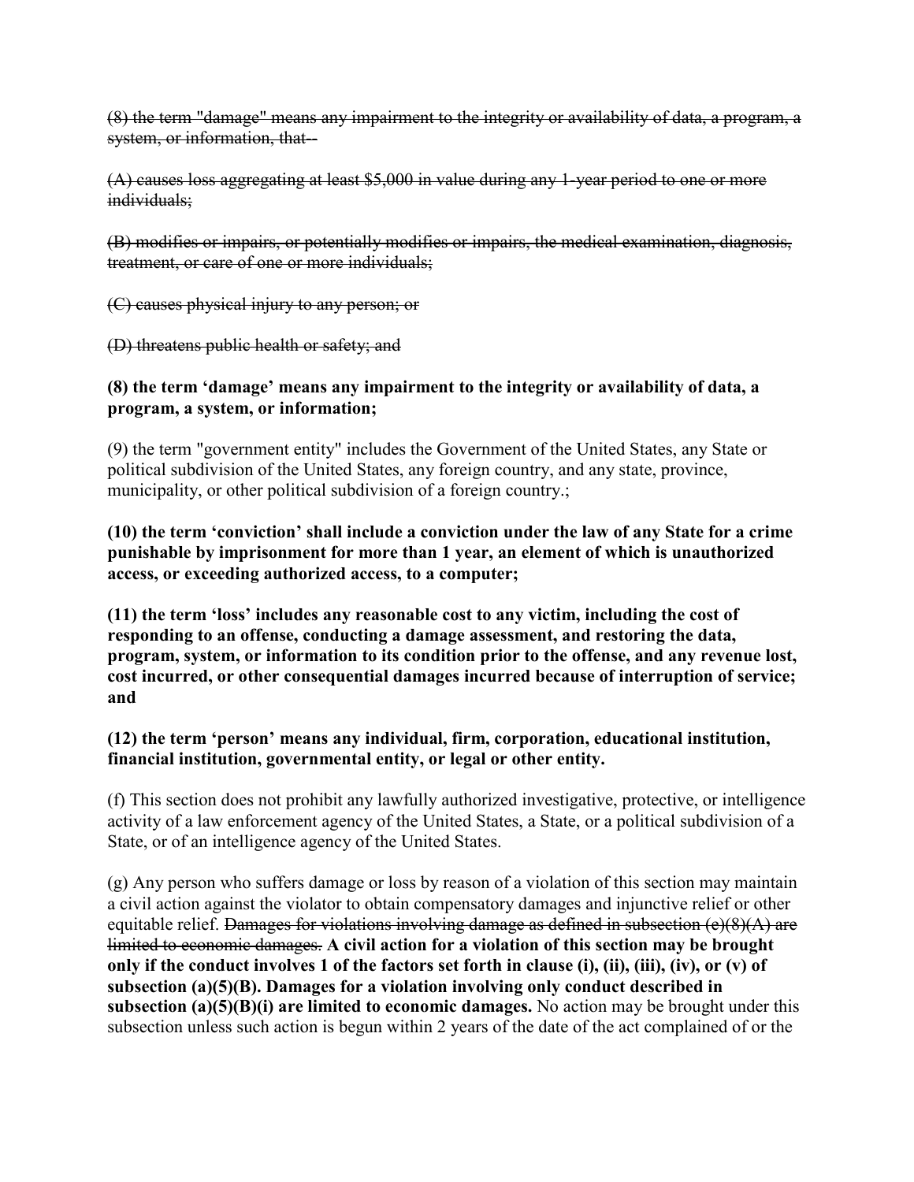~~(8) the term "damage" means any impairment to the integrity or availability of data, a program, a system, or information, that--~~

~~(A) causes loss aggregating at least $5,000 in value during any 1-year period to one or more individuals;~~

~~(B) modifies or impairs, or potentially modifies or impairs, the medical examination, diagnosis, treatment, or care of one or more individuals;~~

~~(C) causes physical injury to any person; or~~

~~(D) threatens public health or safety; and~~

**(8) the term 'damage' means any impairment to the integrity or availability of data, a program, a system, or information;**

(9) the term "government entity" includes the Government of the United States, any State or political subdivision of the United States, any foreign country, and any state, province, municipality, or other political subdivision of a foreign country.;

**(10) the term 'conviction' shall include a conviction under the law of any State for a crime punishable by imprisonment for more than 1 year, an element of which is unauthorized access, or exceeding authorized access, to a computer;**

**(11) the term 'loss' includes any reasonable cost to any victim, including the cost of responding to an offense, conducting a damage assessment, and restoring the data, program, system, or information to its condition prior to the offense, and any revenue lost, cost incurred, or other consequential damages incurred because of interruption of service; and**

**(12) the term 'person' means any individual, firm, corporation, educational institution, financial institution, governmental entity, or legal or other entity.**

(f) This section does not prohibit any lawfully authorized investigative, protective, or intelligence activity of a law enforcement agency of the United States, a State, or a political subdivision of a State, or of an intelligence agency of the United States.

(g) Any person who suffers damage or loss by reason of a violation of this section may maintain a civil action against the violator to obtain compensatory damages and injunctive relief or other equitable relief. ~~Damages for violations involving damage as defined in subsection (e)(8)(A) are limited to economic damages.~~ **A civil action for a violation of this section may be brought only if the conduct involves 1 of the factors set forth in clause (i), (ii), (iii), (iv), or (v) of subsection (a)(5)(B). Damages for a violation involving only conduct described in subsection (a)(5)(B)(i) are limited to economic damages.** No action may be brought under this subsection unless such action is begun within 2 years of the date of the act complained of or the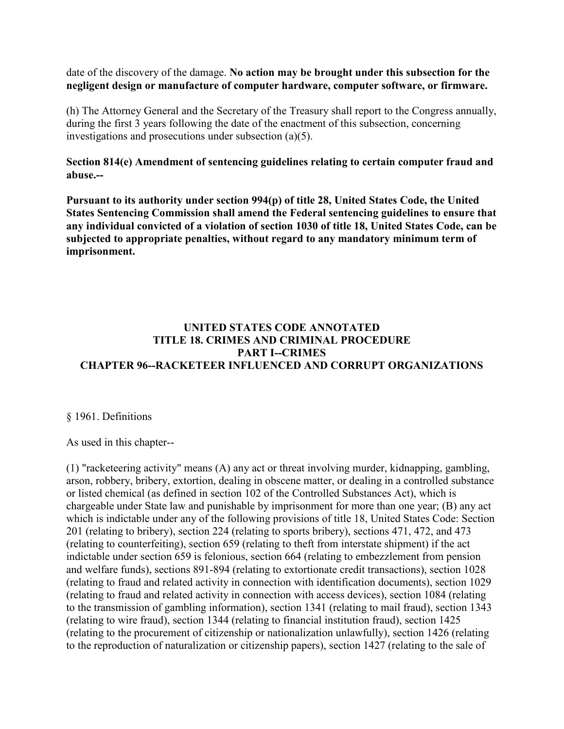date of the discovery of the damage. **No action may be brought under this subsection for the negligent design or manufacture of computer hardware, computer software, or firmware.**

(h) The Attorney General and the Secretary of the Treasury shall report to the Congress annually, during the first 3 years following the date of the enactment of this subsection, concerning investigations and prosecutions under subsection (a)(5).

**Section 814(e) Amendment of sentencing guidelines relating to certain computer fraud and abuse.--**

**Pursuant to its authority under section 994(p) of title 28, United States Code, the United States Sentencing Commission shall amend the Federal sentencing guidelines to ensure that any individual convicted of a violation of section 1030 of title 18, United States Code, can be subjected to appropriate penalties, without regard to any mandatory minimum term of imprisonment.**

## UNITED STATES CODE ANNOTATED
## TITLE 18. CRIMES AND CRIMINAL PROCEDURE
## PART I--CRIMES
## CHAPTER 96--RACKETEER INFLUENCED AND CORRUPT ORGANIZATIONS

§ 1961. Definitions

As used in this chapter--

(1) "racketeering activity" means (A) any act or threat involving murder, kidnapping, gambling, arson, robbery, bribery, extortion, dealing in obscene matter, or dealing in a controlled substance or listed chemical (as defined in section 102 of the Controlled Substances Act), which is chargeable under State law and punishable by imprisonment for more than one year; (B) any act which is indictable under any of the following provisions of title 18, United States Code: Section 201 (relating to bribery), section 224 (relating to sports bribery), sections 471, 472, and 473 (relating to counterfeiting), section 659 (relating to theft from interstate shipment) if the act indictable under section 659 is felonious, section 664 (relating to embezzlement from pension and welfare funds), sections 891-894 (relating to extortionate credit transactions), section 1028 (relating to fraud and related activity in connection with identification documents), section 1029 (relating to fraud and related activity in connection with access devices), section 1084 (relating to the transmission of gambling information), section 1341 (relating to mail fraud), section 1343 (relating to wire fraud), section 1344 (relating to financial institution fraud), section 1425 (relating to the procurement of citizenship or nationalization unlawfully), section 1426 (relating to the reproduction of naturalization or citizenship papers), section 1427 (relating to the sale of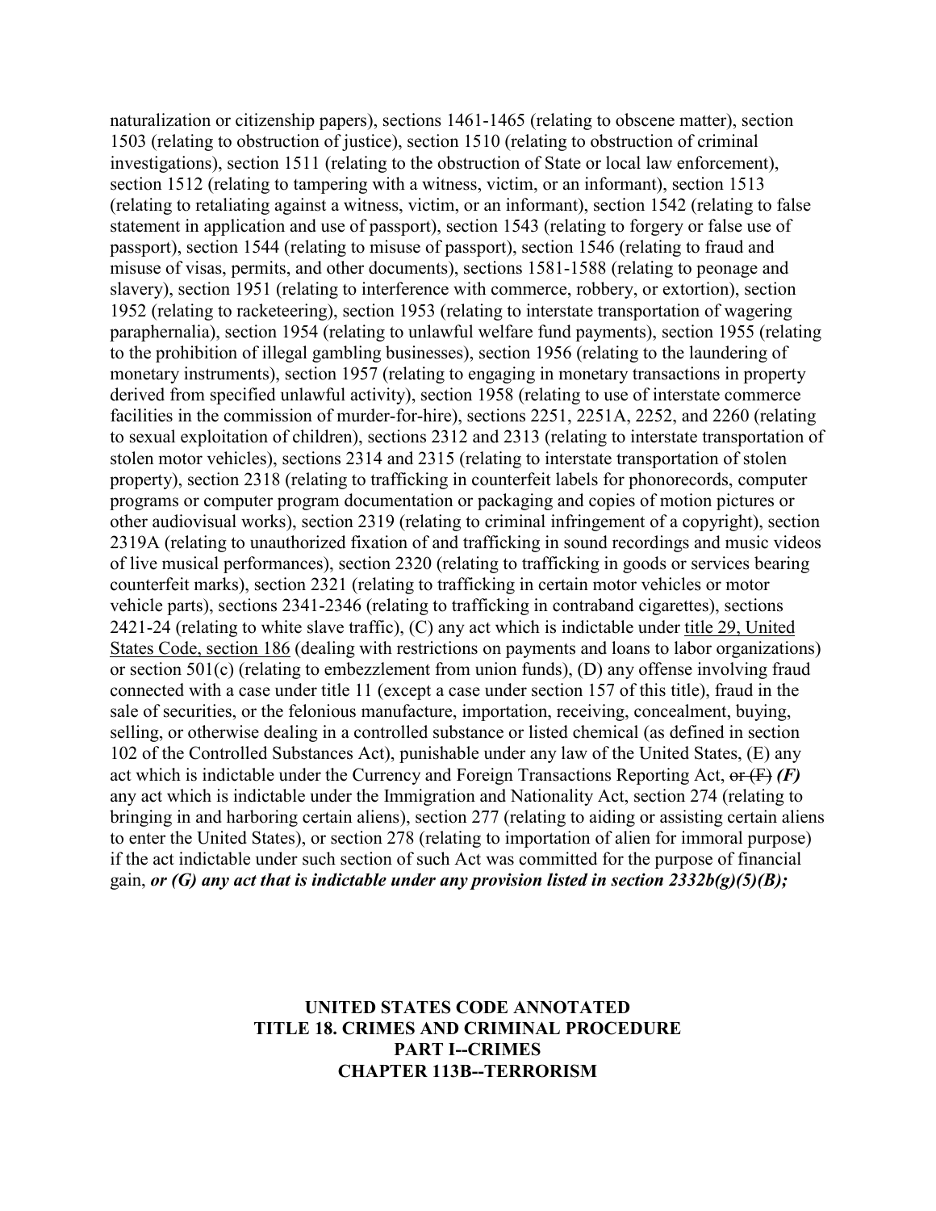naturalization or citizenship papers), sections 1461-1465 (relating to obscene matter), section 1503 (relating to obstruction of justice), section 1510 (relating to obstruction of criminal investigations), section 1511 (relating to the obstruction of State or local law enforcement), section 1512 (relating to tampering with a witness, victim, or an informant), section 1513 (relating to retaliating against a witness, victim, or an informant), section 1542 (relating to false statement in application and use of passport), section 1543 (relating to forgery or false use of passport), section 1544 (relating to misuse of passport), section 1546 (relating to fraud and misuse of visas, permits, and other documents), sections 1581-1588 (relating to peonage and slavery), section 1951 (relating to interference with commerce, robbery, or extortion), section 1952 (relating to racketeering), section 1953 (relating to interstate transportation of wagering paraphernalia), section 1954 (relating to unlawful welfare fund payments), section 1955 (relating to the prohibition of illegal gambling businesses), section 1956 (relating to the laundering of monetary instruments), section 1957 (relating to engaging in monetary transactions in property derived from specified unlawful activity), section 1958 (relating to use of interstate commerce facilities in the commission of murder-for-hire), sections 2251, 2251A, 2252, and 2260 (relating to sexual exploitation of children), sections 2312 and 2313 (relating to interstate transportation of stolen motor vehicles), sections 2314 and 2315 (relating to interstate transportation of stolen property), section 2318 (relating to trafficking in counterfeit labels for phonorecords, computer programs or computer program documentation or packaging and copies of motion pictures or other audiovisual works), section 2319 (relating to criminal infringement of a copyright), section 2319A (relating to unauthorized fixation of and trafficking in sound recordings and music videos of live musical performances), section 2320 (relating to trafficking in goods or services bearing counterfeit marks), section 2321 (relating to trafficking in certain motor vehicles or motor vehicle parts), sections 2341-2346 (relating to trafficking in contraband cigarettes), sections 2421-24 (relating to white slave traffic), (C) any act which is indictable under title 29, United States Code, section 186 (dealing with restrictions on payments and loans to labor organizations) or section 501(c) (relating to embezzlement from union funds), (D) any offense involving fraud connected with a case under title 11 (except a case under section 157 of this title), fraud in the sale of securities, or the felonious manufacture, importation, receiving, concealment, buying, selling, or otherwise dealing in a controlled substance or listed chemical (as defined in section 102 of the Controlled Substances Act), punishable under any law of the United States, (E) any act which is indictable under the Currency and Foreign Transactions Reporting Act, ~~or (F)~~ ***(F)*** any act which is indictable under the Immigration and Nationality Act, section 274 (relating to bringing in and harboring certain aliens), section 277 (relating to aiding or assisting certain aliens to enter the United States), or section 278 (relating to importation of alien for immoral purpose) if the act indictable under such section of such Act was committed for the purpose of financial gain, ***or (G) any act that is indictable under any provision listed in section 2332b(g)(5)(B);***

**UNITED STATES CODE ANNOTATED**
**TITLE 18. CRIMES AND CRIMINAL PROCEDURE**
**PART I--CRIMES**
**CHAPTER 113B--TERRORISM**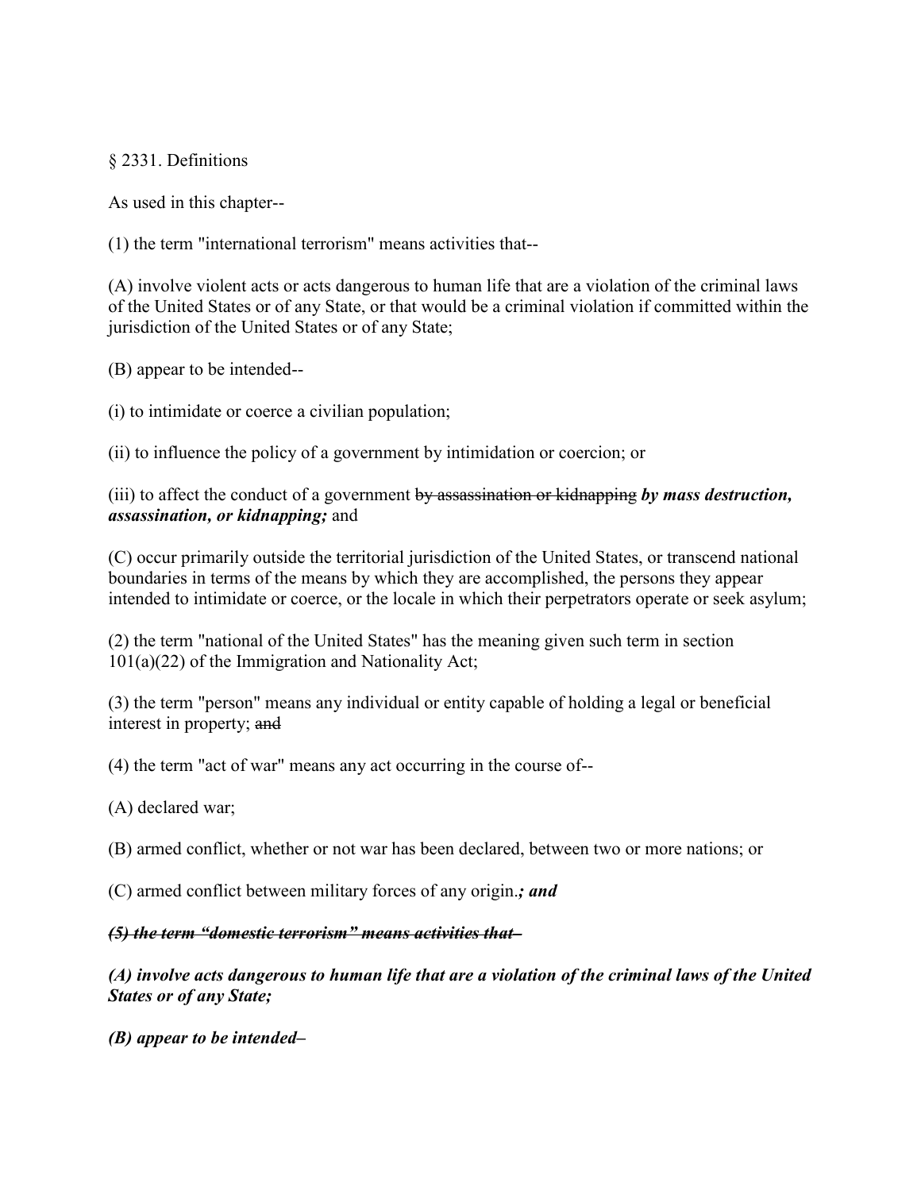§ 2331. Definitions

As used in this chapter--

(1) the term "international terrorism" means activities that--

(A) involve violent acts or acts dangerous to human life that are a violation of the criminal laws of the United States or of any State, or that would be a criminal violation if committed within the jurisdiction of the United States or of any State;

(B) appear to be intended--

(i) to intimidate or coerce a civilian population;

(ii) to influence the policy of a government by intimidation or coercion; or

(iii) to affect the conduct of a government ~~by assassination or kidnapping~~ ***by mass destruction, assassination, or kidnapping;*** and

(C) occur primarily outside the territorial jurisdiction of the United States, or transcend national boundaries in terms of the means by which they are accomplished, the persons they appear intended to intimidate or coerce, or the locale in which their perpetrators operate or seek asylum;

(2) the term "national of the United States" has the meaning given such term in section 101(a)(22) of the Immigration and Nationality Act;

(3) the term "person" means any individual or entity capable of holding a legal or beneficial interest in property; ~~and~~

(4) the term "act of war" means any act occurring in the course of--

(A) declared war;

(B) armed conflict, whether or not war has been declared, between two or more nations; or

(C) armed conflict between military forces of any origin.***; and***

***~~(5) the term "domestic terrorism" means activities that–~~***

***(A) involve acts dangerous to human life that are a violation of the criminal laws of the United States or of any State;***

***(B) appear to be intended–***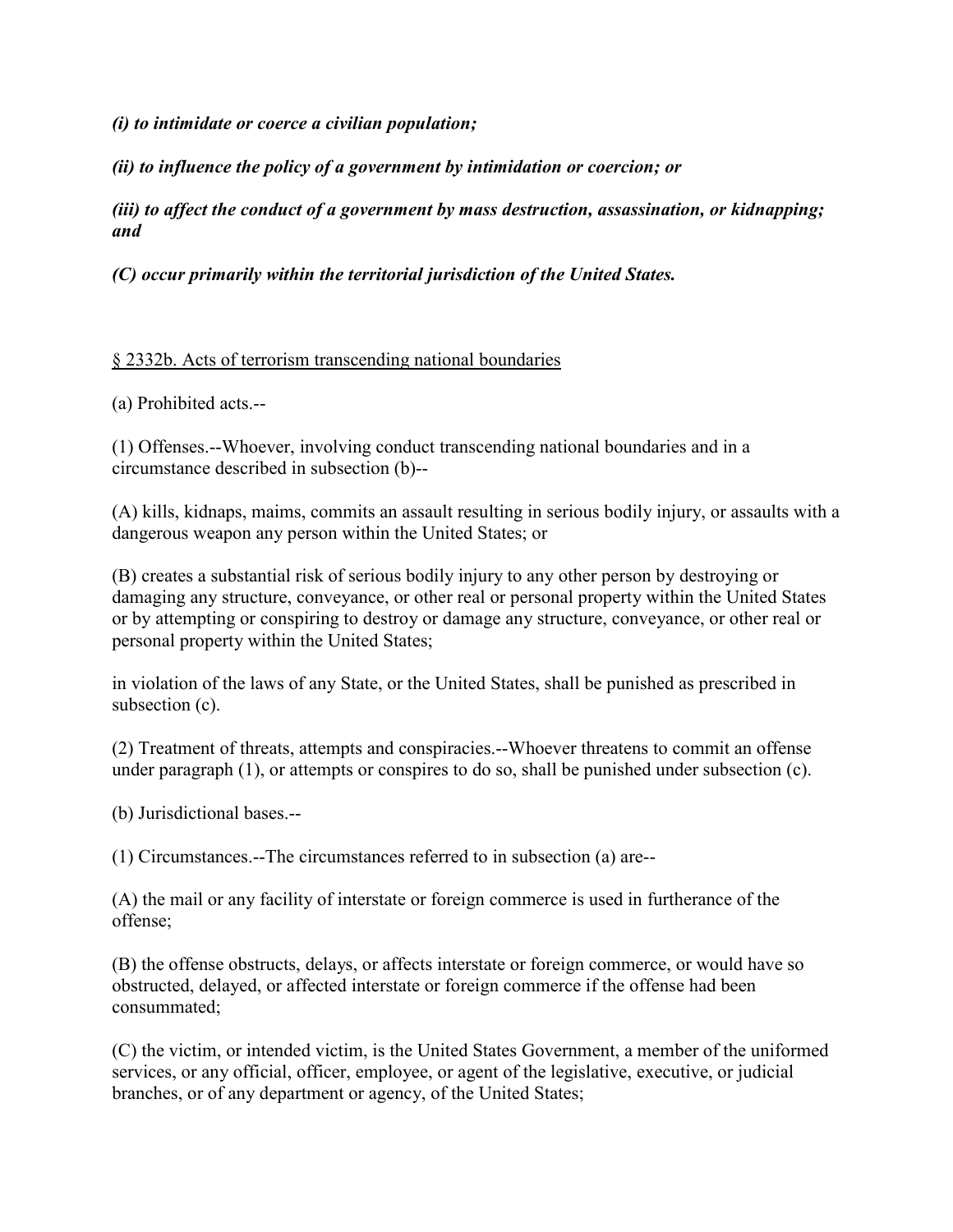***(i) to intimidate or coerce a civilian population;***

***(ii) to influence the policy of a government by intimidation or coercion; or***

***(iii) to affect the conduct of a government by mass destruction, assassination, or kidnapping; and***

***(C) occur primarily within the territorial jurisdiction of the United States.***

<u>§ 2332b. Acts of terrorism transcending national boundaries</u>

(a) Prohibited acts.--

(1) Offenses.--Whoever, involving conduct transcending national boundaries and in a circumstance described in subsection (b)--

(A) kills, kidnaps, maims, commits an assault resulting in serious bodily injury, or assaults with a dangerous weapon any person within the United States; or

(B) creates a substantial risk of serious bodily injury to any other person by destroying or damaging any structure, conveyance, or other real or personal property within the United States or by attempting or conspiring to destroy or damage any structure, conveyance, or other real or personal property within the United States;

in violation of the laws of any State, or the United States, shall be punished as prescribed in subsection (c).

(2) Treatment of threats, attempts and conspiracies.--Whoever threatens to commit an offense under paragraph (1), or attempts or conspires to do so, shall be punished under subsection (c).

(b) Jurisdictional bases.--

(1) Circumstances.--The circumstances referred to in subsection (a) are--

(A) the mail or any facility of interstate or foreign commerce is used in furtherance of the offense;

(B) the offense obstructs, delays, or affects interstate or foreign commerce, or would have so obstructed, delayed, or affected interstate or foreign commerce if the offense had been consummated;

(C) the victim, or intended victim, is the United States Government, a member of the uniformed services, or any official, officer, employee, or agent of the legislative, executive, or judicial branches, or of any department or agency, of the United States;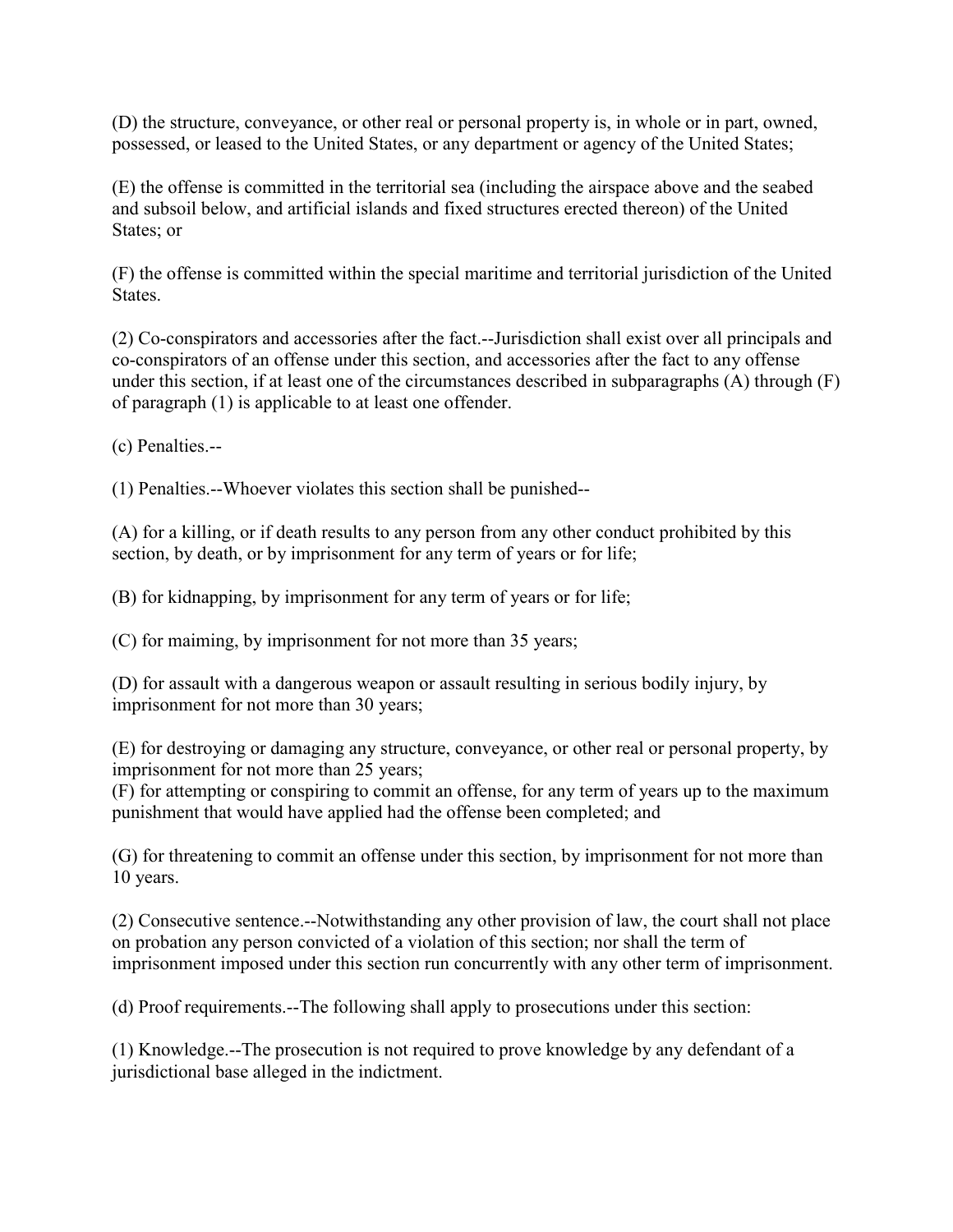(D) the structure, conveyance, or other real or personal property is, in whole or in part, owned, possessed, or leased to the United States, or any department or agency of the United States;

(E) the offense is committed in the territorial sea (including the airspace above and the seabed and subsoil below, and artificial islands and fixed structures erected thereon) of the United States; or

(F) the offense is committed within the special maritime and territorial jurisdiction of the United States.

(2) Co-conspirators and accessories after the fact.--Jurisdiction shall exist over all principals and co-conspirators of an offense under this section, and accessories after the fact to any offense under this section, if at least one of the circumstances described in subparagraphs (A) through (F) of paragraph (1) is applicable to at least one offender.

(c) Penalties.--

(1) Penalties.--Whoever violates this section shall be punished--

(A) for a killing, or if death results to any person from any other conduct prohibited by this section, by death, or by imprisonment for any term of years or for life;

(B) for kidnapping, by imprisonment for any term of years or for life;

(C) for maiming, by imprisonment for not more than 35 years;

(D) for assault with a dangerous weapon or assault resulting in serious bodily injury, by imprisonment for not more than 30 years;

(E) for destroying or damaging any structure, conveyance, or other real or personal property, by imprisonment for not more than 25 years;
(F) for attempting or conspiring to commit an offense, for any term of years up to the maximum punishment that would have applied had the offense been completed; and

(G) for threatening to commit an offense under this section, by imprisonment for not more than 10 years.

(2) Consecutive sentence.--Notwithstanding any other provision of law, the court shall not place on probation any person convicted of a violation of this section; nor shall the term of imprisonment imposed under this section run concurrently with any other term of imprisonment.

(d) Proof requirements.--The following shall apply to prosecutions under this section:

(1) Knowledge.--The prosecution is not required to prove knowledge by any defendant of a jurisdictional base alleged in the indictment.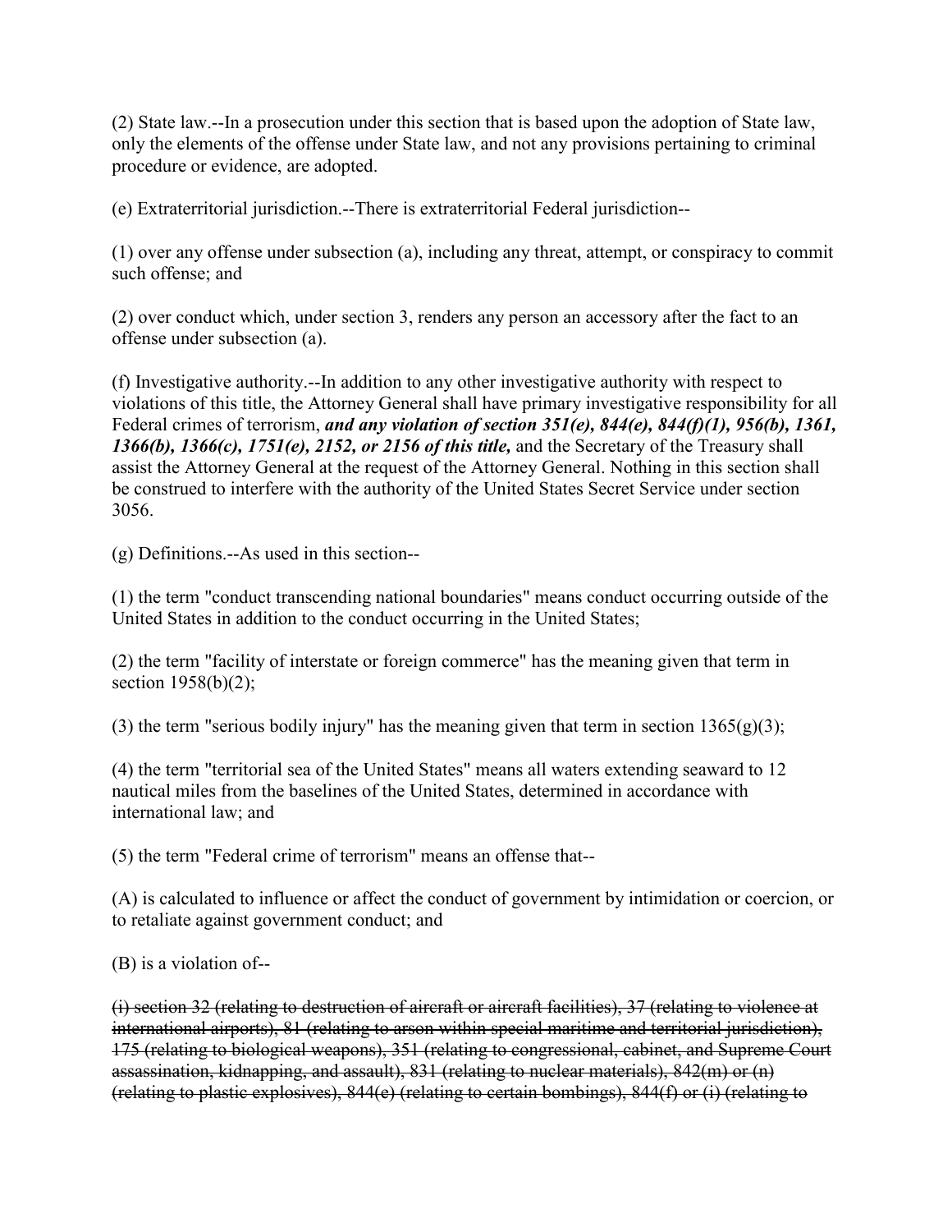(2) State law.--In a prosecution under this section that is based upon the adoption of State law, only the elements of the offense under State law, and not any provisions pertaining to criminal procedure or evidence, are adopted.

(e) Extraterritorial jurisdiction.--There is extraterritorial Federal jurisdiction--

(1) over any offense under subsection (a), including any threat, attempt, or conspiracy to commit such offense; and

(2) over conduct which, under section 3, renders any person an accessory after the fact to an offense under subsection (a).

(f) Investigative authority.--In addition to any other investigative authority with respect to violations of this title, the Attorney General shall have primary investigative responsibility for all Federal crimes of terrorism, ***and any violation of section 351(e), 844(e), 844(f)(1), 956(b), 1361, 1366(b), 1366(c), 1751(e), 2152, or 2156 of this title,*** and the Secretary of the Treasury shall assist the Attorney General at the request of the Attorney General. Nothing in this section shall be construed to interfere with the authority of the United States Secret Service under section 3056.

(g) Definitions.--As used in this section--

(1) the term "conduct transcending national boundaries" means conduct occurring outside of the United States in addition to the conduct occurring in the United States;

(2) the term "facility of interstate or foreign commerce" has the meaning given that term in section 1958(b)(2);

(3) the term "serious bodily injury" has the meaning given that term in section 1365(g)(3);

(4) the term "territorial sea of the United States" means all waters extending seaward to 12 nautical miles from the baselines of the United States, determined in accordance with international law; and

(5) the term "Federal crime of terrorism" means an offense that--

(A) is calculated to influence or affect the conduct of government by intimidation or coercion, or to retaliate against government conduct; and

(B) is a violation of--

~~(i) section 32 (relating to destruction of aircraft or aircraft facilities), 37 (relating to violence at international airports), 81 (relating to arson within special maritime and territorial jurisdiction), 175 (relating to biological weapons), 351 (relating to congressional, cabinet, and Supreme Court assassination, kidnapping, and assault), 831 (relating to nuclear materials), 842(m) or (n) (relating to plastic explosives), 844(e) (relating to certain bombings), 844(f) or (i) (relating to~~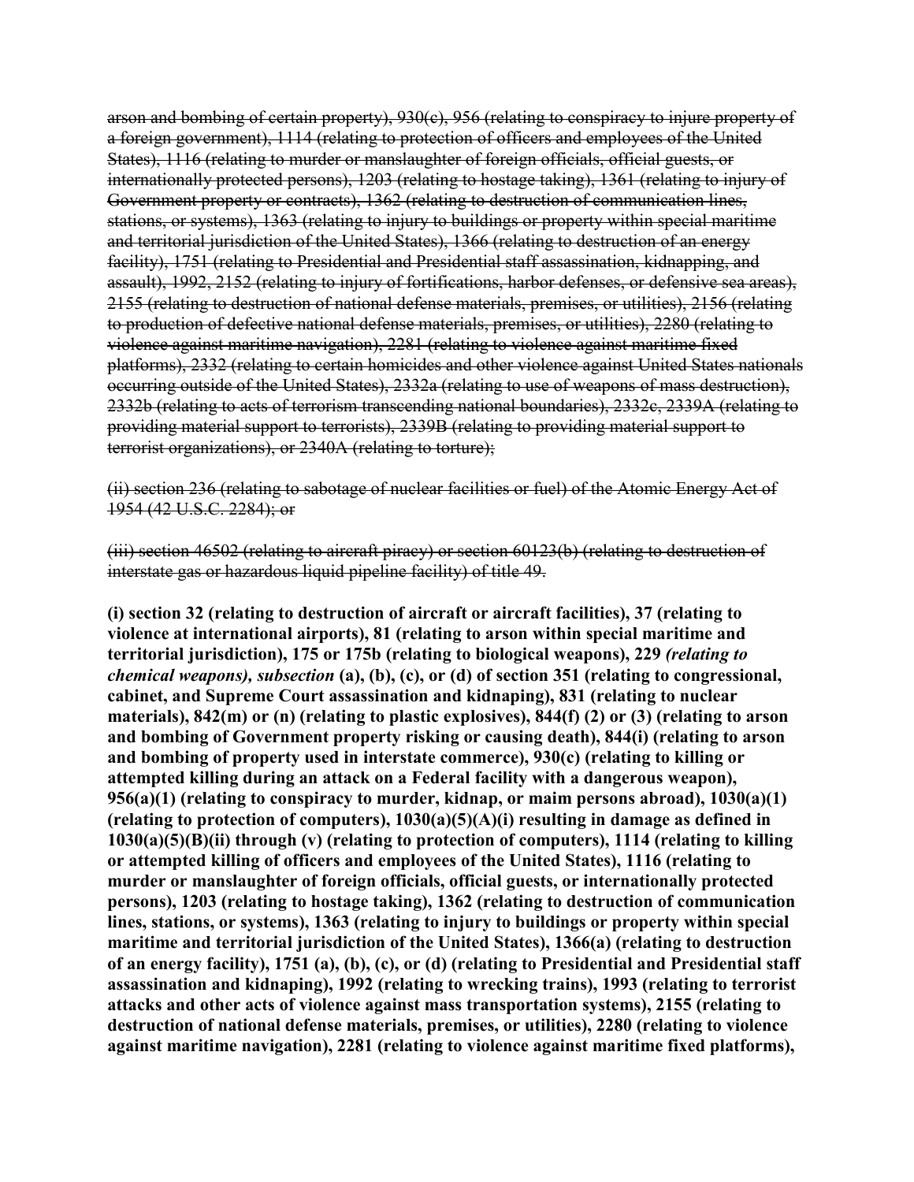~~arson and bombing of certain property), 930(c), 956 (relating to conspiracy to injure property of a foreign government), 1114 (relating to protection of officers and employees of the United States), 1116 (relating to murder or manslaughter of foreign officials, official guests, or internationally protected persons), 1203 (relating to hostage taking), 1361 (relating to injury of Government property or contracts), 1362 (relating to destruction of communication lines, stations, or systems), 1363 (relating to injury to buildings or property within special maritime and territorial jurisdiction of the United States), 1366 (relating to destruction of an energy facility), 1751 (relating to Presidential and Presidential staff assassination, kidnapping, and assault), 1992, 2152 (relating to injury of fortifications, harbor defenses, or defensive sea areas), 2155 (relating to destruction of national defense materials, premises, or utilities), 2156 (relating to production of defective national defense materials, premises, or utilities), 2280 (relating to violence against maritime navigation), 2281 (relating to violence against maritime fixed platforms), 2332 (relating to certain homicides and other violence against United States nationals occurring outside of the United States), 2332a (relating to use of weapons of mass destruction), 2332b (relating to acts of terrorism transcending national boundaries), 2332c, 2339A (relating to providing material support to terrorists), 2339B (relating to providing material support to terrorist organizations), or 2340A (relating to torture);~~

~~(ii) section 236 (relating to sabotage of nuclear facilities or fuel) of the Atomic Energy Act of 1954 (42 U.S.C. 2284); or~~

~~(iii) section 46502 (relating to aircraft piracy) or section 60123(b) (relating to destruction of interstate gas or hazardous liquid pipeline facility) of title 49.~~

**(i) section 32 (relating to destruction of aircraft or aircraft facilities), 37 (relating to violence at international airports), 81 (relating to arson within special maritime and territorial jurisdiction), 175 or 175b (relating to biological weapons), 229** ***(relating to chemical weapons), subsection*** **(a), (b), (c), or (d) of section 351 (relating to congressional, cabinet, and Supreme Court assassination and kidnaping), 831 (relating to nuclear materials), 842(m) or (n) (relating to plastic explosives), 844(f) (2) or (3) (relating to arson and bombing of Government property risking or causing death), 844(i) (relating to arson and bombing of property used in interstate commerce), 930(c) (relating to killing or attempted killing during an attack on a Federal facility with a dangerous weapon), 956(a)(1) (relating to conspiracy to murder, kidnap, or maim persons abroad), 1030(a)(1) (relating to protection of computers), 1030(a)(5)(A)(i) resulting in damage as defined in 1030(a)(5)(B)(ii) through (v) (relating to protection of computers), 1114 (relating to killing or attempted killing of officers and employees of the United States), 1116 (relating to murder or manslaughter of foreign officials, official guests, or internationally protected persons), 1203 (relating to hostage taking), 1362 (relating to destruction of communication lines, stations, or systems), 1363 (relating to injury to buildings or property within special maritime and territorial jurisdiction of the United States), 1366(a) (relating to destruction of an energy facility), 1751 (a), (b), (c), or (d) (relating to Presidential and Presidential staff assassination and kidnaping), 1992 (relating to wrecking trains), 1993 (relating to terrorist attacks and other acts of violence against mass transportation systems), 2155 (relating to destruction of national defense materials, premises, or utilities), 2280 (relating to violence against maritime navigation), 2281 (relating to violence against maritime fixed platforms),**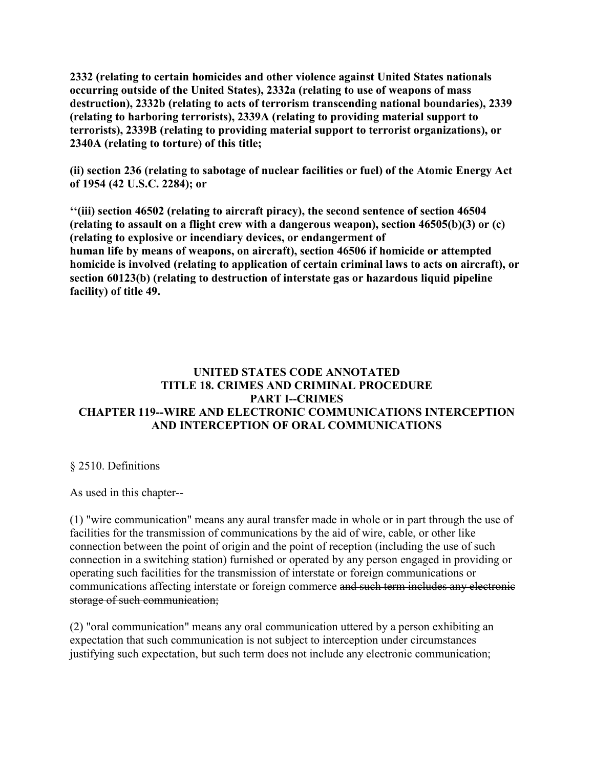**2332 (relating to certain homicides and other violence against United States nationals occurring outside of the United States), 2332a (relating to use of weapons of mass destruction), 2332b (relating to acts of terrorism transcending national boundaries), 2339 (relating to harboring terrorists), 2339A (relating to providing material support to terrorists), 2339B (relating to providing material support to terrorist organizations), or 2340A (relating to torture) of this title;**

**(ii) section 236 (relating to sabotage of nuclear facilities or fuel) of the Atomic Energy Act of 1954 (42 U.S.C. 2284); or**

**''(iii) section 46502 (relating to aircraft piracy), the second sentence of section 46504 (relating to assault on a flight crew with a dangerous weapon), section 46505(b)(3) or (c) (relating to explosive or incendiary devices, or endangerment of human life by means of weapons, on aircraft), section 46506 if homicide or attempted homicide is involved (relating to application of certain criminal laws to acts on aircraft), or section 60123(b) (relating to destruction of interstate gas or hazardous liquid pipeline facility) of title 49.**

## UNITED STATES CODE ANNOTATED
## TITLE 18. CRIMES AND CRIMINAL PROCEDURE
## PART I--CRIMES
## CHAPTER 119--WIRE AND ELECTRONIC COMMUNICATIONS INTERCEPTION AND INTERCEPTION OF ORAL COMMUNICATIONS

§ 2510. Definitions

As used in this chapter--

(1) "wire communication" means any aural transfer made in whole or in part through the use of facilities for the transmission of communications by the aid of wire, cable, or other like connection between the point of origin and the point of reception (including the use of such connection in a switching station) furnished or operated by any person engaged in providing or operating such facilities for the transmission of interstate or foreign communications or communications affecting interstate or foreign commerce ~~and such term includes any electronic storage of such communication;~~

(2) "oral communication" means any oral communication uttered by a person exhibiting an expectation that such communication is not subject to interception under circumstances justifying such expectation, but such term does not include any electronic communication;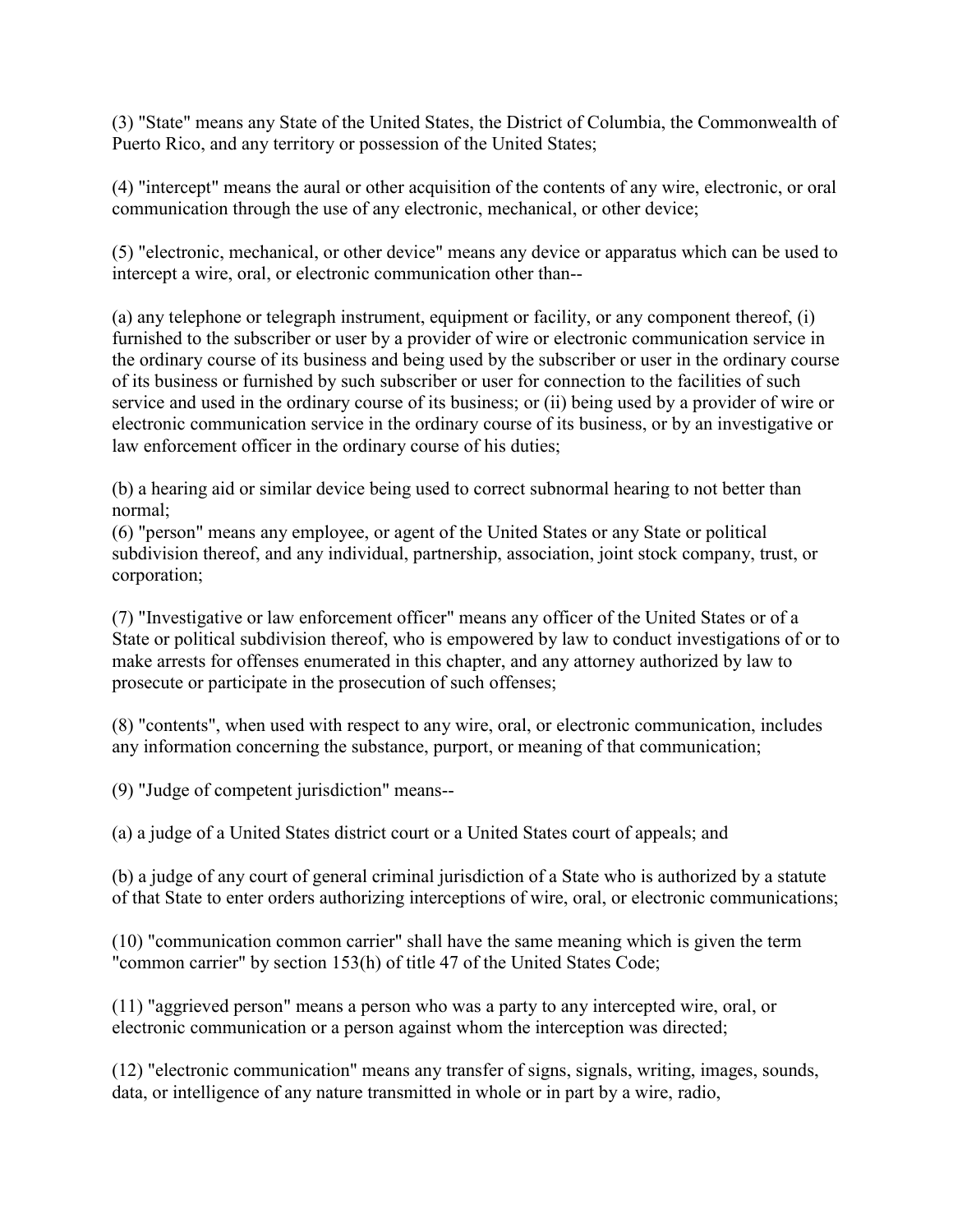(3) "State" means any State of the United States, the District of Columbia, the Commonwealth of Puerto Rico, and any territory or possession of the United States;

(4) "intercept" means the aural or other acquisition of the contents of any wire, electronic, or oral communication through the use of any electronic, mechanical, or other device;

(5) "electronic, mechanical, or other device" means any device or apparatus which can be used to intercept a wire, oral, or electronic communication other than--

(a) any telephone or telegraph instrument, equipment or facility, or any component thereof, (i) furnished to the subscriber or user by a provider of wire or electronic communication service in the ordinary course of its business and being used by the subscriber or user in the ordinary course of its business or furnished by such subscriber or user for connection to the facilities of such service and used in the ordinary course of its business; or (ii) being used by a provider of wire or electronic communication service in the ordinary course of its business, or by an investigative or law enforcement officer in the ordinary course of his duties;

(b) a hearing aid or similar device being used to correct subnormal hearing to not better than normal;

(6) "person" means any employee, or agent of the United States or any State or political subdivision thereof, and any individual, partnership, association, joint stock company, trust, or corporation;

(7) "Investigative or law enforcement officer" means any officer of the United States or of a State or political subdivision thereof, who is empowered by law to conduct investigations of or to make arrests for offenses enumerated in this chapter, and any attorney authorized by law to prosecute or participate in the prosecution of such offenses;

(8) "contents", when used with respect to any wire, oral, or electronic communication, includes any information concerning the substance, purport, or meaning of that communication;

(9) "Judge of competent jurisdiction" means--

(a) a judge of a United States district court or a United States court of appeals; and

(b) a judge of any court of general criminal jurisdiction of a State who is authorized by a statute of that State to enter orders authorizing interceptions of wire, oral, or electronic communications;

(10) "communication common carrier" shall have the same meaning which is given the term "common carrier" by section 153(h) of title 47 of the United States Code;

(11) "aggrieved person" means a person who was a party to any intercepted wire, oral, or electronic communication or a person against whom the interception was directed;

(12) "electronic communication" means any transfer of signs, signals, writing, images, sounds, data, or intelligence of any nature transmitted in whole or in part by a wire, radio,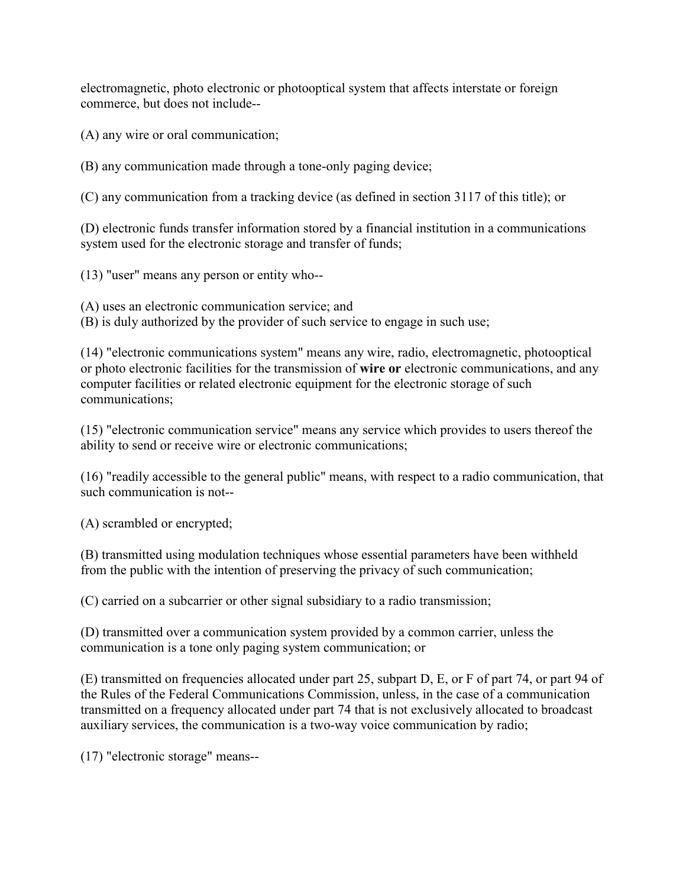electromagnetic, photo electronic or photooptical system that affects interstate or foreign commerce, but does not include--

(A) any wire or oral communication;

(B) any communication made through a tone-only paging device;

(C) any communication from a tracking device (as defined in section 3117 of this title); or

(D) electronic funds transfer information stored by a financial institution in a communications system used for the electronic storage and transfer of funds;

(13) "user" means any person or entity who--

(A) uses an electronic communication service; and
(B) is duly authorized by the provider of such service to engage in such use;

(14) "electronic communications system" means any wire, radio, electromagnetic, photooptical or photo electronic facilities for the transmission of **wire or** electronic communications, and any computer facilities or related electronic equipment for the electronic storage of such communications;

(15) "electronic communication service" means any service which provides to users thereof the ability to send or receive wire or electronic communications;

(16) "readily accessible to the general public" means, with respect to a radio communication, that such communication is not--

(A) scrambled or encrypted;

(B) transmitted using modulation techniques whose essential parameters have been withheld from the public with the intention of preserving the privacy of such communication;

(C) carried on a subcarrier or other signal subsidiary to a radio transmission;

(D) transmitted over a communication system provided by a common carrier, unless the communication is a tone only paging system communication; or

(E) transmitted on frequencies allocated under part 25, subpart D, E, or F of part 74, or part 94 of the Rules of the Federal Communications Commission, unless, in the case of a communication transmitted on a frequency allocated under part 74 that is not exclusively allocated to broadcast auxiliary services, the communication is a two-way voice communication by radio;

(17) "electronic storage" means--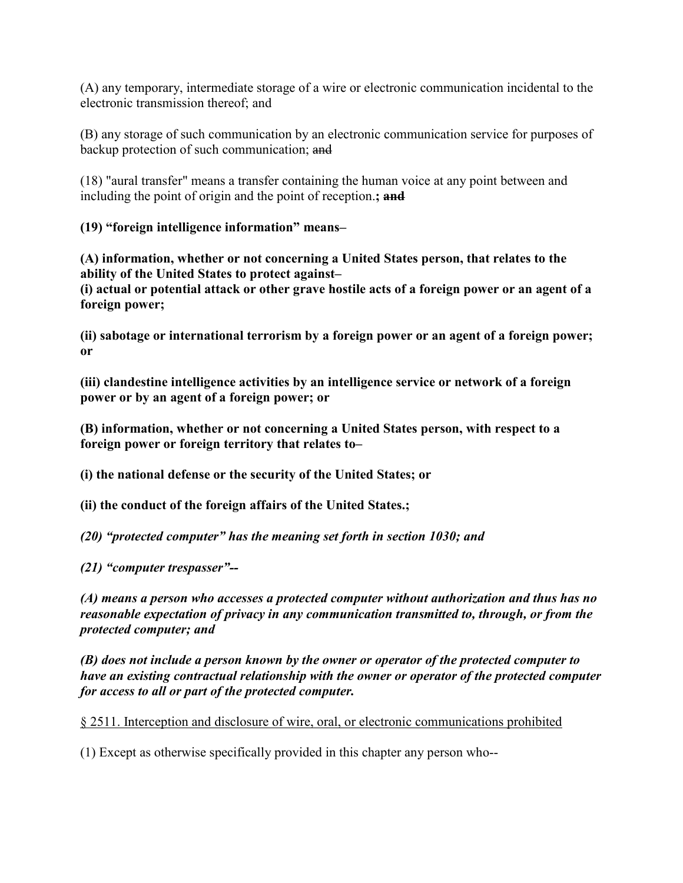(A) any temporary, intermediate storage of a wire or electronic communication incidental to the electronic transmission thereof; and

(B) any storage of such communication by an electronic communication service for purposes of backup protection of such communication; ~~and~~

(18) "aural transfer" means a transfer containing the human voice at any point between and including the point of origin and the point of reception.**;** ~~**and**~~

**(19) "foreign intelligence information" means–**

**(A) information, whether or not concerning a United States person, that relates to the ability of the United States to protect against–**
**(i) actual or potential attack or other grave hostile acts of a foreign power or an agent of a foreign power;**

**(ii) sabotage or international terrorism by a foreign power or an agent of a foreign power; or**

**(iii) clandestine intelligence activities by an intelligence service or network of a foreign power or by an agent of a foreign power; or**

**(B) information, whether or not concerning a United States person, with respect to a foreign power or foreign territory that relates to–**

**(i) the national defense or the security of the United States; or**

**(ii) the conduct of the foreign affairs of the United States.;**

***(20) "protected computer" has the meaning set forth in section 1030; and***

***(21) "computer trespasser"--***

***(A) means a person who accesses a protected computer without authorization and thus has no reasonable expectation of privacy in any communication transmitted to, through, or from the protected computer; and***

***(B) does not include a person known by the owner or operator of the protected computer to have an existing contractual relationship with the owner or operator of the protected computer for access to all or part of the protected computer.***

<u>§ 2511. Interception and disclosure of wire, oral, or electronic communications prohibited</u>

(1) Except as otherwise specifically provided in this chapter any person who--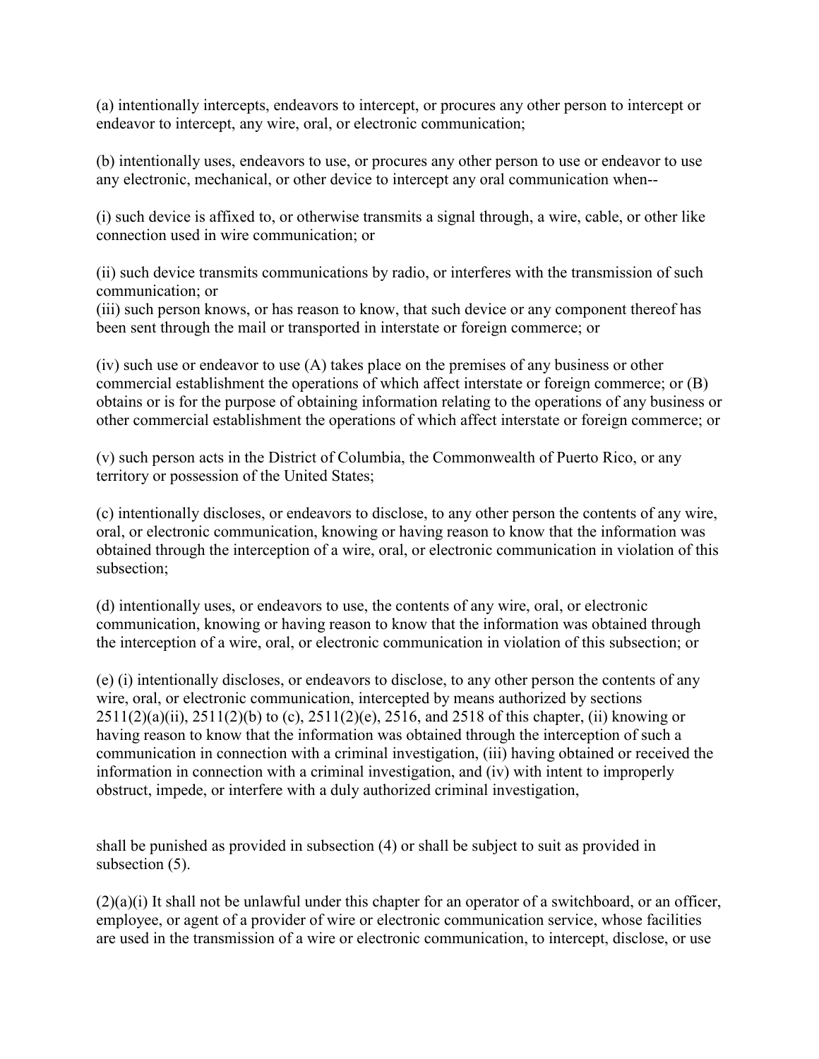(a) intentionally intercepts, endeavors to intercept, or procures any other person to intercept or endeavor to intercept, any wire, oral, or electronic communication;

(b) intentionally uses, endeavors to use, or procures any other person to use or endeavor to use any electronic, mechanical, or other device to intercept any oral communication when--

(i) such device is affixed to, or otherwise transmits a signal through, a wire, cable, or other like connection used in wire communication; or

(ii) such device transmits communications by radio, or interferes with the transmission of such communication; or
(iii) such person knows, or has reason to know, that such device or any component thereof has been sent through the mail or transported in interstate or foreign commerce; or

(iv) such use or endeavor to use (A) takes place on the premises of any business or other commercial establishment the operations of which affect interstate or foreign commerce; or (B) obtains or is for the purpose of obtaining information relating to the operations of any business or other commercial establishment the operations of which affect interstate or foreign commerce; or

(v) such person acts in the District of Columbia, the Commonwealth of Puerto Rico, or any territory or possession of the United States;

(c) intentionally discloses, or endeavors to disclose, to any other person the contents of any wire, oral, or electronic communication, knowing or having reason to know that the information was obtained through the interception of a wire, oral, or electronic communication in violation of this subsection;

(d) intentionally uses, or endeavors to use, the contents of any wire, oral, or electronic communication, knowing or having reason to know that the information was obtained through the interception of a wire, oral, or electronic communication in violation of this subsection; or

(e) (i) intentionally discloses, or endeavors to disclose, to any other person the contents of any wire, oral, or electronic communication, intercepted by means authorized by sections 2511(2)(a)(ii), 2511(2)(b) to (c), 2511(2)(e), 2516, and 2518 of this chapter, (ii) knowing or having reason to know that the information was obtained through the interception of such a communication in connection with a criminal investigation, (iii) having obtained or received the information in connection with a criminal investigation, and (iv) with intent to improperly obstruct, impede, or interfere with a duly authorized criminal investigation,

shall be punished as provided in subsection (4) or shall be subject to suit as provided in subsection (5).

(2)(a)(i) It shall not be unlawful under this chapter for an operator of a switchboard, or an officer, employee, or agent of a provider of wire or electronic communication service, whose facilities are used in the transmission of a wire or electronic communication, to intercept, disclose, or use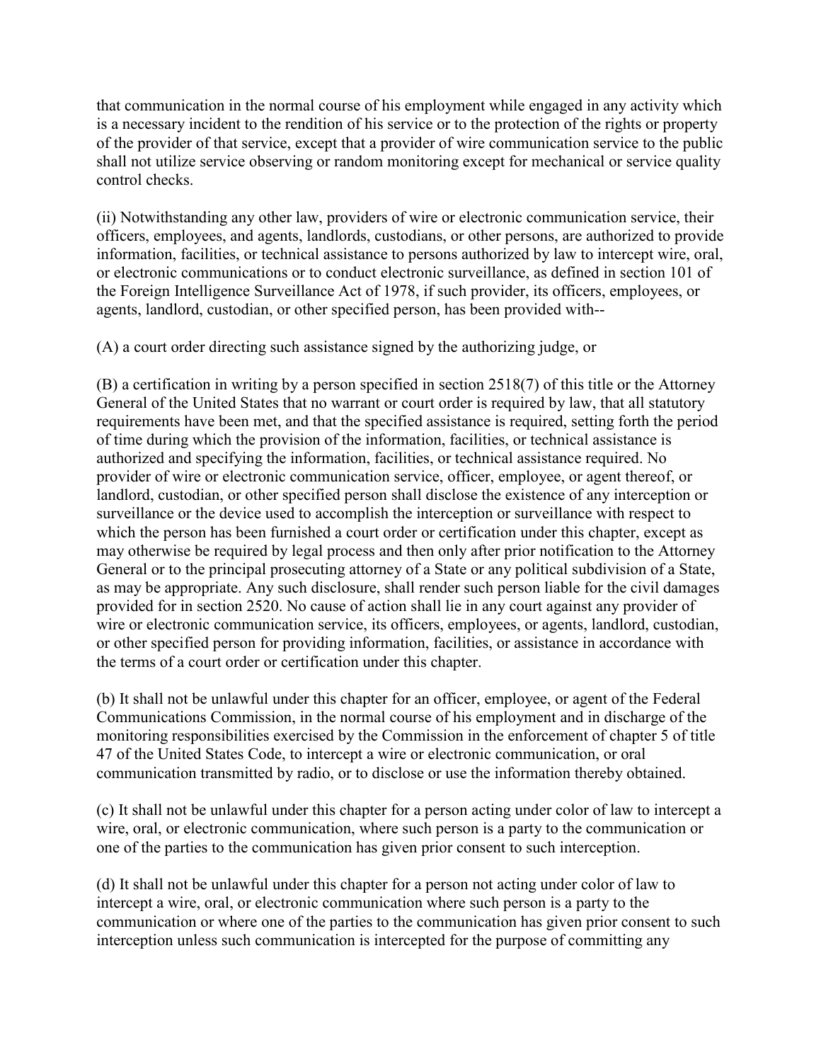that communication in the normal course of his employment while engaged in any activity which is a necessary incident to the rendition of his service or to the protection of the rights or property of the provider of that service, except that a provider of wire communication service to the public shall not utilize service observing or random monitoring except for mechanical or service quality control checks.

(ii) Notwithstanding any other law, providers of wire or electronic communication service, their officers, employees, and agents, landlords, custodians, or other persons, are authorized to provide information, facilities, or technical assistance to persons authorized by law to intercept wire, oral, or electronic communications or to conduct electronic surveillance, as defined in section 101 of the Foreign Intelligence Surveillance Act of 1978, if such provider, its officers, employees, or agents, landlord, custodian, or other specified person, has been provided with--

(A) a court order directing such assistance signed by the authorizing judge, or

(B) a certification in writing by a person specified in section 2518(7) of this title or the Attorney General of the United States that no warrant or court order is required by law, that all statutory requirements have been met, and that the specified assistance is required, setting forth the period of time during which the provision of the information, facilities, or technical assistance is authorized and specifying the information, facilities, or technical assistance required. No provider of wire or electronic communication service, officer, employee, or agent thereof, or landlord, custodian, or other specified person shall disclose the existence of any interception or surveillance or the device used to accomplish the interception or surveillance with respect to which the person has been furnished a court order or certification under this chapter, except as may otherwise be required by legal process and then only after prior notification to the Attorney General or to the principal prosecuting attorney of a State or any political subdivision of a State, as may be appropriate. Any such disclosure, shall render such person liable for the civil damages provided for in section 2520. No cause of action shall lie in any court against any provider of wire or electronic communication service, its officers, employees, or agents, landlord, custodian, or other specified person for providing information, facilities, or assistance in accordance with the terms of a court order or certification under this chapter.

(b) It shall not be unlawful under this chapter for an officer, employee, or agent of the Federal Communications Commission, in the normal course of his employment and in discharge of the monitoring responsibilities exercised by the Commission in the enforcement of chapter 5 of title 47 of the United States Code, to intercept a wire or electronic communication, or oral communication transmitted by radio, or to disclose or use the information thereby obtained.

(c) It shall not be unlawful under this chapter for a person acting under color of law to intercept a wire, oral, or electronic communication, where such person is a party to the communication or one of the parties to the communication has given prior consent to such interception.

(d) It shall not be unlawful under this chapter for a person not acting under color of law to intercept a wire, oral, or electronic communication where such person is a party to the communication or where one of the parties to the communication has given prior consent to such interception unless such communication is intercepted for the purpose of committing any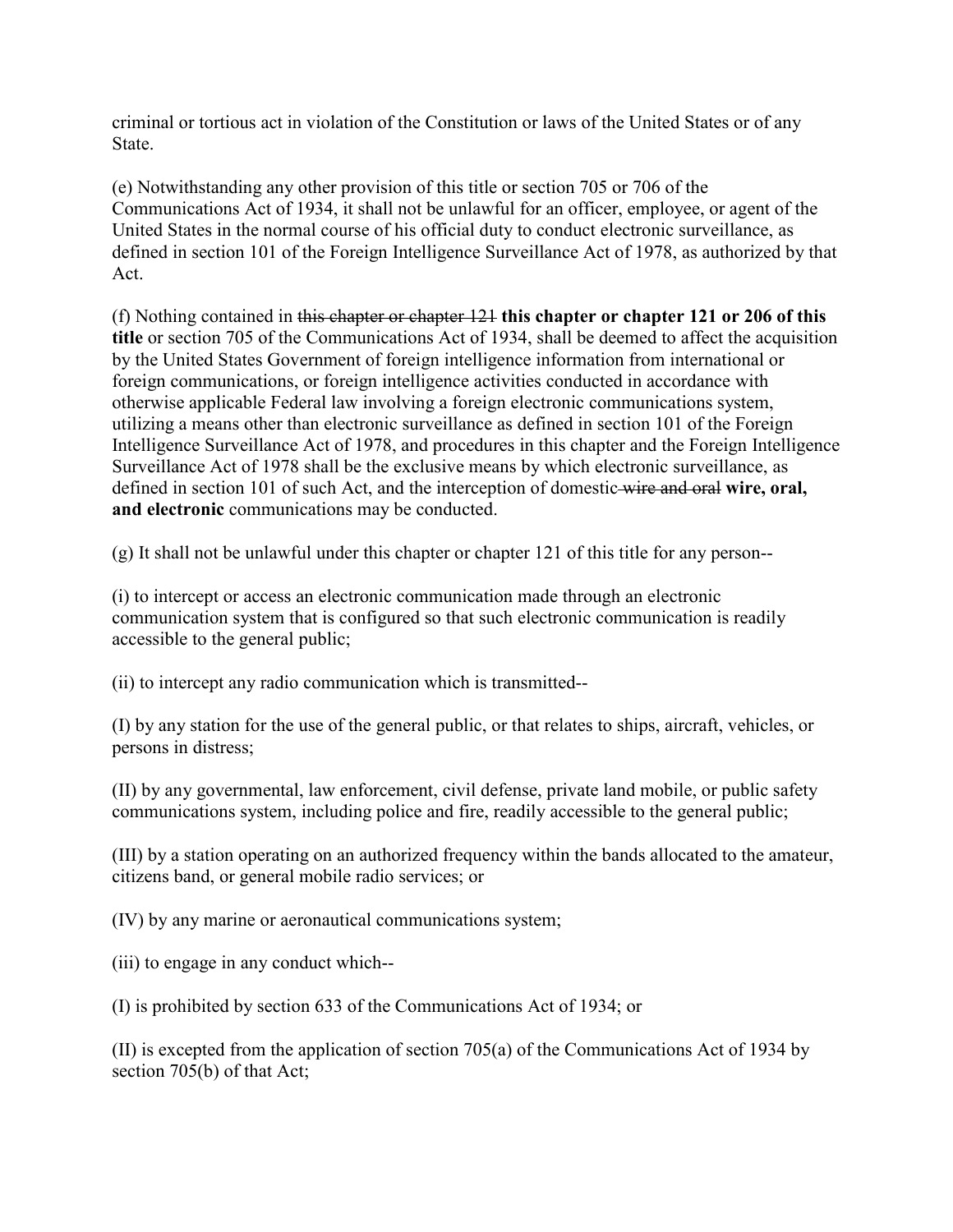criminal or tortious act in violation of the Constitution or laws of the United States or of any State.

(e) Notwithstanding any other provision of this title or section 705 or 706 of the Communications Act of 1934, it shall not be unlawful for an officer, employee, or agent of the United States in the normal course of his official duty to conduct electronic surveillance, as defined in section 101 of the Foreign Intelligence Surveillance Act of 1978, as authorized by that Act.

(f) Nothing contained in ~~this chapter or chapter 121~~ **this chapter or chapter 121 or 206 of this title** or section 705 of the Communications Act of 1934, shall be deemed to affect the acquisition by the United States Government of foreign intelligence information from international or foreign communications, or foreign intelligence activities conducted in accordance with otherwise applicable Federal law involving a foreign electronic communications system, utilizing a means other than electronic surveillance as defined in section 101 of the Foreign Intelligence Surveillance Act of 1978, and procedures in this chapter and the Foreign Intelligence Surveillance Act of 1978 shall be the exclusive means by which electronic surveillance, as defined in section 101 of such Act, and the interception of domestic ~~wire and oral~~ **wire, oral, and electronic** communications may be conducted.

(g) It shall not be unlawful under this chapter or chapter 121 of this title for any person--

(i) to intercept or access an electronic communication made through an electronic communication system that is configured so that such electronic communication is readily accessible to the general public;

(ii) to intercept any radio communication which is transmitted--

(I) by any station for the use of the general public, or that relates to ships, aircraft, vehicles, or persons in distress;

(II) by any governmental, law enforcement, civil defense, private land mobile, or public safety communications system, including police and fire, readily accessible to the general public;

(III) by a station operating on an authorized frequency within the bands allocated to the amateur, citizens band, or general mobile radio services; or

(IV) by any marine or aeronautical communications system;

(iii) to engage in any conduct which--

(I) is prohibited by section 633 of the Communications Act of 1934; or

(II) is excepted from the application of section 705(a) of the Communications Act of 1934 by section 705(b) of that Act;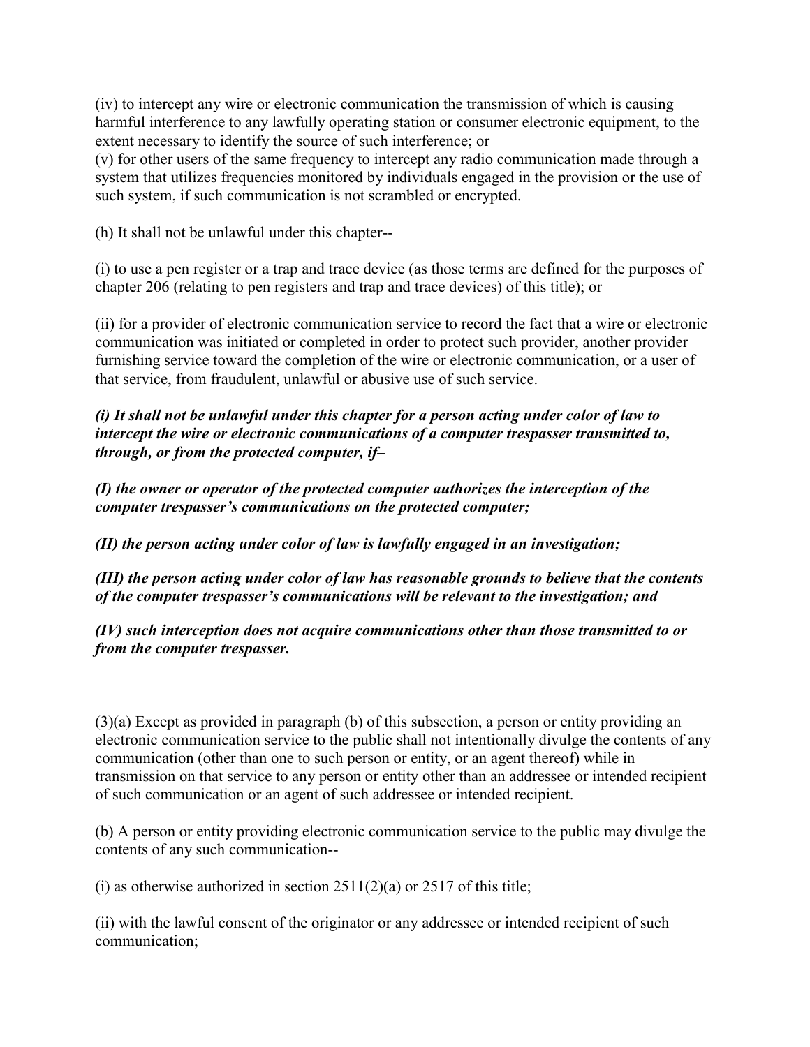(iv) to intercept any wire or electronic communication the transmission of which is causing harmful interference to any lawfully operating station or consumer electronic equipment, to the extent necessary to identify the source of such interference; or
(v) for other users of the same frequency to intercept any radio communication made through a system that utilizes frequencies monitored by individuals engaged in the provision or the use of such system, if such communication is not scrambled or encrypted.

(h) It shall not be unlawful under this chapter--

(i) to use a pen register or a trap and trace device (as those terms are defined for the purposes of chapter 206 (relating to pen registers and trap and trace devices) of this title); or

(ii) for a provider of electronic communication service to record the fact that a wire or electronic communication was initiated or completed in order to protect such provider, another provider furnishing service toward the completion of the wire or electronic communication, or a user of that service, from fraudulent, unlawful or abusive use of such service.

***(i) It shall not be unlawful under this chapter for a person acting under color of law to intercept the wire or electronic communications of a computer trespasser transmitted to, through, or from the protected computer, if–***

***(I) the owner or operator of the protected computer authorizes the interception of the computer trespasser's communications on the protected computer;***

***(II) the person acting under color of law is lawfully engaged in an investigation;***

***(III) the person acting under color of law has reasonable grounds to believe that the contents of the computer trespasser's communications will be relevant to the investigation; and***

***(IV) such interception does not acquire communications other than those transmitted to or from the computer trespasser.***

(3)(a) Except as provided in paragraph (b) of this subsection, a person or entity providing an electronic communication service to the public shall not intentionally divulge the contents of any communication (other than one to such person or entity, or an agent thereof) while in transmission on that service to any person or entity other than an addressee or intended recipient of such communication or an agent of such addressee or intended recipient.

(b) A person or entity providing electronic communication service to the public may divulge the contents of any such communication--

(i) as otherwise authorized in section 2511(2)(a) or 2517 of this title;

(ii) with the lawful consent of the originator or any addressee or intended recipient of such communication;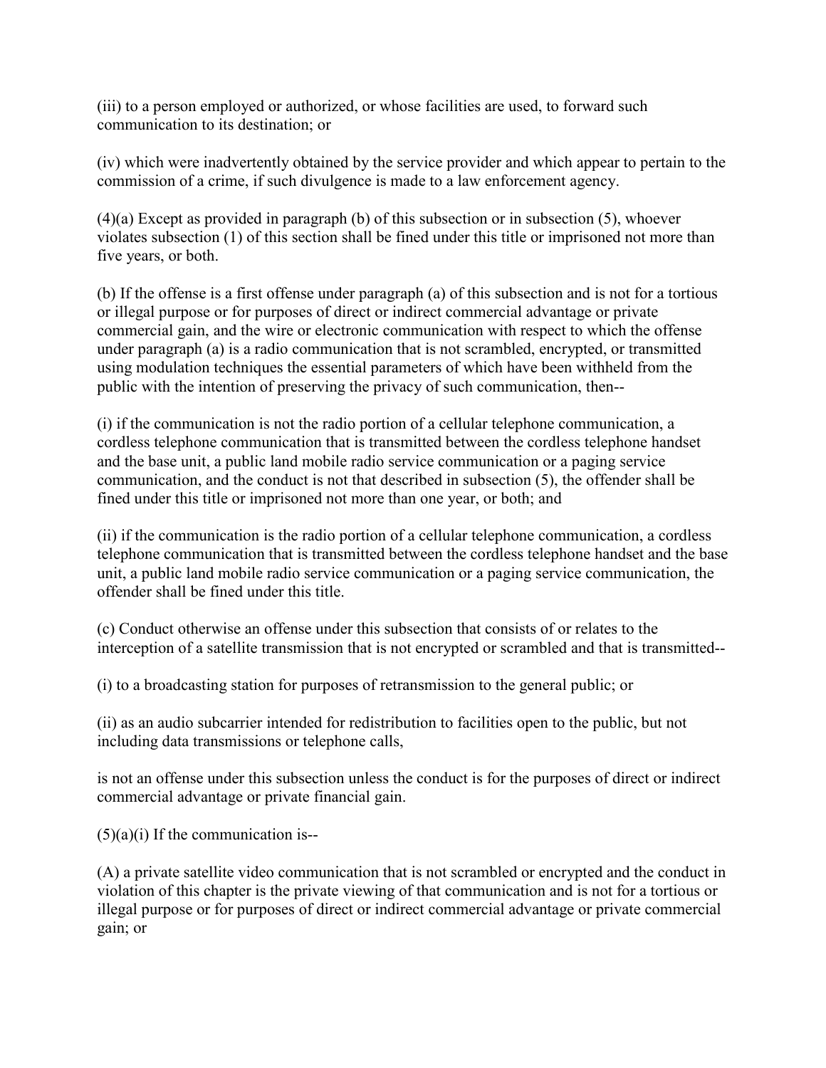(iii) to a person employed or authorized, or whose facilities are used, to forward such communication to its destination; or

(iv) which were inadvertently obtained by the service provider and which appear to pertain to the commission of a crime, if such divulgence is made to a law enforcement agency.

(4)(a) Except as provided in paragraph (b) of this subsection or in subsection (5), whoever violates subsection (1) of this section shall be fined under this title or imprisoned not more than five years, or both.

(b) If the offense is a first offense under paragraph (a) of this subsection and is not for a tortious or illegal purpose or for purposes of direct or indirect commercial advantage or private commercial gain, and the wire or electronic communication with respect to which the offense under paragraph (a) is a radio communication that is not scrambled, encrypted, or transmitted using modulation techniques the essential parameters of which have been withheld from the public with the intention of preserving the privacy of such communication, then--

(i) if the communication is not the radio portion of a cellular telephone communication, a cordless telephone communication that is transmitted between the cordless telephone handset and the base unit, a public land mobile radio service communication or a paging service communication, and the conduct is not that described in subsection (5), the offender shall be fined under this title or imprisoned not more than one year, or both; and

(ii) if the communication is the radio portion of a cellular telephone communication, a cordless telephone communication that is transmitted between the cordless telephone handset and the base unit, a public land mobile radio service communication or a paging service communication, the offender shall be fined under this title.

(c) Conduct otherwise an offense under this subsection that consists of or relates to the interception of a satellite transmission that is not encrypted or scrambled and that is transmitted--

(i) to a broadcasting station for purposes of retransmission to the general public; or

(ii) as an audio subcarrier intended for redistribution to facilities open to the public, but not including data transmissions or telephone calls,

is not an offense under this subsection unless the conduct is for the purposes of direct or indirect commercial advantage or private financial gain.

(5)(a)(i) If the communication is--

(A) a private satellite video communication that is not scrambled or encrypted and the conduct in violation of this chapter is the private viewing of that communication and is not for a tortious or illegal purpose or for purposes of direct or indirect commercial advantage or private commercial gain; or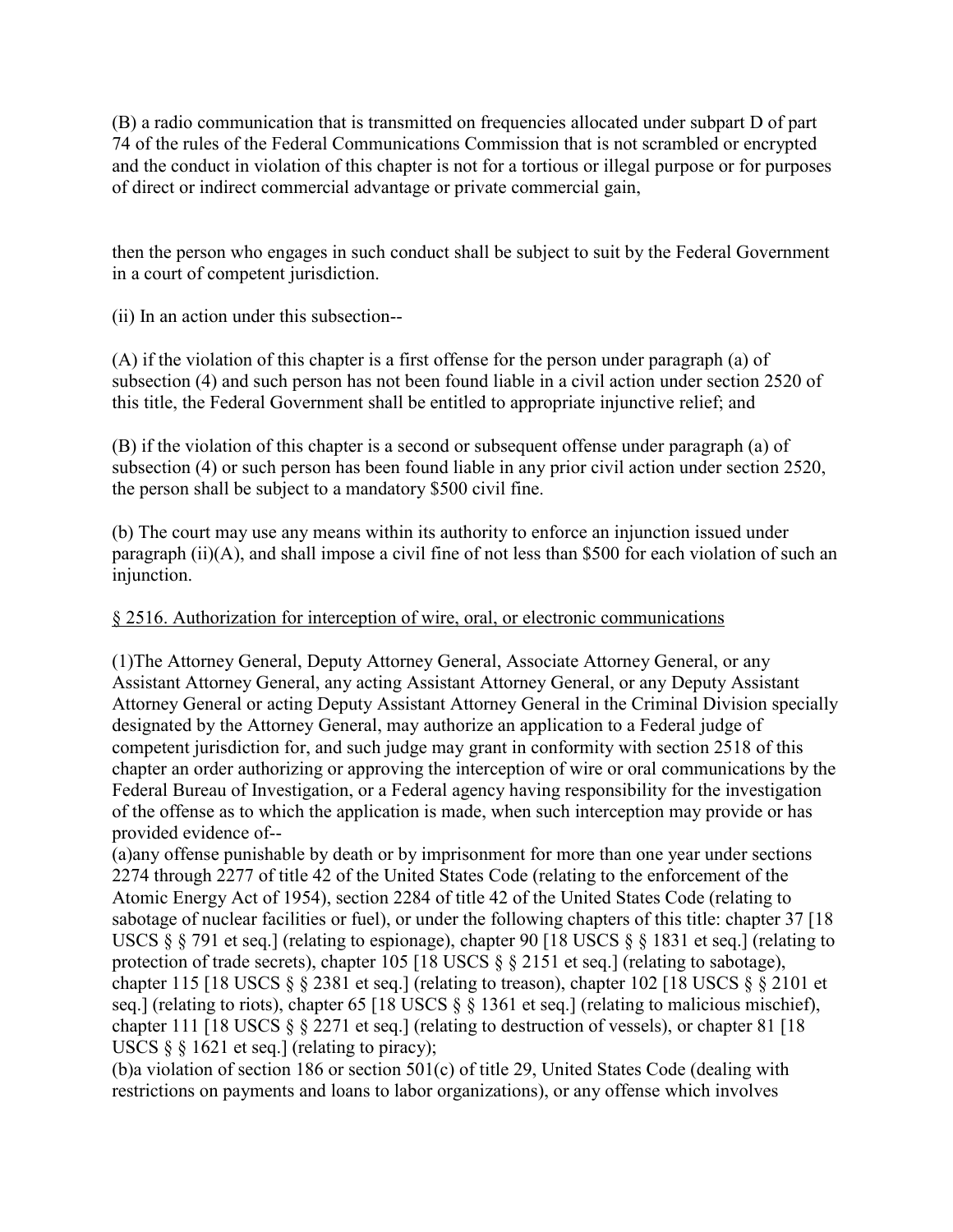(B) a radio communication that is transmitted on frequencies allocated under subpart D of part 74 of the rules of the Federal Communications Commission that is not scrambled or encrypted and the conduct in violation of this chapter is not for a tortious or illegal purpose or for purposes of direct or indirect commercial advantage or private commercial gain,

then the person who engages in such conduct shall be subject to suit by the Federal Government in a court of competent jurisdiction.

(ii) In an action under this subsection--

(A) if the violation of this chapter is a first offense for the person under paragraph (a) of subsection (4) and such person has not been found liable in a civil action under section 2520 of this title, the Federal Government shall be entitled to appropriate injunctive relief; and

(B) if the violation of this chapter is a second or subsequent offense under paragraph (a) of subsection (4) or such person has been found liable in any prior civil action under section 2520, the person shall be subject to a mandatory $500 civil fine.

(b) The court may use any means within its authority to enforce an injunction issued under paragraph (ii)(A), and shall impose a civil fine of not less than $500 for each violation of such an injunction.

<u>§ 2516. Authorization for interception of wire, oral, or electronic communications</u>

(1)The Attorney General, Deputy Attorney General, Associate Attorney General, or any Assistant Attorney General, any acting Assistant Attorney General, or any Deputy Assistant Attorney General or acting Deputy Assistant Attorney General in the Criminal Division specially designated by the Attorney General, may authorize an application to a Federal judge of competent jurisdiction for, and such judge may grant in conformity with section 2518 of this chapter an order authorizing or approving the interception of wire or oral communications by the Federal Bureau of Investigation, or a Federal agency having responsibility for the investigation of the offense as to which the application is made, when such interception may provide or has provided evidence of--

(a)any offense punishable by death or by imprisonment for more than one year under sections 2274 through 2277 of title 42 of the United States Code (relating to the enforcement of the Atomic Energy Act of 1954), section 2284 of title 42 of the United States Code (relating to sabotage of nuclear facilities or fuel), or under the following chapters of this title: chapter 37 [18 USCS § § 791 et seq.] (relating to espionage), chapter 90 [18 USCS § § 1831 et seq.] (relating to protection of trade secrets), chapter 105 [18 USCS § § 2151 et seq.] (relating to sabotage), chapter 115 [18 USCS § § 2381 et seq.] (relating to treason), chapter 102 [18 USCS § § 2101 et seq.] (relating to riots), chapter 65 [18 USCS § § 1361 et seq.] (relating to malicious mischief), chapter 111 [18 USCS § § 2271 et seq.] (relating to destruction of vessels), or chapter 81 [18 USCS § § 1621 et seq.] (relating to piracy);

(b)a violation of section 186 or section 501(c) of title 29, United States Code (dealing with restrictions on payments and loans to labor organizations), or any offense which involves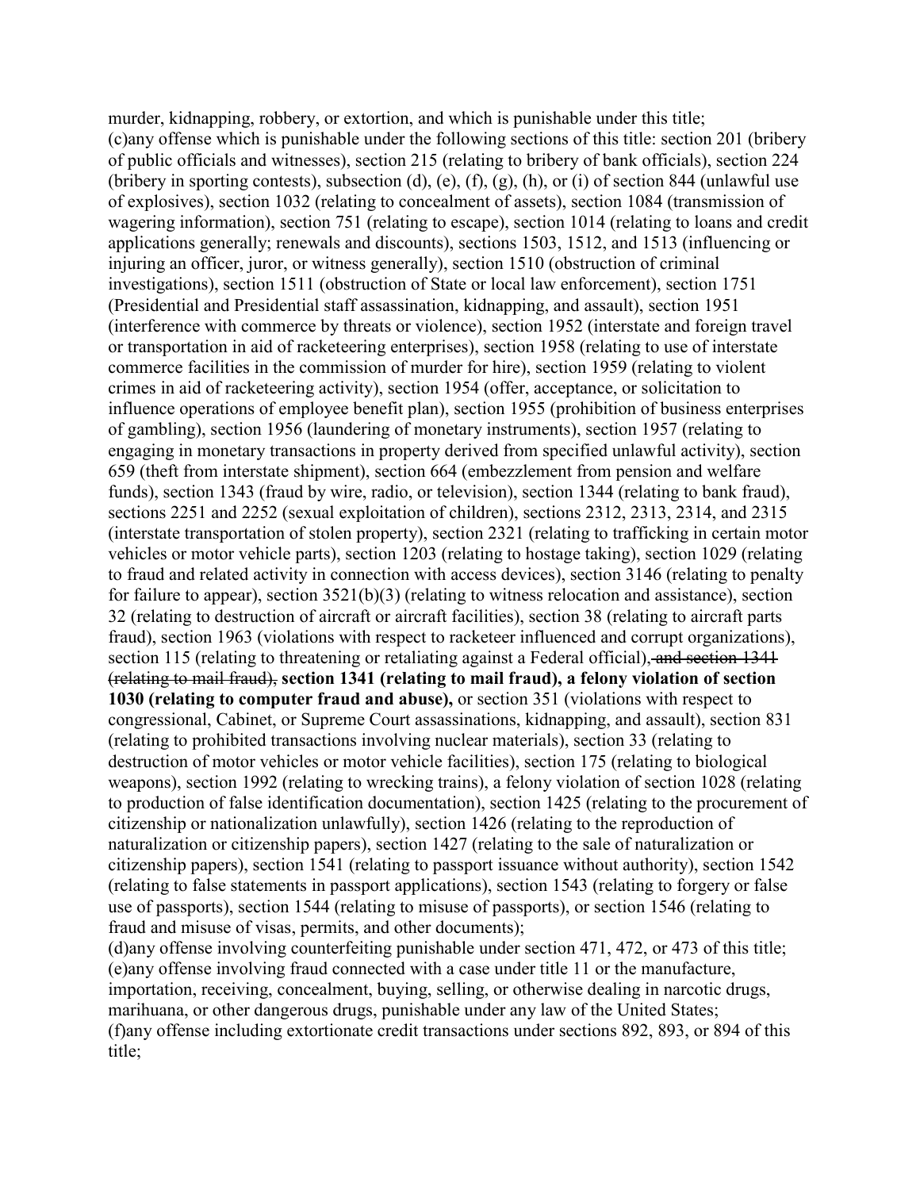murder, kidnapping, robbery, or extortion, and which is punishable under this title;
(c)any offense which is punishable under the following sections of this title: section 201 (bribery of public officials and witnesses), section 215 (relating to bribery of bank officials), section 224 (bribery in sporting contests), subsection (d), (e), (f), (g), (h), or (i) of section 844 (unlawful use of explosives), section 1032 (relating to concealment of assets), section 1084 (transmission of wagering information), section 751 (relating to escape), section 1014 (relating to loans and credit applications generally; renewals and discounts), sections 1503, 1512, and 1513 (influencing or injuring an officer, juror, or witness generally), section 1510 (obstruction of criminal investigations), section 1511 (obstruction of State or local law enforcement), section 1751 (Presidential and Presidential staff assassination, kidnapping, and assault), section 1951 (interference with commerce by threats or violence), section 1952 (interstate and foreign travel or transportation in aid of racketeering enterprises), section 1958 (relating to use of interstate commerce facilities in the commission of murder for hire), section 1959 (relating to violent crimes in aid of racketeering activity), section 1954 (offer, acceptance, or solicitation to influence operations of employee benefit plan), section 1955 (prohibition of business enterprises of gambling), section 1956 (laundering of monetary instruments), section 1957 (relating to engaging in monetary transactions in property derived from specified unlawful activity), section 659 (theft from interstate shipment), section 664 (embezzlement from pension and welfare funds), section 1343 (fraud by wire, radio, or television), section 1344 (relating to bank fraud), sections 2251 and 2252 (sexual exploitation of children), sections 2312, 2313, 2314, and 2315 (interstate transportation of stolen property), section 2321 (relating to trafficking in certain motor vehicles or motor vehicle parts), section 1203 (relating to hostage taking), section 1029 (relating to fraud and related activity in connection with access devices), section 3146 (relating to penalty for failure to appear), section 3521(b)(3) (relating to witness relocation and assistance), section 32 (relating to destruction of aircraft or aircraft facilities), section 38 (relating to aircraft parts fraud), section 1963 (violations with respect to racketeer influenced and corrupt organizations), section 115 (relating to threatening or retaliating against a Federal official), ~~and section 1341 (relating to mail fraud),~~ **section 1341 (relating to mail fraud), a felony violation of section 1030 (relating to computer fraud and abuse),** or section 351 (violations with respect to congressional, Cabinet, or Supreme Court assassinations, kidnapping, and assault), section 831 (relating to prohibited transactions involving nuclear materials), section 33 (relating to destruction of motor vehicles or motor vehicle facilities), section 175 (relating to biological weapons), section 1992 (relating to wrecking trains), a felony violation of section 1028 (relating to production of false identification documentation), section 1425 (relating to the procurement of citizenship or nationalization unlawfully), section 1426 (relating to the reproduction of naturalization or citizenship papers), section 1427 (relating to the sale of naturalization or citizenship papers), section 1541 (relating to passport issuance without authority), section 1542 (relating to false statements in passport applications), section 1543 (relating to forgery or false use of passports), section 1544 (relating to misuse of passports), or section 1546 (relating to fraud and misuse of visas, permits, and other documents);
(d)any offense involving counterfeiting punishable under section 471, 472, or 473 of this title;
(e)any offense involving fraud connected with a case under title 11 or the manufacture, importation, receiving, concealment, buying, selling, or otherwise dealing in narcotic drugs, marihuana, or other dangerous drugs, punishable under any law of the United States;
(f)any offense including extortionate credit transactions under sections 892, 893, or 894 of this title;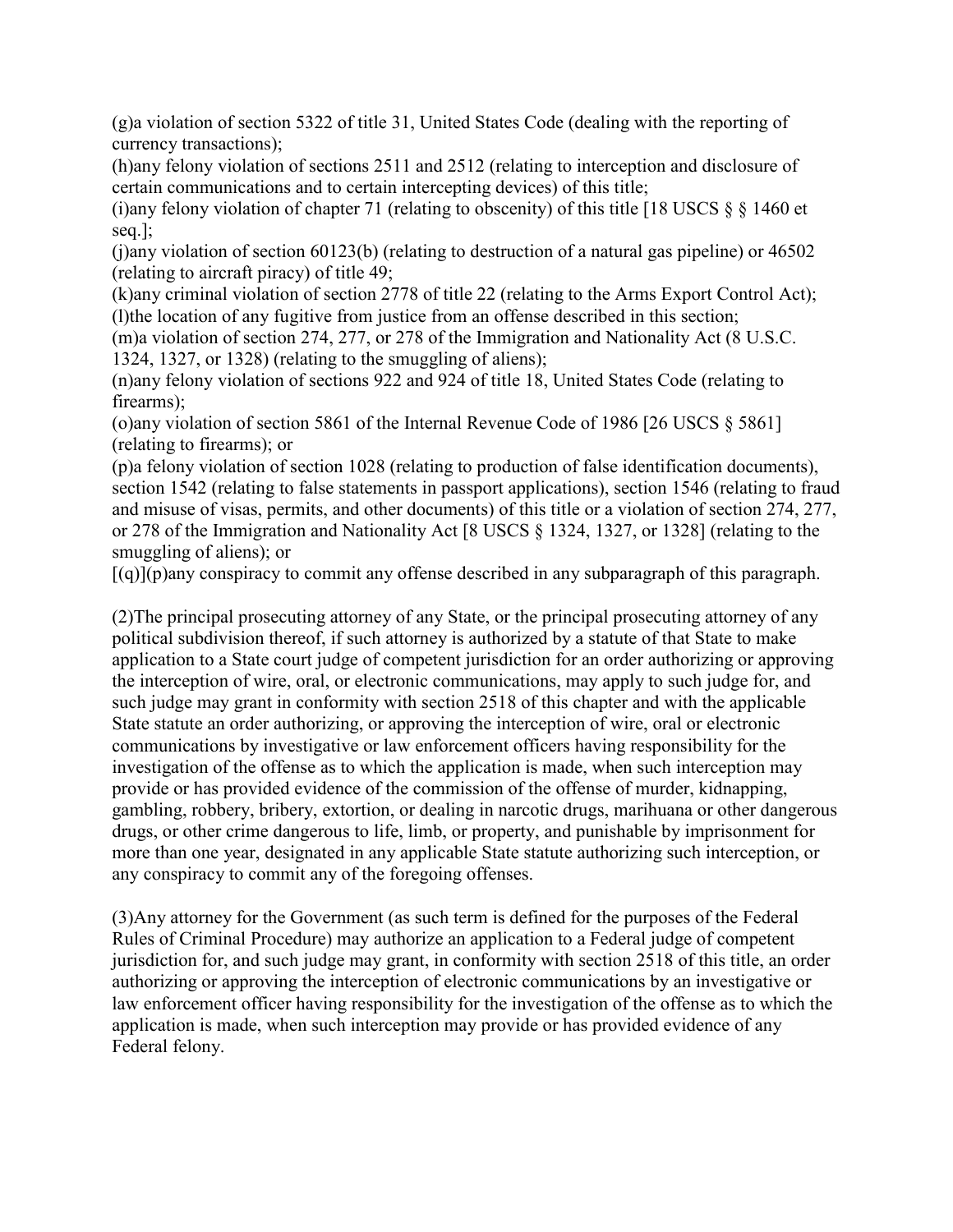(g)a violation of section 5322 of title 31, United States Code (dealing with the reporting of currency transactions);

(h)any felony violation of sections 2511 and 2512 (relating to interception and disclosure of certain communications and to certain intercepting devices) of this title;

(i)any felony violation of chapter 71 (relating to obscenity) of this title [18 USCS § § 1460 et seq.];

(j)any violation of section 60123(b) (relating to destruction of a natural gas pipeline) or 46502 (relating to aircraft piracy) of title 49;

(k)any criminal violation of section 2778 of title 22 (relating to the Arms Export Control Act);

(l)the location of any fugitive from justice from an offense described in this section;

(m)a violation of section 274, 277, or 278 of the Immigration and Nationality Act (8 U.S.C. 1324, 1327, or 1328) (relating to the smuggling of aliens);

(n)any felony violation of sections 922 and 924 of title 18, United States Code (relating to firearms);

(o)any violation of section 5861 of the Internal Revenue Code of 1986 [26 USCS § 5861] (relating to firearms); or

(p)a felony violation of section 1028 (relating to production of false identification documents), section 1542 (relating to false statements in passport applications), section 1546 (relating to fraud and misuse of visas, permits, and other documents) of this title or a violation of section 274, 277, or 278 of the Immigration and Nationality Act [8 USCS § 1324, 1327, or 1328] (relating to the smuggling of aliens); or

[(q)](p)any conspiracy to commit any offense described in any subparagraph of this paragraph.

(2)The principal prosecuting attorney of any State, or the principal prosecuting attorney of any political subdivision thereof, if such attorney is authorized by a statute of that State to make application to a State court judge of competent jurisdiction for an order authorizing or approving the interception of wire, oral, or electronic communications, may apply to such judge for, and such judge may grant in conformity with section 2518 of this chapter and with the applicable State statute an order authorizing, or approving the interception of wire, oral or electronic communications by investigative or law enforcement officers having responsibility for the investigation of the offense as to which the application is made, when such interception may provide or has provided evidence of the commission of the offense of murder, kidnapping, gambling, robbery, bribery, extortion, or dealing in narcotic drugs, marihuana or other dangerous drugs, or other crime dangerous to life, limb, or property, and punishable by imprisonment for more than one year, designated in any applicable State statute authorizing such interception, or any conspiracy to commit any of the foregoing offenses.

(3)Any attorney for the Government (as such term is defined for the purposes of the Federal Rules of Criminal Procedure) may authorize an application to a Federal judge of competent jurisdiction for, and such judge may grant, in conformity with section 2518 of this title, an order authorizing or approving the interception of electronic communications by an investigative or law enforcement officer having responsibility for the investigation of the offense as to which the application is made, when such interception may provide or has provided evidence of any Federal felony.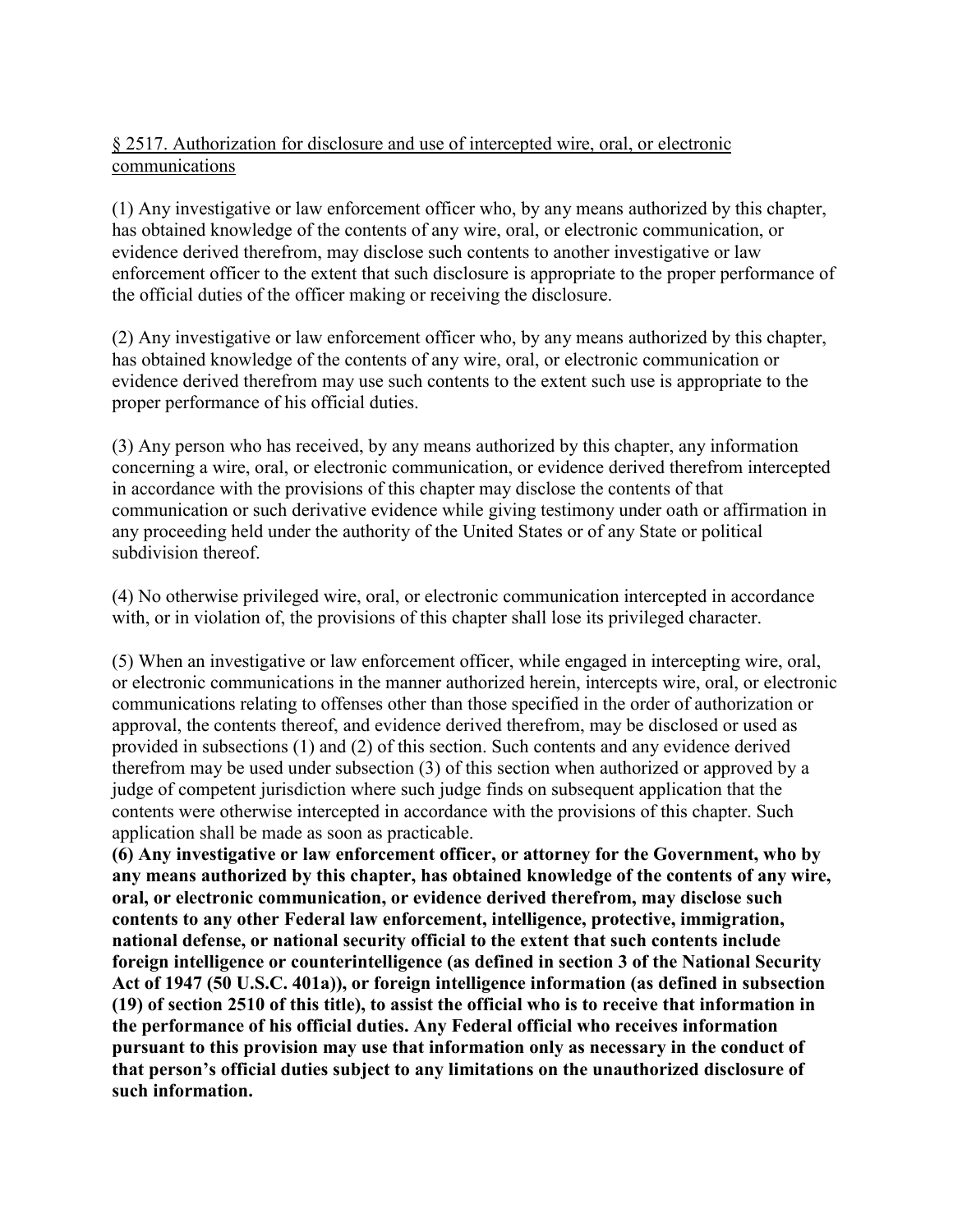§ 2517. Authorization for disclosure and use of intercepted wire, oral, or electronic communications

(1) Any investigative or law enforcement officer who, by any means authorized by this chapter, has obtained knowledge of the contents of any wire, oral, or electronic communication, or evidence derived therefrom, may disclose such contents to another investigative or law enforcement officer to the extent that such disclosure is appropriate to the proper performance of the official duties of the officer making or receiving the disclosure.

(2) Any investigative or law enforcement officer who, by any means authorized by this chapter, has obtained knowledge of the contents of any wire, oral, or electronic communication or evidence derived therefrom may use such contents to the extent such use is appropriate to the proper performance of his official duties.

(3) Any person who has received, by any means authorized by this chapter, any information concerning a wire, oral, or electronic communication, or evidence derived therefrom intercepted in accordance with the provisions of this chapter may disclose the contents of that communication or such derivative evidence while giving testimony under oath or affirmation in any proceeding held under the authority of the United States or of any State or political subdivision thereof.

(4) No otherwise privileged wire, oral, or electronic communication intercepted in accordance with, or in violation of, the provisions of this chapter shall lose its privileged character.

(5) When an investigative or law enforcement officer, while engaged in intercepting wire, oral, or electronic communications in the manner authorized herein, intercepts wire, oral, or electronic communications relating to offenses other than those specified in the order of authorization or approval, the contents thereof, and evidence derived therefrom, may be disclosed or used as provided in subsections (1) and (2) of this section. Such contents and any evidence derived therefrom may be used under subsection (3) of this section when authorized or approved by a judge of competent jurisdiction where such judge finds on subsequent application that the contents were otherwise intercepted in accordance with the provisions of this chapter. Such application shall be made as soon as practicable.

**(6) Any investigative or law enforcement officer, or attorney for the Government, who by any means authorized by this chapter, has obtained knowledge of the contents of any wire, oral, or electronic communication, or evidence derived therefrom, may disclose such contents to any other Federal law enforcement, intelligence, protective, immigration, national defense, or national security official to the extent that such contents include foreign intelligence or counterintelligence (as defined in section 3 of the National Security Act of 1947 (50 U.S.C. 401a)), or foreign intelligence information (as defined in subsection (19) of section 2510 of this title), to assist the official who is to receive that information in the performance of his official duties. Any Federal official who receives information pursuant to this provision may use that information only as necessary in the conduct of that person's official duties subject to any limitations on the unauthorized disclosure of such information.**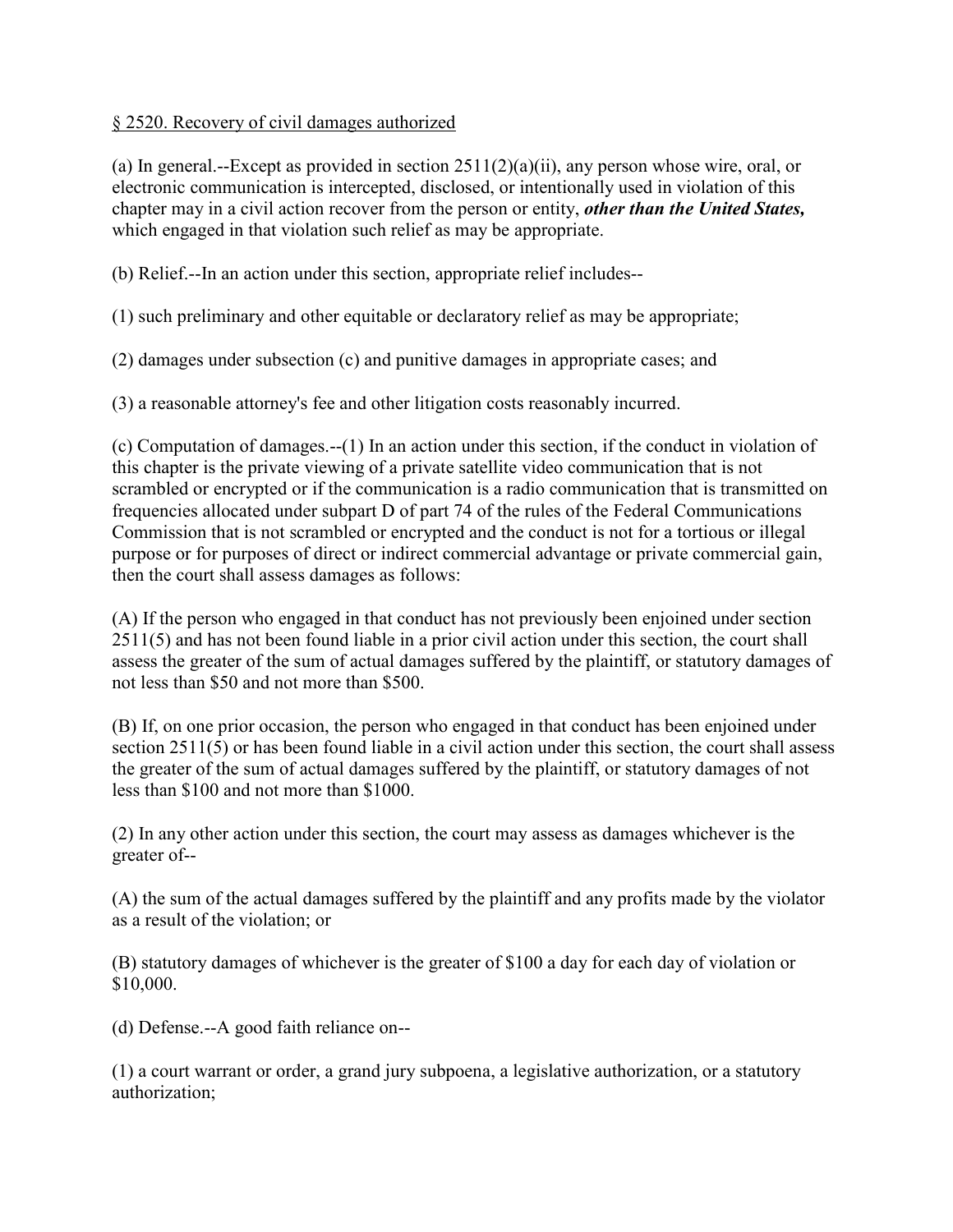<u>§ 2520. Recovery of civil damages authorized</u>

(a) In general.--Except as provided in section 2511(2)(a)(ii), any person whose wire, oral, or electronic communication is intercepted, disclosed, or intentionally used in violation of this chapter may in a civil action recover from the person or entity, ***other than the United States,*** which engaged in that violation such relief as may be appropriate.

(b) Relief.--In an action under this section, appropriate relief includes--

(1) such preliminary and other equitable or declaratory relief as may be appropriate;

(2) damages under subsection (c) and punitive damages in appropriate cases; and

(3) a reasonable attorney's fee and other litigation costs reasonably incurred.

(c) Computation of damages.--(1) In an action under this section, if the conduct in violation of this chapter is the private viewing of a private satellite video communication that is not scrambled or encrypted or if the communication is a radio communication that is transmitted on frequencies allocated under subpart D of part 74 of the rules of the Federal Communications Commission that is not scrambled or encrypted and the conduct is not for a tortious or illegal purpose or for purposes of direct or indirect commercial advantage or private commercial gain, then the court shall assess damages as follows:

(A) If the person who engaged in that conduct has not previously been enjoined under section 2511(5) and has not been found liable in a prior civil action under this section, the court shall assess the greater of the sum of actual damages suffered by the plaintiff, or statutory damages of not less than $50 and not more than $500.

(B) If, on one prior occasion, the person who engaged in that conduct has been enjoined under section 2511(5) or has been found liable in a civil action under this section, the court shall assess the greater of the sum of actual damages suffered by the plaintiff, or statutory damages of not less than $100 and not more than $1000.

(2) In any other action under this section, the court may assess as damages whichever is the greater of--

(A) the sum of the actual damages suffered by the plaintiff and any profits made by the violator as a result of the violation; or

(B) statutory damages of whichever is the greater of $100 a day for each day of violation or $10,000.

(d) Defense.--A good faith reliance on--

(1) a court warrant or order, a grand jury subpoena, a legislative authorization, or a statutory authorization;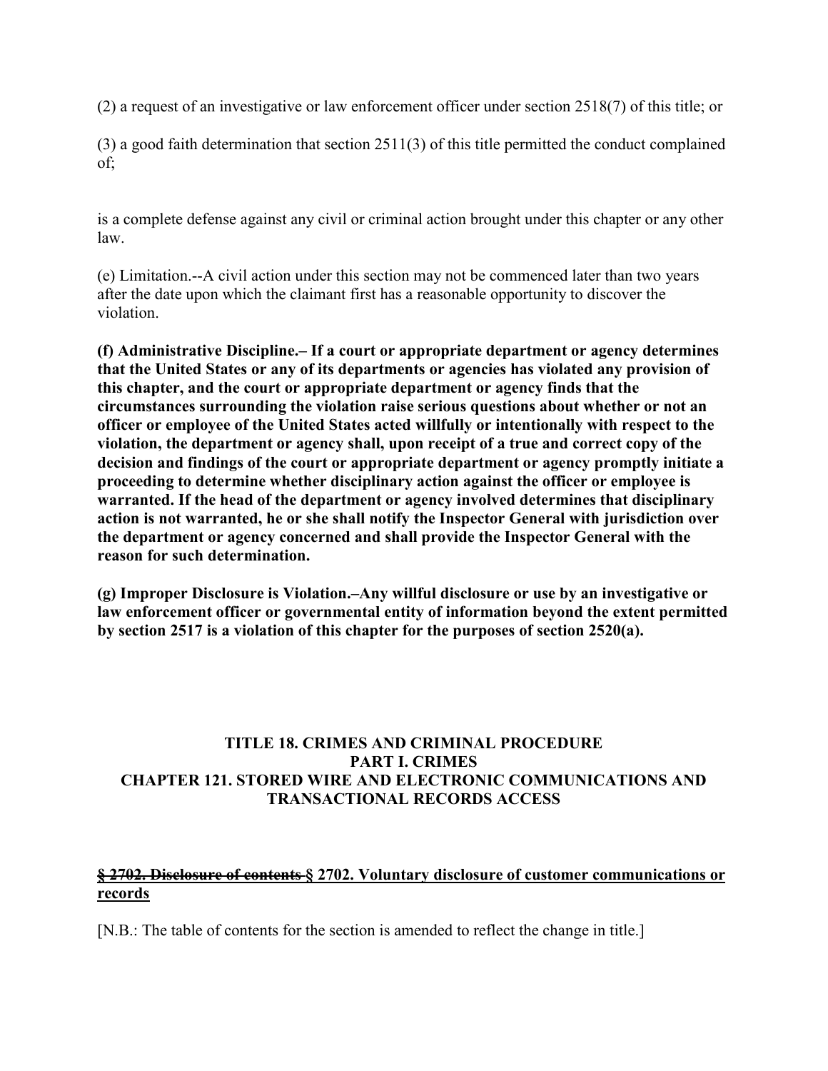(2) a request of an investigative or law enforcement officer under section 2518(7) of this title; or

(3) a good faith determination that section 2511(3) of this title permitted the conduct complained of;

is a complete defense against any civil or criminal action brought under this chapter or any other law.

(e) Limitation.--A civil action under this section may not be commenced later than two years after the date upon which the claimant first has a reasonable opportunity to discover the violation.

**(f) Administrative Discipline.– If a court or appropriate department or agency determines that the United States or any of its departments or agencies has violated any provision of this chapter, and the court or appropriate department or agency finds that the circumstances surrounding the violation raise serious questions about whether or not an officer or employee of the United States acted willfully or intentionally with respect to the violation, the department or agency shall, upon receipt of a true and correct copy of the decision and findings of the court or appropriate department or agency promptly initiate a proceeding to determine whether disciplinary action against the officer or employee is warranted. If the head of the department or agency involved determines that disciplinary action is not warranted, he or she shall notify the Inspector General with jurisdiction over the department or agency concerned and shall provide the Inspector General with the reason for such determination.**

**(g) Improper Disclosure is Violation.–Any willful disclosure or use by an investigative or law enforcement officer or governmental entity of information beyond the extent permitted by section 2517 is a violation of this chapter for the purposes of section 2520(a).**

## TITLE 18. CRIMES AND CRIMINAL PROCEDURE
## PART I. CRIMES
## CHAPTER 121. STORED WIRE AND ELECTRONIC COMMUNICATIONS AND TRANSACTIONAL RECORDS ACCESS

**~~§ 2702. Disclosure of contents~~ <u>§ 2702. Voluntary disclosure of customer communications or records</u>**

[N.B.: The table of contents for the section is amended to reflect the change in title.]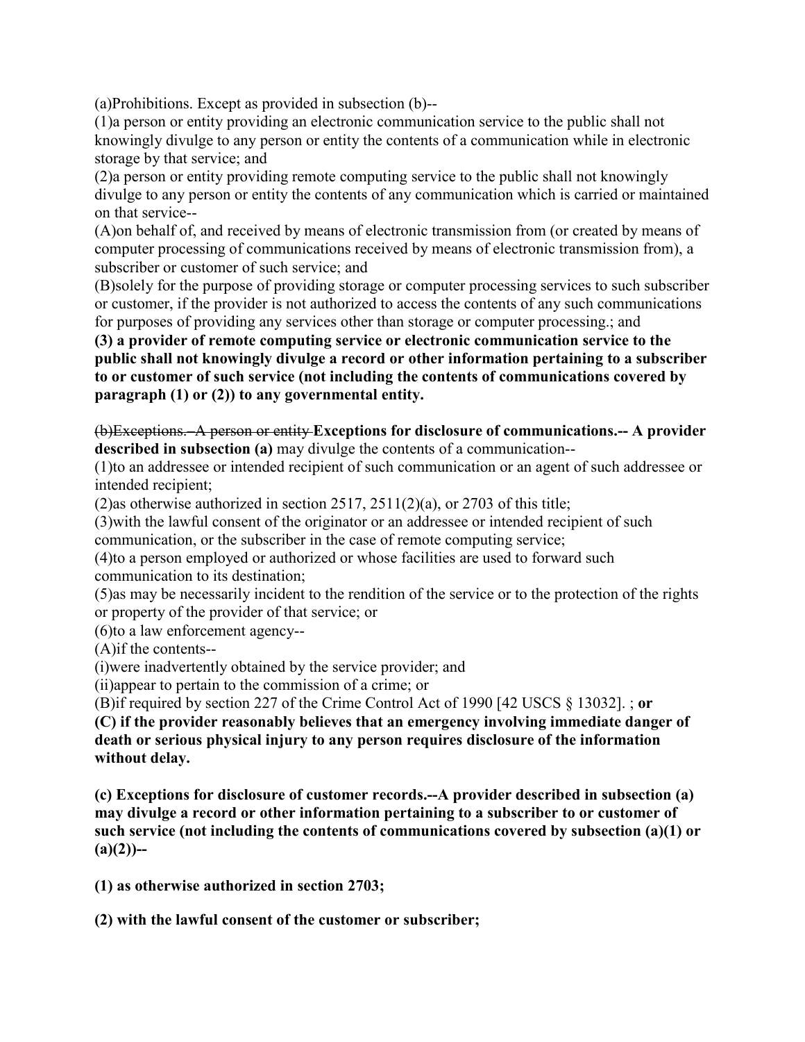(a)Prohibitions. Except as provided in subsection (b)--

(1)a person or entity providing an electronic communication service to the public shall not knowingly divulge to any person or entity the contents of a communication while in electronic storage by that service; and

(2)a person or entity providing remote computing service to the public shall not knowingly divulge to any person or entity the contents of any communication which is carried or maintained on that service--

(A)on behalf of, and received by means of electronic transmission from (or created by means of computer processing of communications received by means of electronic transmission from), a subscriber or customer of such service; and

(B)solely for the purpose of providing storage or computer processing services to such subscriber or customer, if the provider is not authorized to access the contents of any such communications for purposes of providing any services other than storage or computer processing.; and

**(3) a provider of remote computing service or electronic communication service to the public shall not knowingly divulge a record or other information pertaining to a subscriber to or customer of such service (not including the contents of communications covered by paragraph (1) or (2)) to any governmental entity.**

~~(b)Exceptions. A person or entity~~ **Exceptions for disclosure of communications.-- A provider described in subsection (a)** may divulge the contents of a communication--

(1)to an addressee or intended recipient of such communication or an agent of such addressee or intended recipient;

(2)as otherwise authorized in section 2517, 2511(2)(a), or 2703 of this title;

(3)with the lawful consent of the originator or an addressee or intended recipient of such communication, or the subscriber in the case of remote computing service;

(4)to a person employed or authorized or whose facilities are used to forward such communication to its destination;

(5)as may be necessarily incident to the rendition of the service or to the protection of the rights or property of the provider of that service; or

(6)to a law enforcement agency--

(A)if the contents--

(i)were inadvertently obtained by the service provider; and

(ii)appear to pertain to the commission of a crime; or

(B)if required by section 227 of the Crime Control Act of 1990 [42 USCS § 13032]. ; **or**

**(C) if the provider reasonably believes that an emergency involving immediate danger of death or serious physical injury to any person requires disclosure of the information without delay.**

**(c) Exceptions for disclosure of customer records.--A provider described in subsection (a) may divulge a record or other information pertaining to a subscriber to or customer of such service (not including the contents of communications covered by subsection (a)(1) or (a)(2))--**

**(1) as otherwise authorized in section 2703;**

**(2) with the lawful consent of the customer or subscriber;**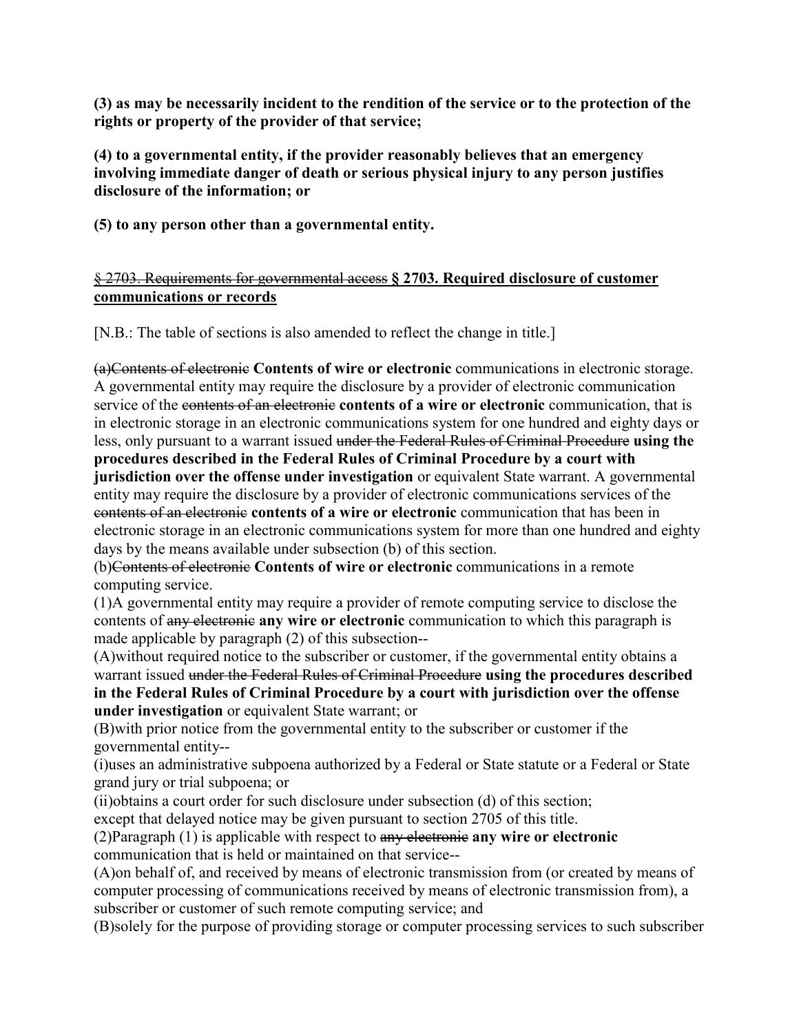**(3) as may be necessarily incident to the rendition of the service or to the protection of the rights or property of the provider of that service;**

**(4) to a governmental entity, if the provider reasonably believes that an emergency involving immediate danger of death or serious physical injury to any person justifies disclosure of the information; or**

**(5) to any person other than a governmental entity.**

<u>~~§ 2703. Requirements for governmental access~~ **§ 2703. Required disclosure of customer communications or records**</u>

[N.B.: The table of sections is also amended to reflect the change in title.]

~~(a)Contents of electronic~~ **Contents of wire or electronic** communications in electronic storage. A governmental entity may require the disclosure by a provider of electronic communication service of the ~~contents of an electronic~~ **contents of a wire or electronic** communication, that is in electronic storage in an electronic communications system for one hundred and eighty days or less, only pursuant to a warrant issued ~~under the Federal Rules of Criminal Procedure~~ **using the procedures described in the Federal Rules of Criminal Procedure by a court with jurisdiction over the offense under investigation** or equivalent State warrant. A governmental entity may require the disclosure by a provider of electronic communications services of the ~~contents of an electronic~~ **contents of a wire or electronic** communication that has been in electronic storage in an electronic communications system for more than one hundred and eighty days by the means available under subsection (b) of this section.

(b)~~Contents of electronic~~ **Contents of wire or electronic** communications in a remote computing service.

(1)A governmental entity may require a provider of remote computing service to disclose the contents of ~~any electronic~~ **any wire or electronic** communication to which this paragraph is made applicable by paragraph (2) of this subsection--

(A)without required notice to the subscriber or customer, if the governmental entity obtains a warrant issued ~~under the Federal Rules of Criminal Procedure~~ **using the procedures described in the Federal Rules of Criminal Procedure by a court with jurisdiction over the offense under investigation** or equivalent State warrant; or

(B)with prior notice from the governmental entity to the subscriber or customer if the governmental entity--

(i)uses an administrative subpoena authorized by a Federal or State statute or a Federal or State grand jury or trial subpoena; or

(ii)obtains a court order for such disclosure under subsection (d) of this section;

except that delayed notice may be given pursuant to section 2705 of this title.

(2)Paragraph (1) is applicable with respect to ~~any electronic~~ **any wire or electronic** communication that is held or maintained on that service--

(A)on behalf of, and received by means of electronic transmission from (or created by means of computer processing of communications received by means of electronic transmission from), a subscriber or customer of such remote computing service; and

(B)solely for the purpose of providing storage or computer processing services to such subscriber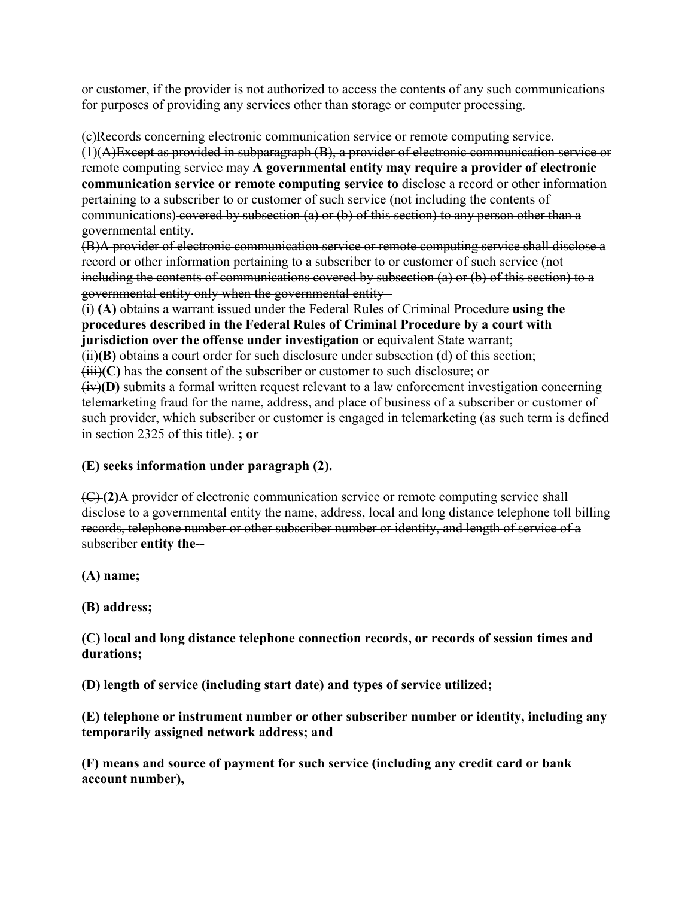or customer, if the provider is not authorized to access the contents of any such communications for purposes of providing any services other than storage or computer processing.

(c)Records concerning electronic communication service or remote computing service.
(1)~~(A)Except as provided in subparagraph (B), a provider of electronic communication service or remote computing service may~~ **A governmental entity may require a provider of electronic communication service or remote computing service to** disclose a record or other information pertaining to a subscriber to or customer of such service (not including the contents of communications)~~ covered by subsection (a) or (b) of this section) to any person other than a governmental entity.~~
~~(B)A provider of electronic communication service or remote computing service shall disclose a record or other information pertaining to a subscriber to or customer of such service (not including the contents of communications covered by subsection (a) or (b) of this section) to a governmental entity only when the governmental entity--~~
~~(i)~~ **(A)** obtains a warrant issued under the Federal Rules of Criminal Procedure **using the procedures described in the Federal Rules of Criminal Procedure by a court with jurisdiction over the offense under investigation** or equivalent State warrant;
~~(ii)~~**(B)** obtains a court order for such disclosure under subsection (d) of this section;
~~(iii)~~**(C)** has the consent of the subscriber or customer to such disclosure; or
~~(iv)~~**(D)** submits a formal written request relevant to a law enforcement investigation concerning telemarketing fraud for the name, address, and place of business of a subscriber or customer of such provider, which subscriber or customer is engaged in telemarketing (as such term is defined in section 2325 of this title). **; or**

**(E) seeks information under paragraph (2).**

~~(C)~~ **(2)**A provider of electronic communication service or remote computing service shall disclose to a governmental ~~entity the name, address, local and long distance telephone toll billing records, telephone number or other subscriber number or identity, and length of service of a subscriber~~ **entity the--**

**(A) name;**

**(B) address;**

**(C) local and long distance telephone connection records, or records of session times and durations;**

**(D) length of service (including start date) and types of service utilized;**

**(E) telephone or instrument number or other subscriber number or identity, including any temporarily assigned network address; and**

**(F) means and source of payment for such service (including any credit card or bank account number),**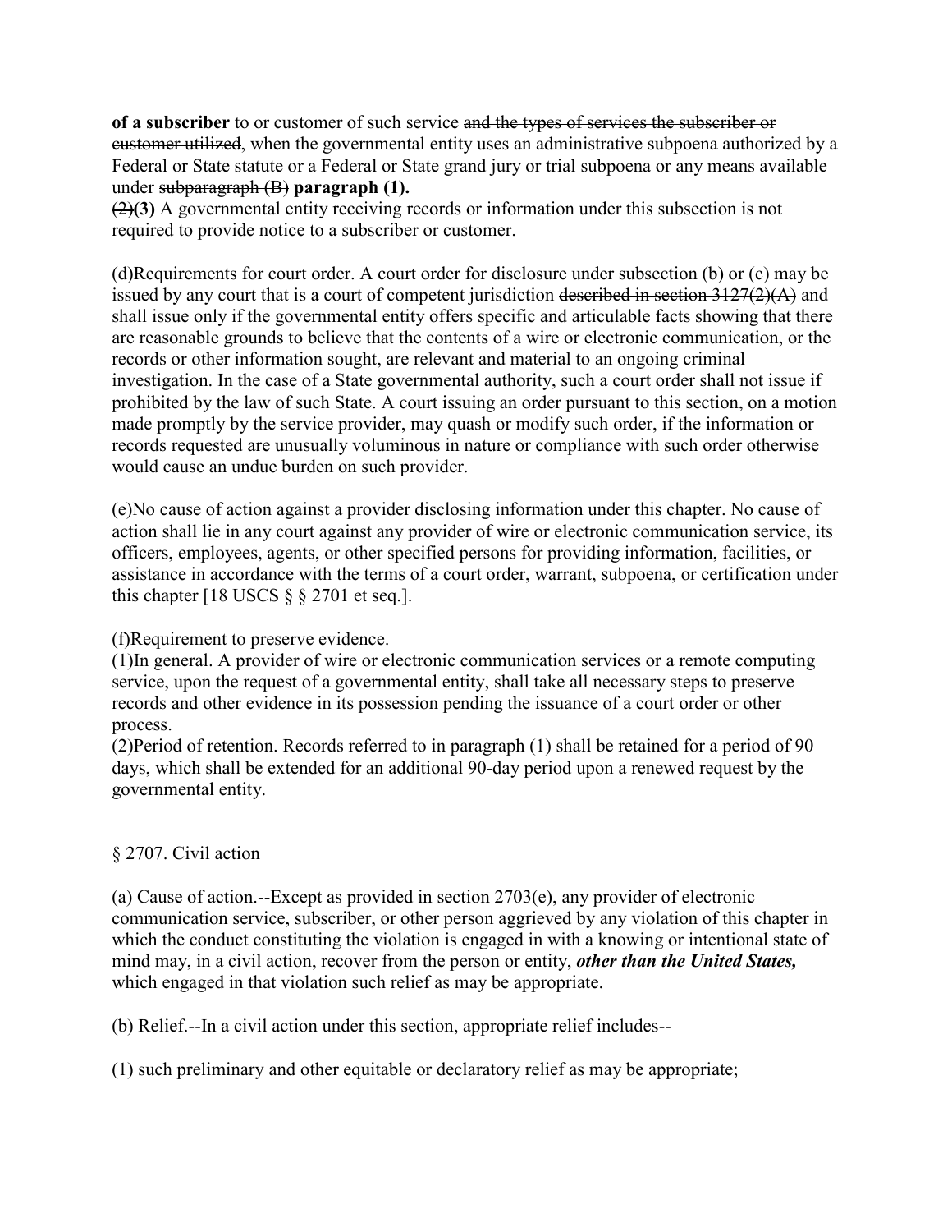**of a subscriber** to or customer of such service ~~and the types of services the subscriber or customer utilized~~, when the governmental entity uses an administrative subpoena authorized by a Federal or State statute or a Federal or State grand jury or trial subpoena or any means available under ~~subparagraph (B)~~ **paragraph (1).**
~~(2)~~**(3)** A governmental entity receiving records or information under this subsection is not required to provide notice to a subscriber or customer.

(d)Requirements for court order. A court order for disclosure under subsection (b) or (c) may be issued by any court that is a court of competent jurisdiction ~~described in section 3127(2)(A)~~ and shall issue only if the governmental entity offers specific and articulable facts showing that there are reasonable grounds to believe that the contents of a wire or electronic communication, or the records or other information sought, are relevant and material to an ongoing criminal investigation. In the case of a State governmental authority, such a court order shall not issue if prohibited by the law of such State. A court issuing an order pursuant to this section, on a motion made promptly by the service provider, may quash or modify such order, if the information or records requested are unusually voluminous in nature or compliance with such order otherwise would cause an undue burden on such provider.

(e)No cause of action against a provider disclosing information under this chapter. No cause of action shall lie in any court against any provider of wire or electronic communication service, its officers, employees, agents, or other specified persons for providing information, facilities, or assistance in accordance with the terms of a court order, warrant, subpoena, or certification under this chapter [18 USCS § § 2701 et seq.].

(f)Requirement to preserve evidence.
(1)In general. A provider of wire or electronic communication services or a remote computing service, upon the request of a governmental entity, shall take all necessary steps to preserve records and other evidence in its possession pending the issuance of a court order or other process.
(2)Period of retention. Records referred to in paragraph (1) shall be retained for a period of 90 days, which shall be extended for an additional 90-day period upon a renewed request by the governmental entity.

<u>§ 2707. Civil action</u>

(a) Cause of action.--Except as provided in section 2703(e), any provider of electronic communication service, subscriber, or other person aggrieved by any violation of this chapter in which the conduct constituting the violation is engaged in with a knowing or intentional state of mind may, in a civil action, recover from the person or entity, ***other than the United States,*** which engaged in that violation such relief as may be appropriate.

(b) Relief.--In a civil action under this section, appropriate relief includes--

(1) such preliminary and other equitable or declaratory relief as may be appropriate;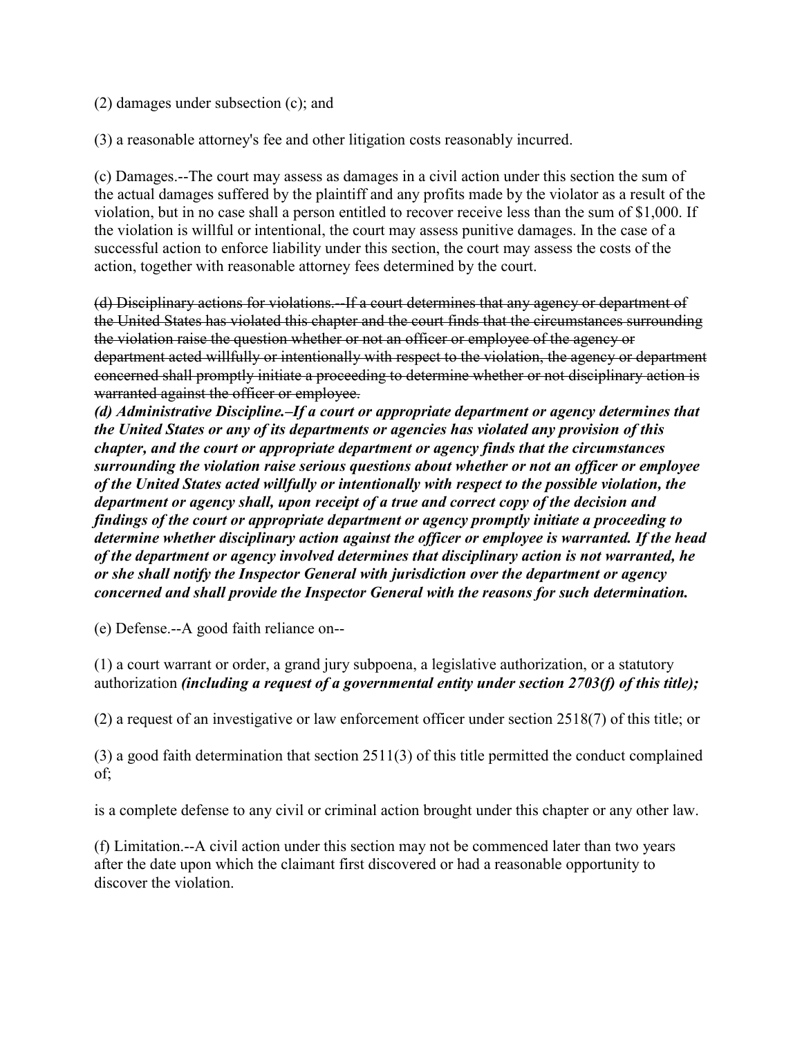(2) damages under subsection (c); and

(3) a reasonable attorney's fee and other litigation costs reasonably incurred.

(c) Damages.--The court may assess as damages in a civil action under this section the sum of the actual damages suffered by the plaintiff and any profits made by the violator as a result of the violation, but in no case shall a person entitled to recover receive less than the sum of $1,000. If the violation is willful or intentional, the court may assess punitive damages. In the case of a successful action to enforce liability under this section, the court may assess the costs of the action, together with reasonable attorney fees determined by the court.

~~(d) Disciplinary actions for violations.--If a court determines that any agency or department of the United States has violated this chapter and the court finds that the circumstances surrounding the violation raise the question whether or not an officer or employee of the agency or department acted willfully or intentionally with respect to the violation, the agency or department concerned shall promptly initiate a proceeding to determine whether or not disciplinary action is warranted against the officer or employee.~~
***(d) Administrative Discipline.–If a court or appropriate department or agency determines that the United States or any of its departments or agencies has violated any provision of this chapter, and the court or appropriate department or agency finds that the circumstances surrounding the violation raise serious questions about whether or not an officer or employee of the United States acted willfully or intentionally with respect to the possible violation, the department or agency shall, upon receipt of a true and correct copy of the decision and findings of the court or appropriate department or agency promptly initiate a proceeding to determine whether disciplinary action against the officer or employee is warranted. If the head of the department or agency involved determines that disciplinary action is not warranted, he or she shall notify the Inspector General with jurisdiction over the department or agency concerned and shall provide the Inspector General with the reasons for such determination.***

(e) Defense.--A good faith reliance on--

(1) a court warrant or order, a grand jury subpoena, a legislative authorization, or a statutory authorization ***(including a request of a governmental entity under section 2703(f) of this title);***

(2) a request of an investigative or law enforcement officer under section 2518(7) of this title; or

(3) a good faith determination that section 2511(3) of this title permitted the conduct complained of;

is a complete defense to any civil or criminal action brought under this chapter or any other law.

(f) Limitation.--A civil action under this section may not be commenced later than two years after the date upon which the claimant first discovered or had a reasonable opportunity to discover the violation.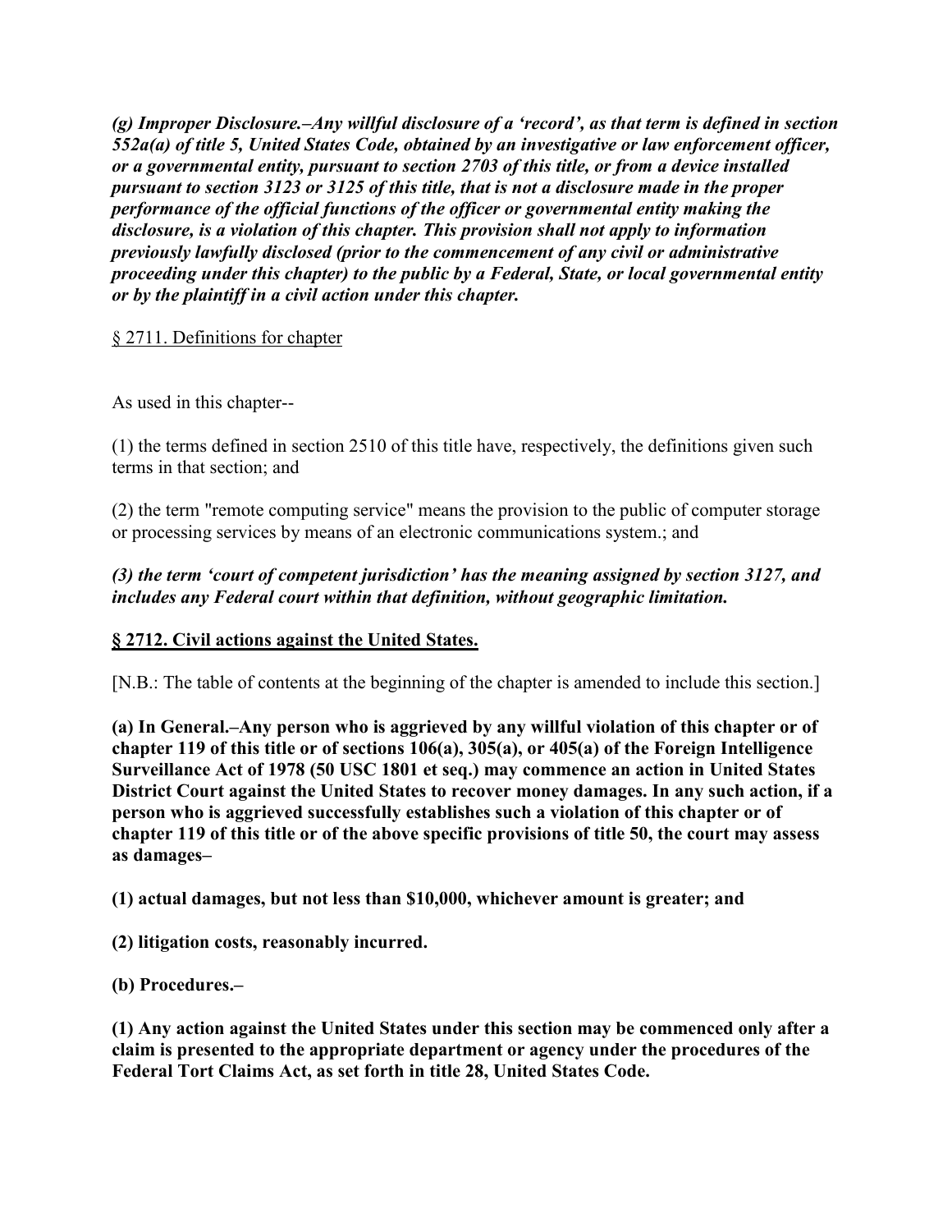***(g) Improper Disclosure.–Any willful disclosure of a 'record', as that term is defined in section 552a(a) of title 5, United States Code, obtained by an investigative or law enforcement officer, or a governmental entity, pursuant to section 2703 of this title, or from a device installed pursuant to section 3123 or 3125 of this title, that is not a disclosure made in the proper performance of the official functions of the officer or governmental entity making the disclosure, is a violation of this chapter. This provision shall not apply to information previously lawfully disclosed (prior to the commencement of any civil or administrative proceeding under this chapter) to the public by a Federal, State, or local governmental entity or by the plaintiff in a civil action under this chapter.***

<u>§ 2711. Definitions for chapter</u>

As used in this chapter--

(1) the terms defined in section 2510 of this title have, respectively, the definitions given such terms in that section; and

(2) the term "remote computing service" means the provision to the public of computer storage or processing services by means of an electronic communications system.; and

***(3) the term 'court of competent jurisdiction' has the meaning assigned by section 3127, and includes any Federal court within that definition, without geographic limitation.***

**<u>§ 2712. Civil actions against the United States.</u>**

[N.B.: The table of contents at the beginning of the chapter is amended to include this section.]

**(a) In General.–Any person who is aggrieved by any willful violation of this chapter or of chapter 119 of this title or of sections 106(a), 305(a), or 405(a) of the Foreign Intelligence Surveillance Act of 1978 (50 USC 1801 et seq.) may commence an action in United States District Court against the United States to recover money damages. In any such action, if a person who is aggrieved successfully establishes such a violation of this chapter or of chapter 119 of this title or of the above specific provisions of title 50, the court may assess as damages–**

**(1) actual damages, but not less than $10,000, whichever amount is greater; and**

**(2) litigation costs, reasonably incurred.**

**(b) Procedures.–**

**(1) Any action against the United States under this section may be commenced only after a claim is presented to the appropriate department or agency under the procedures of the Federal Tort Claims Act, as set forth in title 28, United States Code.**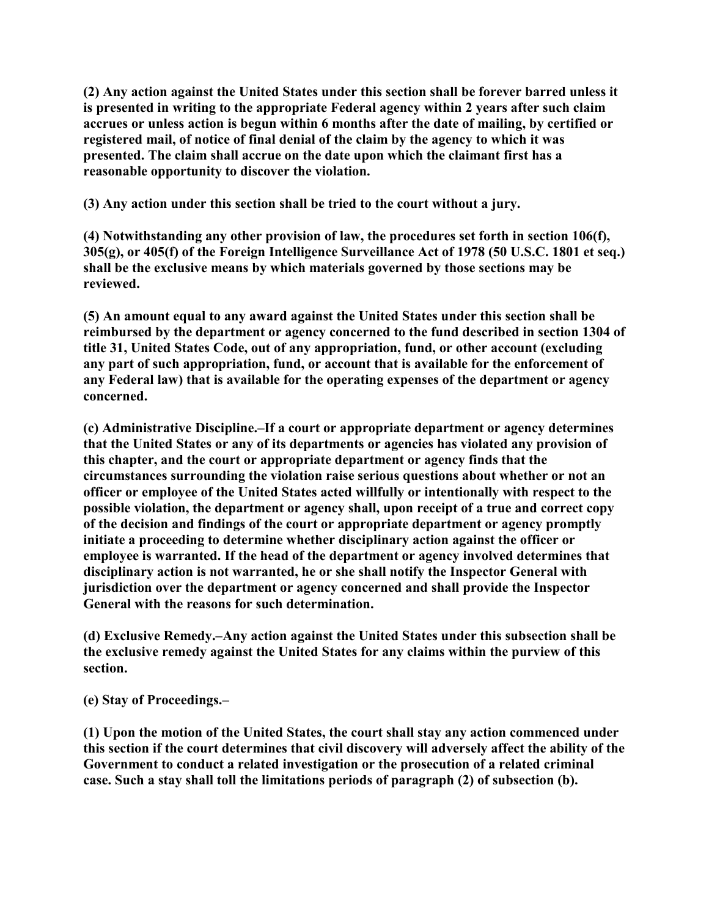**(2) Any action against the United States under this section shall be forever barred unless it is presented in writing to the appropriate Federal agency within 2 years after such claim accrues or unless action is begun within 6 months after the date of mailing, by certified or registered mail, of notice of final denial of the claim by the agency to which it was presented. The claim shall accrue on the date upon which the claimant first has a reasonable opportunity to discover the violation.**

**(3) Any action under this section shall be tried to the court without a jury.**

**(4) Notwithstanding any other provision of law, the procedures set forth in section 106(f), 305(g), or 405(f) of the Foreign Intelligence Surveillance Act of 1978 (50 U.S.C. 1801 et seq.) shall be the exclusive means by which materials governed by those sections may be reviewed.**

**(5) An amount equal to any award against the United States under this section shall be reimbursed by the department or agency concerned to the fund described in section 1304 of title 31, United States Code, out of any appropriation, fund, or other account (excluding any part of such appropriation, fund, or account that is available for the enforcement of any Federal law) that is available for the operating expenses of the department or agency concerned.**

**(c) Administrative Discipline.–If a court or appropriate department or agency determines that the United States or any of its departments or agencies has violated any provision of this chapter, and the court or appropriate department or agency finds that the circumstances surrounding the violation raise serious questions about whether or not an officer or employee of the United States acted willfully or intentionally with respect to the possible violation, the department or agency shall, upon receipt of a true and correct copy of the decision and findings of the court or appropriate department or agency promptly initiate a proceeding to determine whether disciplinary action against the officer or employee is warranted. If the head of the department or agency involved determines that disciplinary action is not warranted, he or she shall notify the Inspector General with jurisdiction over the department or agency concerned and shall provide the Inspector General with the reasons for such determination.**

**(d) Exclusive Remedy.–Any action against the United States under this subsection shall be the exclusive remedy against the United States for any claims within the purview of this section.**

**(e) Stay of Proceedings.–**

**(1) Upon the motion of the United States, the court shall stay any action commenced under this section if the court determines that civil discovery will adversely affect the ability of the Government to conduct a related investigation or the prosecution of a related criminal case. Such a stay shall toll the limitations periods of paragraph (2) of subsection (b).**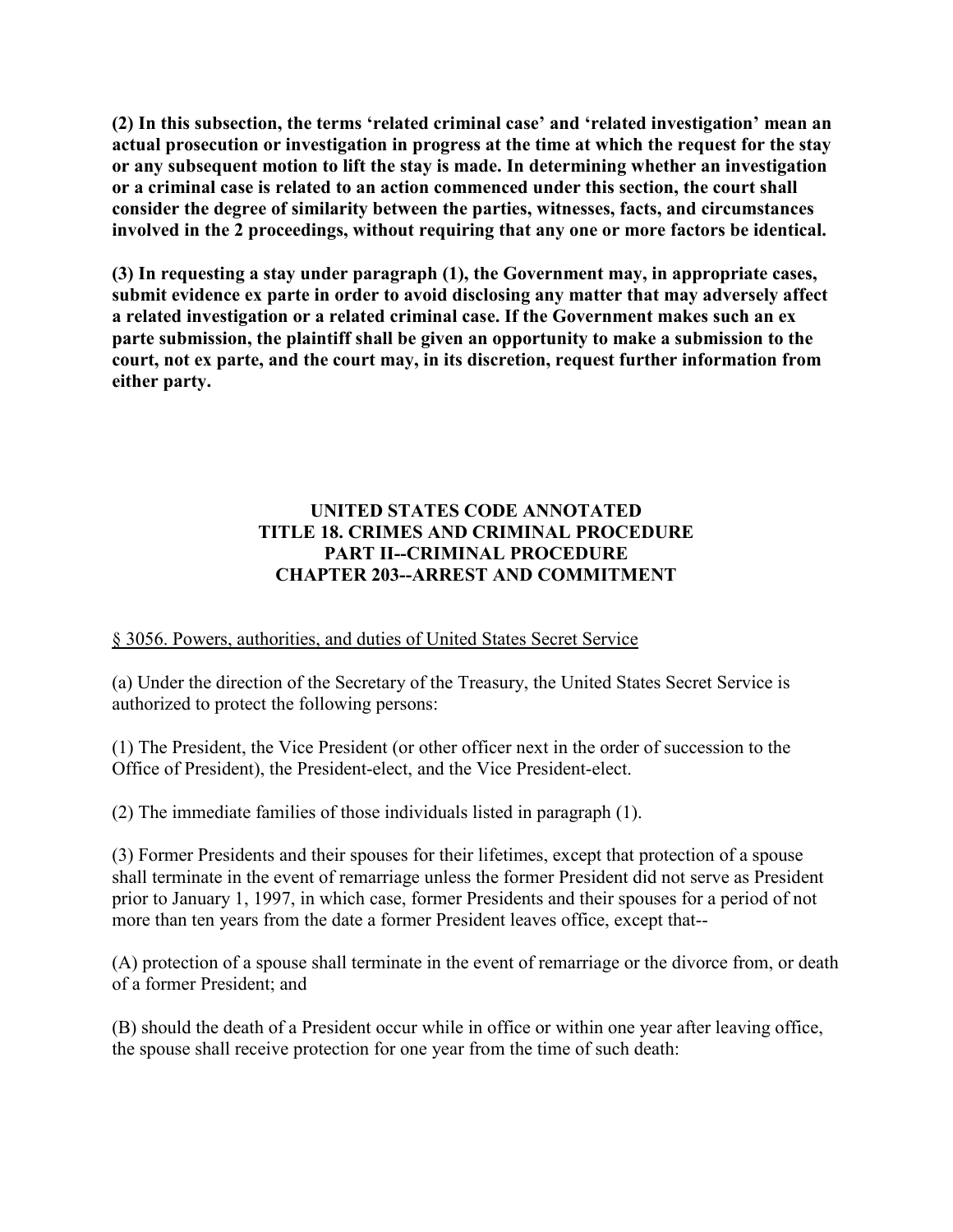**(2) In this subsection, the terms 'related criminal case' and 'related investigation' mean an actual prosecution or investigation in progress at the time at which the request for the stay or any subsequent motion to lift the stay is made. In determining whether an investigation or a criminal case is related to an action commenced under this section, the court shall consider the degree of similarity between the parties, witnesses, facts, and circumstances involved in the 2 proceedings, without requiring that any one or more factors be identical.**

**(3) In requesting a stay under paragraph (1), the Government may, in appropriate cases, submit evidence ex parte in order to avoid disclosing any matter that may adversely affect a related investigation or a related criminal case. If the Government makes such an ex parte submission, the plaintiff shall be given an opportunity to make a submission to the court, not ex parte, and the court may, in its discretion, request further information from either party.**

## UNITED STATES CODE ANNOTATED
## TITLE 18. CRIMES AND CRIMINAL PROCEDURE
## PART II--CRIMINAL PROCEDURE
## CHAPTER 203--ARREST AND COMMITMENT

§ 3056. Powers, authorities, and duties of United States Secret Service

(a) Under the direction of the Secretary of the Treasury, the United States Secret Service is authorized to protect the following persons:

(1) The President, the Vice President (or other officer next in the order of succession to the Office of President), the President-elect, and the Vice President-elect.

(2) The immediate families of those individuals listed in paragraph (1).

(3) Former Presidents and their spouses for their lifetimes, except that protection of a spouse shall terminate in the event of remarriage unless the former President did not serve as President prior to January 1, 1997, in which case, former Presidents and their spouses for a period of not more than ten years from the date a former President leaves office, except that--

(A) protection of a spouse shall terminate in the event of remarriage or the divorce from, or death of a former President; and

(B) should the death of a President occur while in office or within one year after leaving office, the spouse shall receive protection for one year from the time of such death: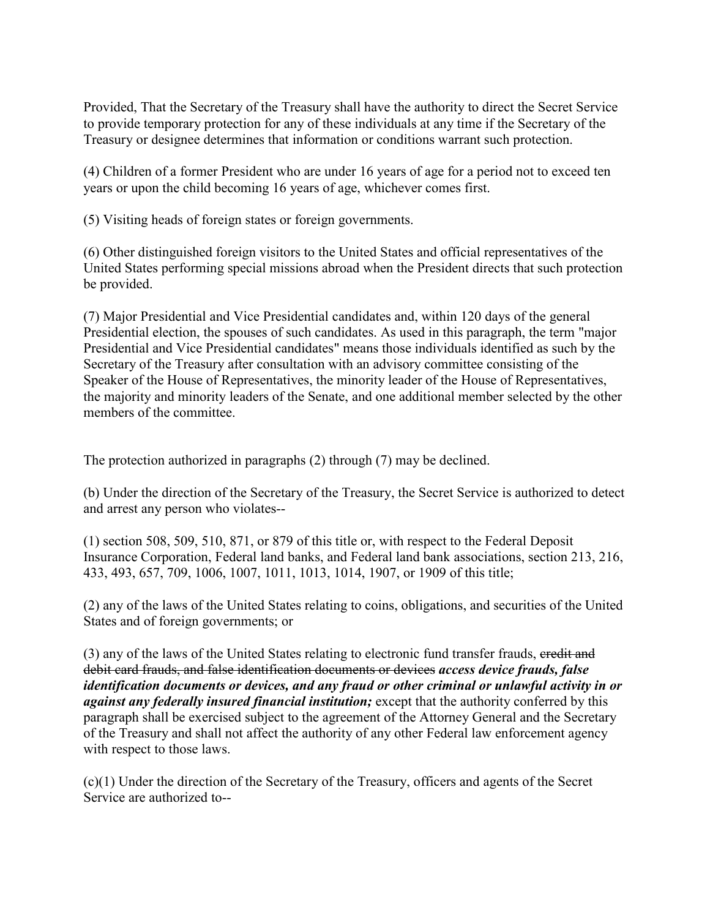Provided, That the Secretary of the Treasury shall have the authority to direct the Secret Service to provide temporary protection for any of these individuals at any time if the Secretary of the Treasury or designee determines that information or conditions warrant such protection.

(4) Children of a former President who are under 16 years of age for a period not to exceed ten years or upon the child becoming 16 years of age, whichever comes first.

(5) Visiting heads of foreign states or foreign governments.

(6) Other distinguished foreign visitors to the United States and official representatives of the United States performing special missions abroad when the President directs that such protection be provided.

(7) Major Presidential and Vice Presidential candidates and, within 120 days of the general Presidential election, the spouses of such candidates. As used in this paragraph, the term "major Presidential and Vice Presidential candidates" means those individuals identified as such by the Secretary of the Treasury after consultation with an advisory committee consisting of the Speaker of the House of Representatives, the minority leader of the House of Representatives, the majority and minority leaders of the Senate, and one additional member selected by the other members of the committee.

The protection authorized in paragraphs (2) through (7) may be declined.

(b) Under the direction of the Secretary of the Treasury, the Secret Service is authorized to detect and arrest any person who violates--

(1) section 508, 509, 510, 871, or 879 of this title or, with respect to the Federal Deposit Insurance Corporation, Federal land banks, and Federal land bank associations, section 213, 216, 433, 493, 657, 709, 1006, 1007, 1011, 1013, 1014, 1907, or 1909 of this title;

(2) any of the laws of the United States relating to coins, obligations, and securities of the United States and of foreign governments; or

(3) any of the laws of the United States relating to electronic fund transfer frauds, ~~credit and debit card frauds, and false identification documents or devices~~ ***access device frauds, false identification documents or devices, and any fraud or other criminal or unlawful activity in or against any federally insured financial institution;*** except that the authority conferred by this paragraph shall be exercised subject to the agreement of the Attorney General and the Secretary of the Treasury and shall not affect the authority of any other Federal law enforcement agency with respect to those laws.

(c)(1) Under the direction of the Secretary of the Treasury, officers and agents of the Secret Service are authorized to--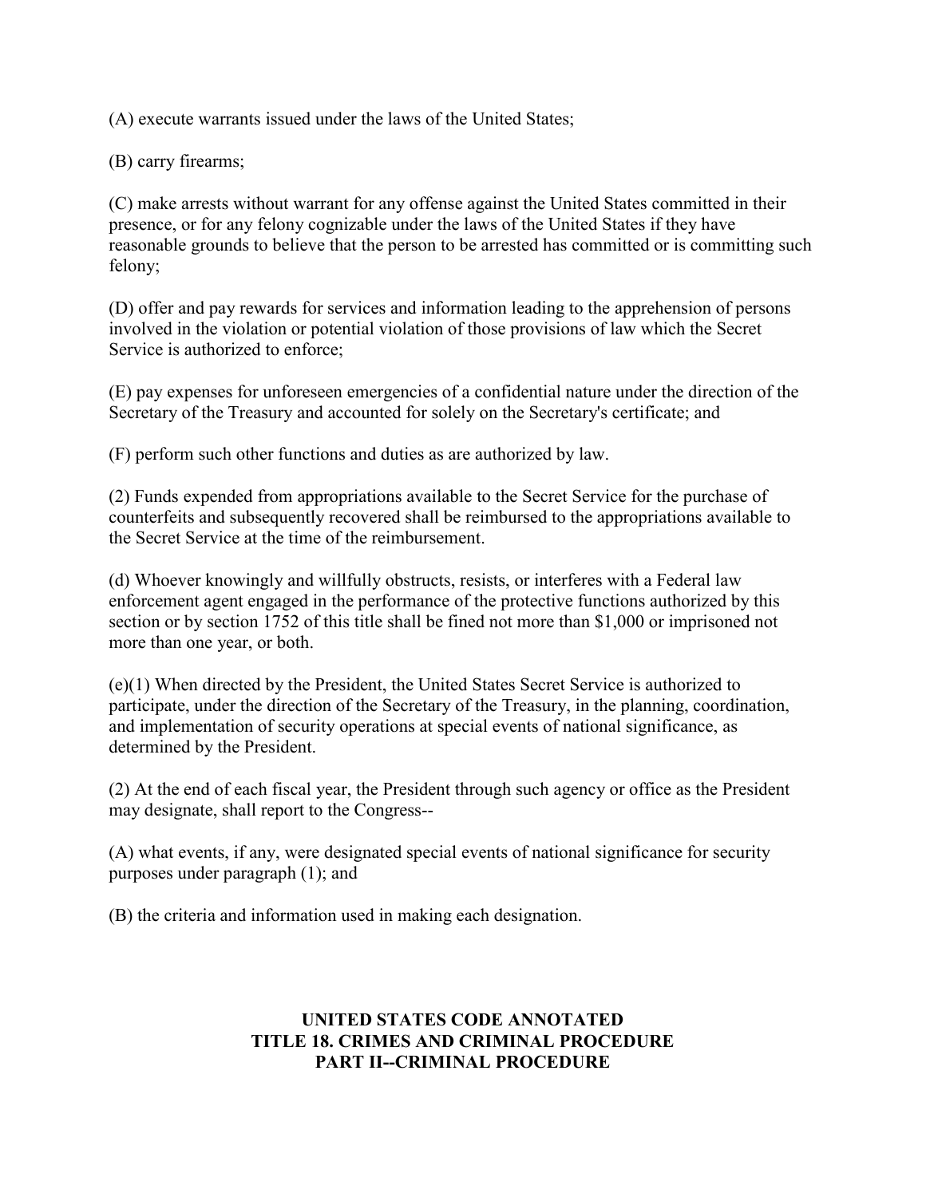(A) execute warrants issued under the laws of the United States;

(B) carry firearms;

(C) make arrests without warrant for any offense against the United States committed in their presence, or for any felony cognizable under the laws of the United States if they have reasonable grounds to believe that the person to be arrested has committed or is committing such felony;

(D) offer and pay rewards for services and information leading to the apprehension of persons involved in the violation or potential violation of those provisions of law which the Secret Service is authorized to enforce;

(E) pay expenses for unforeseen emergencies of a confidential nature under the direction of the Secretary of the Treasury and accounted for solely on the Secretary's certificate; and

(F) perform such other functions and duties as are authorized by law.

(2) Funds expended from appropriations available to the Secret Service for the purchase of counterfeits and subsequently recovered shall be reimbursed to the appropriations available to the Secret Service at the time of the reimbursement.

(d) Whoever knowingly and willfully obstructs, resists, or interferes with a Federal law enforcement agent engaged in the performance of the protective functions authorized by this section or by section 1752 of this title shall be fined not more than $1,000 or imprisoned not more than one year, or both.

(e)(1) When directed by the President, the United States Secret Service is authorized to participate, under the direction of the Secretary of the Treasury, in the planning, coordination, and implementation of security operations at special events of national significance, as determined by the President.

(2) At the end of each fiscal year, the President through such agency or office as the President may designate, shall report to the Congress--

(A) what events, if any, were designated special events of national significance for security purposes under paragraph (1); and

(B) the criteria and information used in making each designation.

**UNITED STATES CODE ANNOTATED**
**TITLE 18. CRIMES AND CRIMINAL PROCEDURE**
**PART II--CRIMINAL PROCEDURE**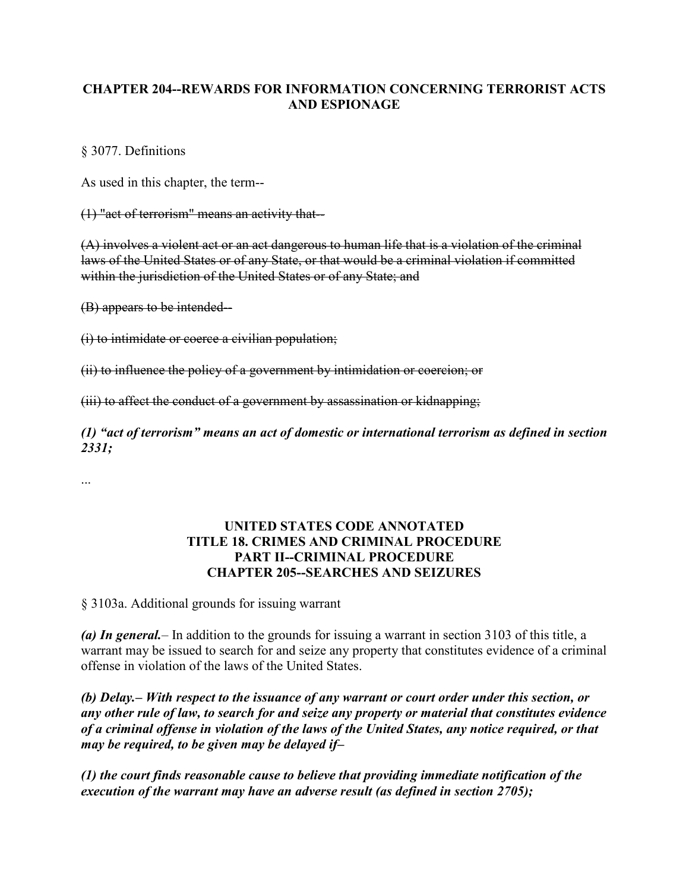**CHAPTER 204--REWARDS FOR INFORMATION CONCERNING TERRORIST ACTS AND ESPIONAGE**

§ 3077. Definitions

As used in this chapter, the term--

~~(1) "act of terrorism" means an activity that--~~

~~(A) involves a violent act or an act dangerous to human life that is a violation of the criminal laws of the United States or of any State, or that would be a criminal violation if committed within the jurisdiction of the United States or of any State; and~~

~~(B) appears to be intended--~~

~~(i) to intimidate or coerce a civilian population;~~

~~(ii) to influence the policy of a government by intimidation or coercion; or~~

~~(iii) to affect the conduct of a government by assassination or kidnapping;~~

***(1) "act of terrorism" means an act of domestic or international terrorism as defined in section 2331;***

...

**UNITED STATES CODE ANNOTATED**
**TITLE 18. CRIMES AND CRIMINAL PROCEDURE**
**PART II--CRIMINAL PROCEDURE**
**CHAPTER 205--SEARCHES AND SEIZURES**

§ 3103a. Additional grounds for issuing warrant

***(a) In general.***– In addition to the grounds for issuing a warrant in section 3103 of this title, a warrant may be issued to search for and seize any property that constitutes evidence of a criminal offense in violation of the laws of the United States.

***(b) Delay.– With respect to the issuance of any warrant or court order under this section, or any other rule of law, to search for and seize any property or material that constitutes evidence of a criminal offense in violation of the laws of the United States, any notice required, or that may be required, to be given may be delayed if–***

***(1) the court finds reasonable cause to believe that providing immediate notification of the execution of the warrant may have an adverse result (as defined in section 2705);***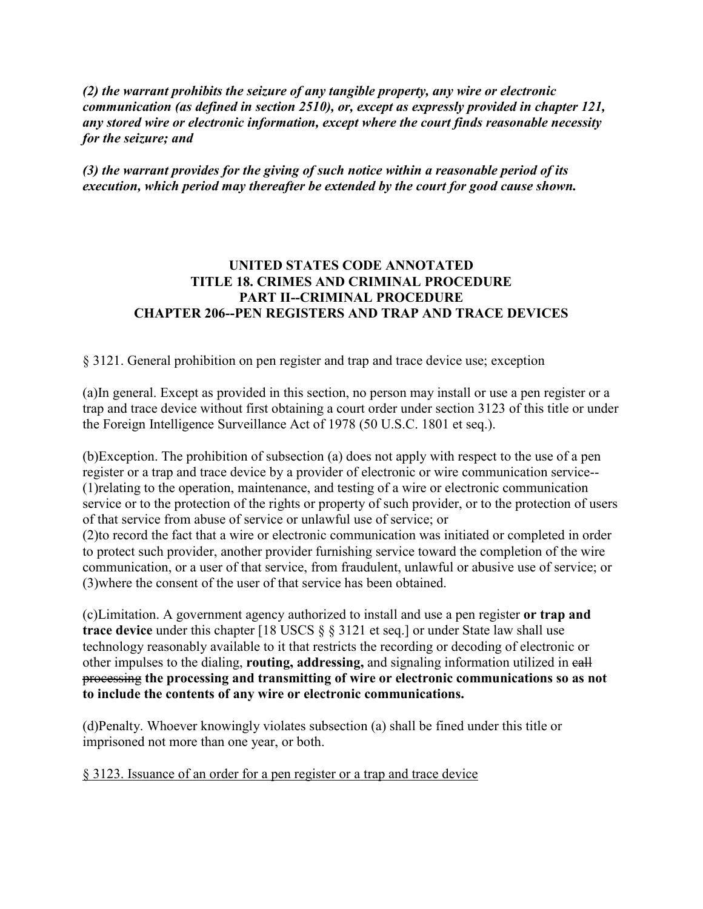***(2) the warrant prohibits the seizure of any tangible property, any wire or electronic communication (as defined in section 2510), or, except as expressly provided in chapter 121, any stored wire or electronic information, except where the court finds reasonable necessity for the seizure; and***

***(3) the warrant provides for the giving of such notice within a reasonable period of its execution, which period may thereafter be extended by the court for good cause shown.***

**UNITED STATES CODE ANNOTATED**
**TITLE 18. CRIMES AND CRIMINAL PROCEDURE**
**PART II--CRIMINAL PROCEDURE**
**CHAPTER 206--PEN REGISTERS AND TRAP AND TRACE DEVICES**

§ 3121. General prohibition on pen register and trap and trace device use; exception

(a)In general. Except as provided in this section, no person may install or use a pen register or a trap and trace device without first obtaining a court order under section 3123 of this title or under the Foreign Intelligence Surveillance Act of 1978 (50 U.S.C. 1801 et seq.).

(b)Exception. The prohibition of subsection (a) does not apply with respect to the use of a pen register or a trap and trace device by a provider of electronic or wire communication service--
(1)relating to the operation, maintenance, and testing of a wire or electronic communication service or to the protection of the rights or property of such provider, or to the protection of users of that service from abuse of service or unlawful use of service; or
(2)to record the fact that a wire or electronic communication was initiated or completed in order to protect such provider, another provider furnishing service toward the completion of the wire communication, or a user of that service, from fraudulent, unlawful or abusive use of service; or
(3)where the consent of the user of that service has been obtained.

(c)Limitation. A government agency authorized to install and use a pen register **or trap and trace device** under this chapter [18 USCS § § 3121 et seq.] or under State law shall use technology reasonably available to it that restricts the recording or decoding of electronic or other impulses to the dialing, **routing, addressing,** and signaling information utilized in ~~call processing~~ **the processing and transmitting of wire or electronic communications so as not to include the contents of any wire or electronic communications.**

(d)Penalty. Whoever knowingly violates subsection (a) shall be fined under this title or imprisoned not more than one year, or both.

<u>§ 3123. Issuance of an order for a pen register or a trap and trace device</u>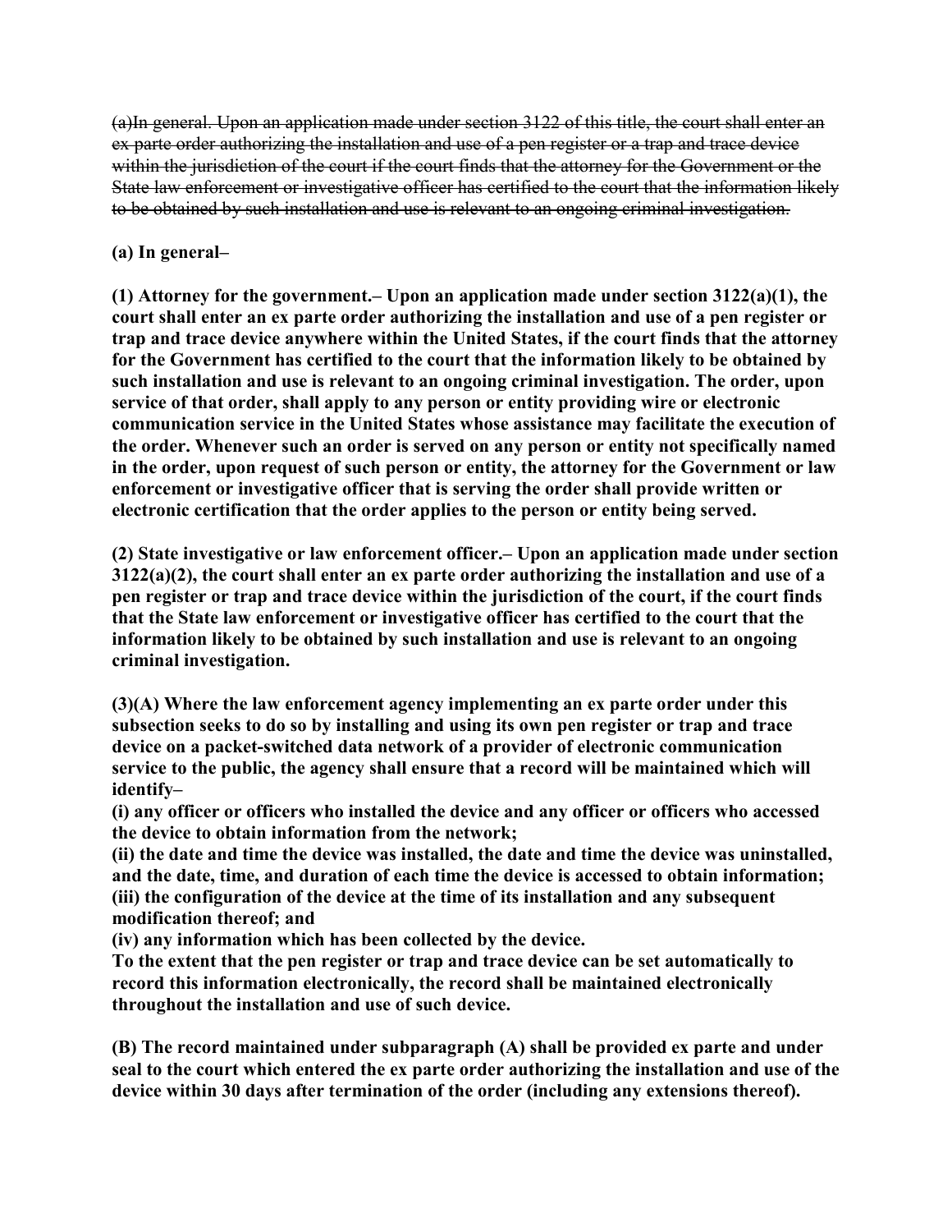~~(a)In general. Upon an application made under section 3122 of this title, the court shall enter an ex parte order authorizing the installation and use of a pen register or a trap and trace device within the jurisdiction of the court if the court finds that the attorney for the Government or the State law enforcement or investigative officer has certified to the court that the information likely to be obtained by such installation and use is relevant to an ongoing criminal investigation.~~

**(a) In general–**

**(1) Attorney for the government.– Upon an application made under section 3122(a)(1), the court shall enter an ex parte order authorizing the installation and use of a pen register or trap and trace device anywhere within the United States, if the court finds that the attorney for the Government has certified to the court that the information likely to be obtained by such installation and use is relevant to an ongoing criminal investigation. The order, upon service of that order, shall apply to any person or entity providing wire or electronic communication service in the United States whose assistance may facilitate the execution of the order. Whenever such an order is served on any person or entity not specifically named in the order, upon request of such person or entity, the attorney for the Government or law enforcement or investigative officer that is serving the order shall provide written or electronic certification that the order applies to the person or entity being served.**

**(2) State investigative or law enforcement officer.– Upon an application made under section 3122(a)(2), the court shall enter an ex parte order authorizing the installation and use of a pen register or trap and trace device within the jurisdiction of the court, if the court finds that the State law enforcement or investigative officer has certified to the court that the information likely to be obtained by such installation and use is relevant to an ongoing criminal investigation.**

**(3)(A) Where the law enforcement agency implementing an ex parte order under this subsection seeks to do so by installing and using its own pen register or trap and trace device on a packet-switched data network of a provider of electronic communication service to the public, the agency shall ensure that a record will be maintained which will identify–**
**(i) any officer or officers who installed the device and any officer or officers who accessed the device to obtain information from the network;**
**(ii) the date and time the device was installed, the date and time the device was uninstalled, and the date, time, and duration of each time the device is accessed to obtain information;**
**(iii) the configuration of the device at the time of its installation and any subsequent modification thereof; and**
**(iv) any information which has been collected by the device.**
**To the extent that the pen register or trap and trace device can be set automatically to record this information electronically, the record shall be maintained electronically throughout the installation and use of such device.**

**(B) The record maintained under subparagraph (A) shall be provided ex parte and under seal to the court which entered the ex parte order authorizing the installation and use of the device within 30 days after termination of the order (including any extensions thereof).**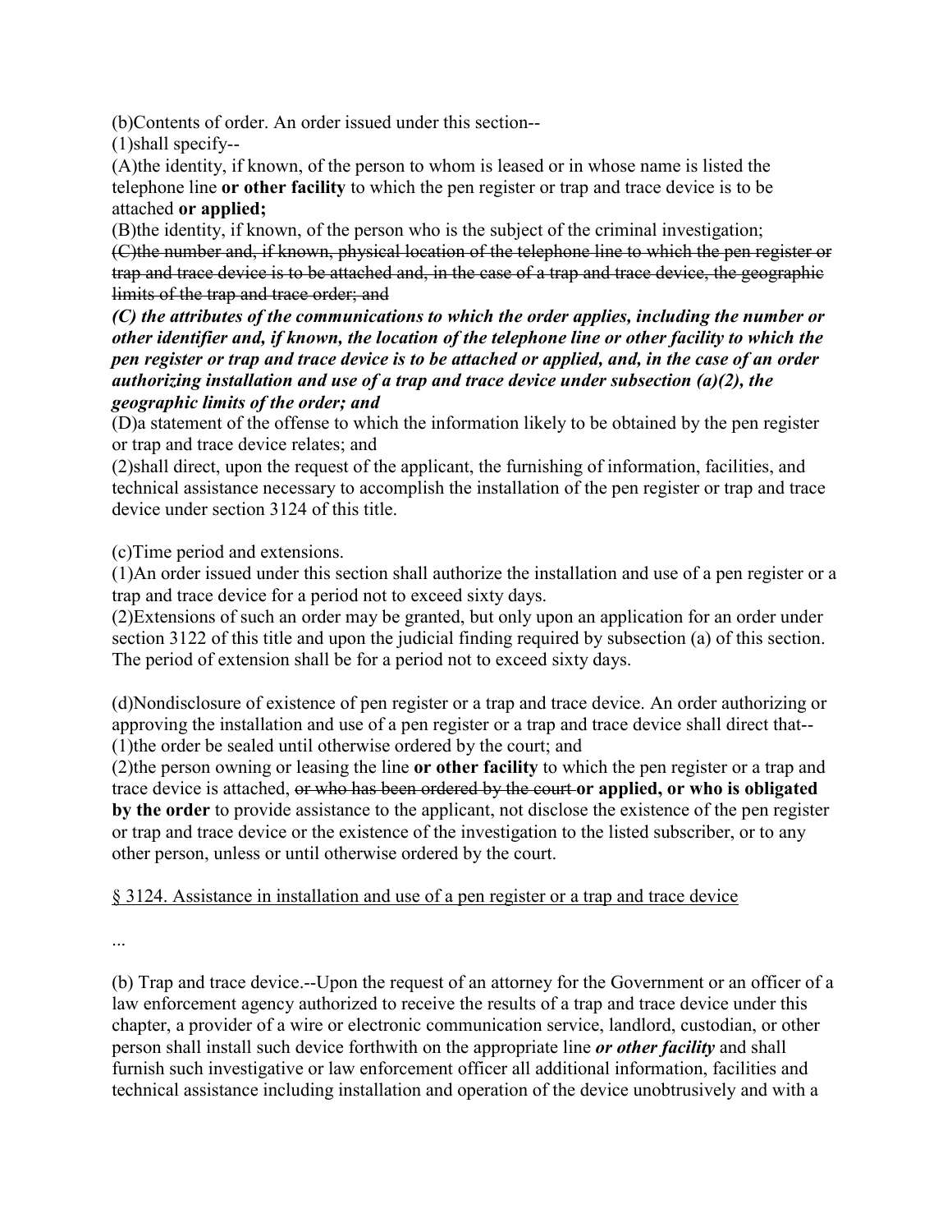(b)Contents of order. An order issued under this section--

(1)shall specify--

(A)the identity, if known, of the person to whom is leased or in whose name is listed the telephone line **or other facility** to which the pen register or trap and trace device is to be attached **or applied;**

(B)the identity, if known, of the person who is the subject of the criminal investigation;

~~(C)the number and, if known, physical location of the telephone line to which the pen register or trap and trace device is to be attached and, in the case of a trap and trace device, the geographic limits of the trap and trace order; and~~

***(C) the attributes of the communications to which the order applies, including the number or other identifier and, if known, the location of the telephone line or other facility to which the pen register or trap and trace device is to be attached or applied, and, in the case of an order authorizing installation and use of a trap and trace device under subsection (a)(2), the geographic limits of the order; and***

(D)a statement of the offense to which the information likely to be obtained by the pen register or trap and trace device relates; and

(2)shall direct, upon the request of the applicant, the furnishing of information, facilities, and technical assistance necessary to accomplish the installation of the pen register or trap and trace device under section 3124 of this title.

(c)Time period and extensions.

(1)An order issued under this section shall authorize the installation and use of a pen register or a trap and trace device for a period not to exceed sixty days.

(2)Extensions of such an order may be granted, but only upon an application for an order under section 3122 of this title and upon the judicial finding required by subsection (a) of this section. The period of extension shall be for a period not to exceed sixty days.

(d)Nondisclosure of existence of pen register or a trap and trace device. An order authorizing or approving the installation and use of a pen register or a trap and trace device shall direct that--

(1)the order be sealed until otherwise ordered by the court; and

(2)the person owning or leasing the line **or other facility** to which the pen register or a trap and trace device is attached, ~~or who has been ordered by the court~~ **or applied, or who is obligated by the order** to provide assistance to the applicant, not disclose the existence of the pen register or trap and trace device or the existence of the investigation to the listed subscriber, or to any other person, unless or until otherwise ordered by the court.

<u>§ 3124. Assistance in installation and use of a pen register or a trap and trace device</u>

...

(b) Trap and trace device.--Upon the request of an attorney for the Government or an officer of a law enforcement agency authorized to receive the results of a trap and trace device under this chapter, a provider of a wire or electronic communication service, landlord, custodian, or other person shall install such device forthwith on the appropriate line ***or other facility*** and shall furnish such investigative or law enforcement officer all additional information, facilities and technical assistance including installation and operation of the device unobtrusively and with a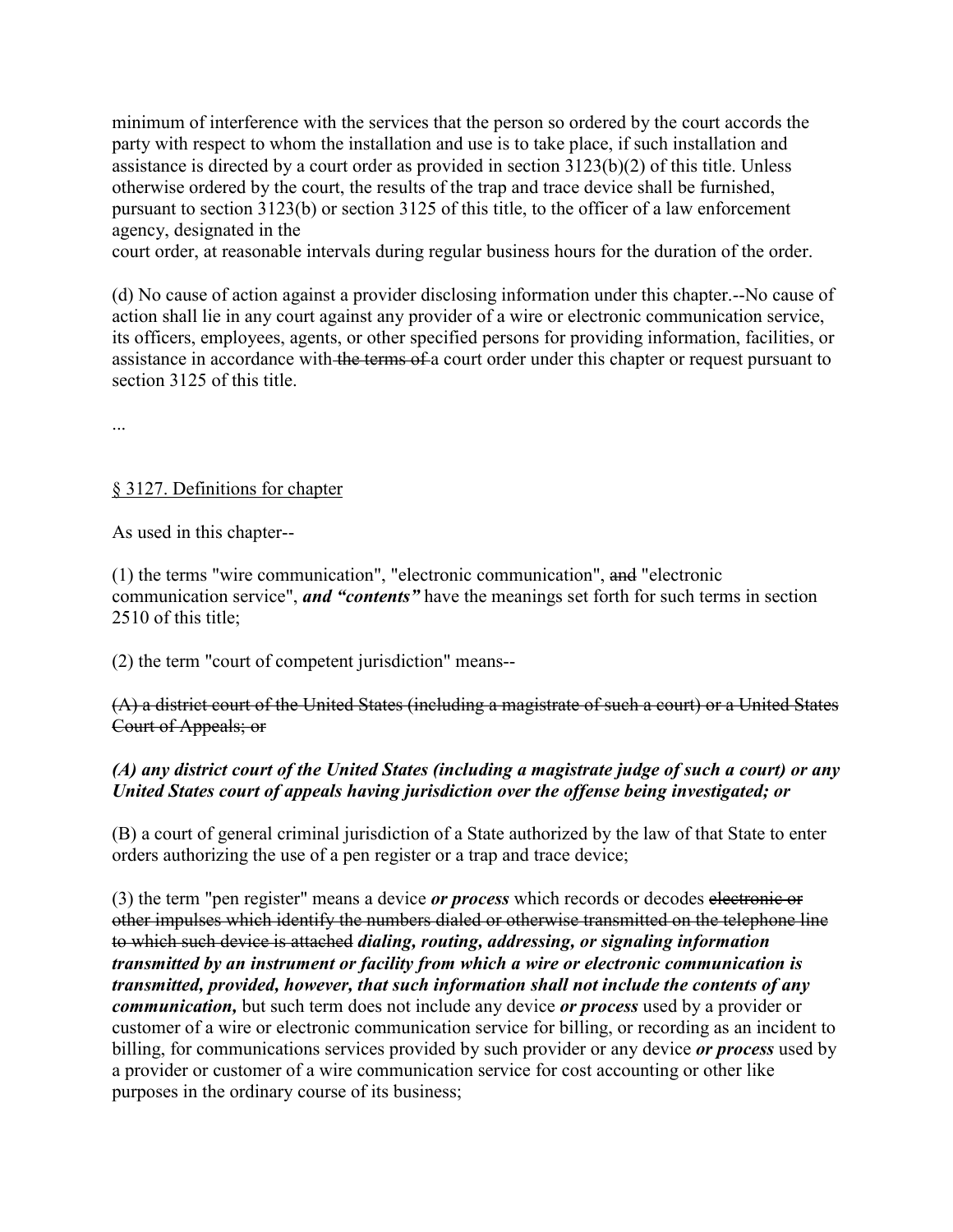minimum of interference with the services that the person so ordered by the court accords the party with respect to whom the installation and use is to take place, if such installation and assistance is directed by a court order as provided in section 3123(b)(2) of this title. Unless otherwise ordered by the court, the results of the trap and trace device shall be furnished, pursuant to section 3123(b) or section 3125 of this title, to the officer of a law enforcement agency, designated in the
court order, at reasonable intervals during regular business hours for the duration of the order.

(d) No cause of action against a provider disclosing information under this chapter.--No cause of action shall lie in any court against any provider of a wire or electronic communication service, its officers, employees, agents, or other specified persons for providing information, facilities, or assistance in accordance with ~~the terms of~~ a court order under this chapter or request pursuant to section 3125 of this title.

...

<u>§ 3127. Definitions for chapter</u>

As used in this chapter--

(1) the terms "wire communication", "electronic communication", ~~and~~ "electronic communication service", ***and "contents"*** have the meanings set forth for such terms in section 2510 of this title;

(2) the term "court of competent jurisdiction" means--

~~(A) a district court of the United States (including a magistrate of such a court) or a United States Court of Appeals; or~~

***(A) any district court of the United States (including a magistrate judge of such a court) or any United States court of appeals having jurisdiction over the offense being investigated; or***

(B) a court of general criminal jurisdiction of a State authorized by the law of that State to enter orders authorizing the use of a pen register or a trap and trace device;

(3) the term "pen register" means a device ***or process*** which records or decodes ~~electronic or other impulses which identify the numbers dialed or otherwise transmitted on the telephone line to which such device is attached~~ ***dialing, routing, addressing, or signaling information transmitted by an instrument or facility from which a wire or electronic communication is transmitted, provided, however, that such information shall not include the contents of any communication,*** but such term does not include any device ***or process*** used by a provider or customer of a wire or electronic communication service for billing, or recording as an incident to billing, for communications services provided by such provider or any device ***or process*** used by a provider or customer of a wire communication service for cost accounting or other like purposes in the ordinary course of its business;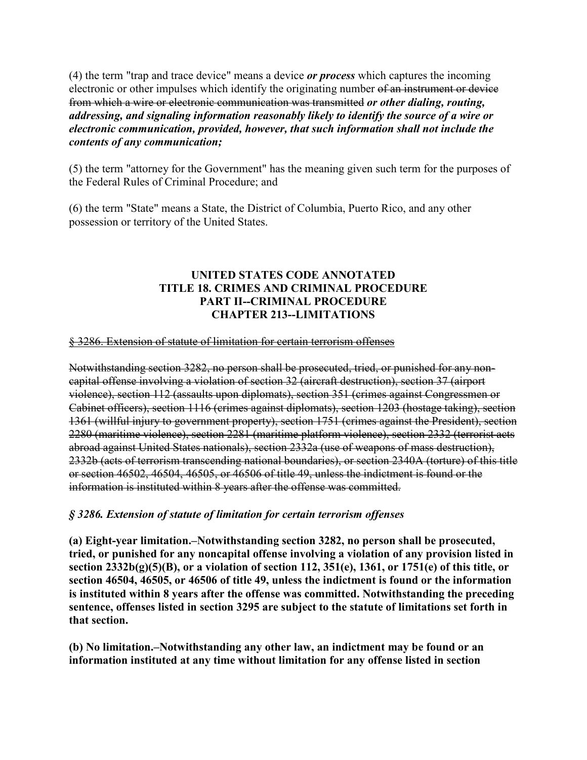(4) the term "trap and trace device" means a device ***or process*** which captures the incoming electronic or other impulses which identify the originating number ~~of an instrument or device from which a wire or electronic communication was transmitted~~ ***or other dialing, routing, addressing, and signaling information reasonably likely to identify the source of a wire or electronic communication, provided, however, that such information shall not include the contents of any communication;***

(5) the term "attorney for the Government" has the meaning given such term for the purposes of the Federal Rules of Criminal Procedure; and

(6) the term "State" means a State, the District of Columbia, Puerto Rico, and any other possession or territory of the United States.

**UNITED STATES CODE ANNOTATED**
**TITLE 18. CRIMES AND CRIMINAL PROCEDURE**
**PART II--CRIMINAL PROCEDURE**
**CHAPTER 213--LIMITATIONS**

~~§ 3286. Extension of statute of limitation for certain terrorism offenses~~

~~Notwithstanding section 3282, no person shall be prosecuted, tried, or punished for any non-capital offense involving a violation of section 32 (aircraft destruction), section 37 (airport violence), section 112 (assaults upon diplomats), section 351 (crimes against Congressmen or Cabinet officers), section 1116 (crimes against diplomats), section 1203 (hostage taking), section 1361 (willful injury to government property), section 1751 (crimes against the President), section 2280 (maritime violence), section 2281 (maritime platform violence), section 2332 (terrorist acts abroad against United States nationals), section 2332a (use of weapons of mass destruction), 2332b (acts of terrorism transcending national boundaries), or section 2340A (torture) of this title or section 46502, 46504, 46505, or 46506 of title 49, unless the indictment is found or the information is instituted within 8 years after the offense was committed.~~

***§ 3286. Extension of statute of limitation for certain terrorism offenses***

**(a) Eight-year limitation.–Notwithstanding section 3282, no person shall be prosecuted, tried, or punished for any noncapital offense involving a violation of any provision listed in section 2332b(g)(5)(B), or a violation of section 112, 351(e), 1361, or 1751(e) of this title, or section 46504, 46505, or 46506 of title 49, unless the indictment is found or the information is instituted within 8 years after the offense was committed. Notwithstanding the preceding sentence, offenses listed in section 3295 are subject to the statute of limitations set forth in that section.**

**(b) No limitation.–Notwithstanding any other law, an indictment may be found or an information instituted at any time without limitation for any offense listed in section**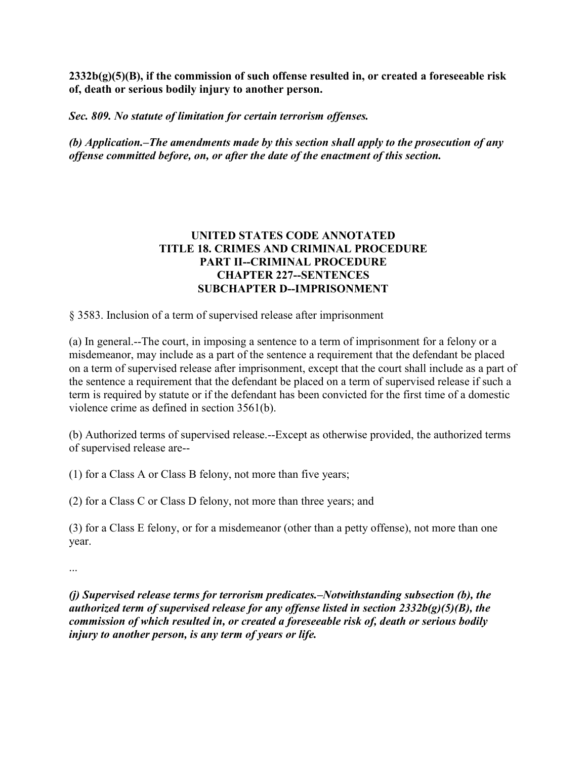**2332b(g)(5)(B), if the commission of such offense resulted in, or created a foreseeable risk of, death or serious bodily injury to another person.**

***Sec. 809. No statute of limitation for certain terrorism offenses.***

***(b) Application.–The amendments made by this section shall apply to the prosecution of any offense committed before, on, or after the date of the enactment of this section.***

**UNITED STATES CODE ANNOTATED**
**TITLE 18. CRIMES AND CRIMINAL PROCEDURE**
**PART II--CRIMINAL PROCEDURE**
**CHAPTER 227--SENTENCES**
**SUBCHAPTER D--IMPRISONMENT**

§ 3583. Inclusion of a term of supervised release after imprisonment

(a) In general.--The court, in imposing a sentence to a term of imprisonment for a felony or a misdemeanor, may include as a part of the sentence a requirement that the defendant be placed on a term of supervised release after imprisonment, except that the court shall include as a part of the sentence a requirement that the defendant be placed on a term of supervised release if such a term is required by statute or if the defendant has been convicted for the first time of a domestic violence crime as defined in section 3561(b).

(b) Authorized terms of supervised release.--Except as otherwise provided, the authorized terms of supervised release are--

(1) for a Class A or Class B felony, not more than five years;

(2) for a Class C or Class D felony, not more than three years; and

(3) for a Class E felony, or for a misdemeanor (other than a petty offense), not more than one year.

...

***(j) Supervised release terms for terrorism predicates.–Notwithstanding subsection (b), the authorized term of supervised release for any offense listed in section 2332b(g)(5)(B), the commission of which resulted in, or created a foreseeable risk of, death or serious bodily injury to another person, is any term of years or life.***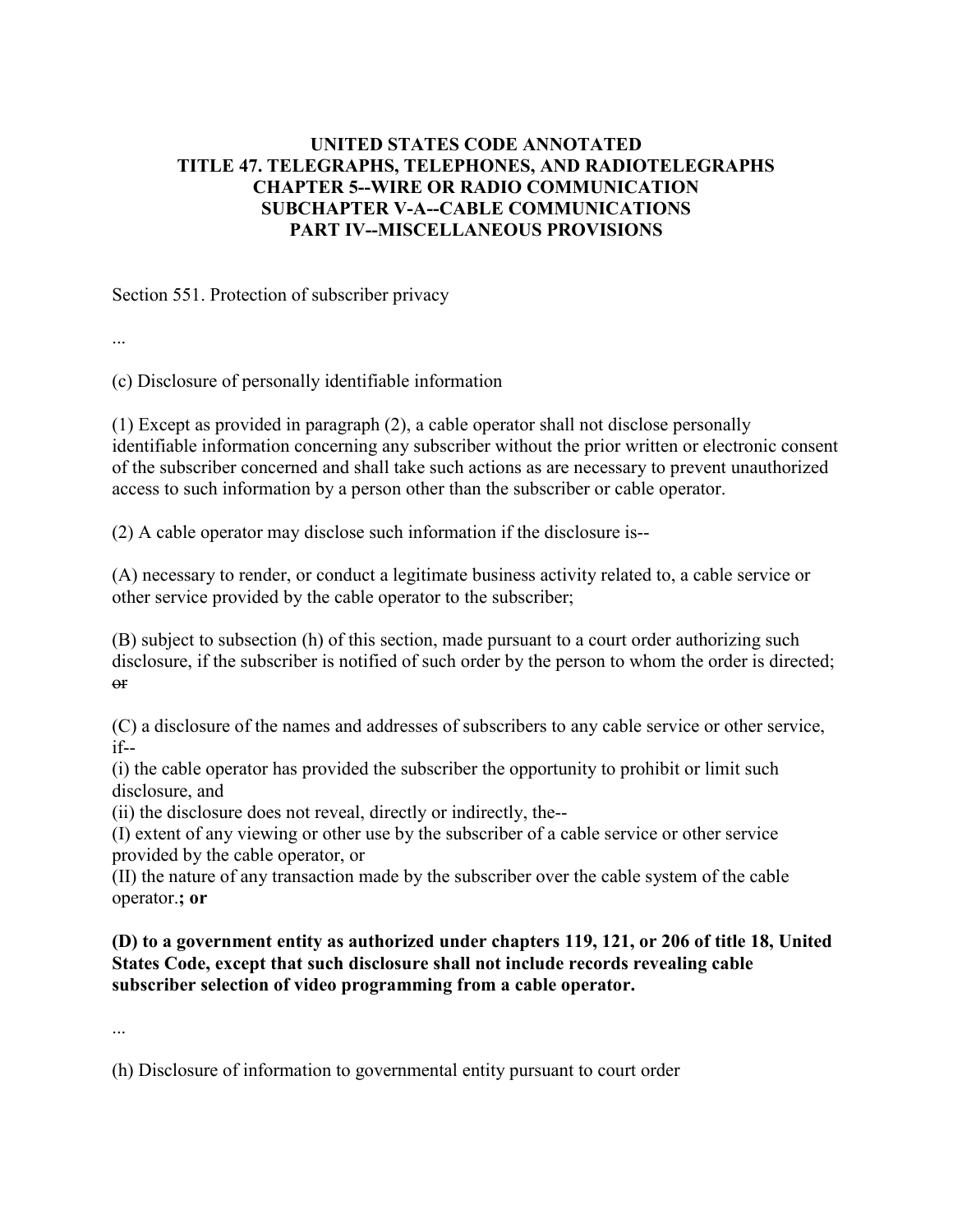**UNITED STATES CODE ANNOTATED**
**TITLE 47. TELEGRAPHS, TELEPHONES, AND RADIOTELEGRAPHS**
**CHAPTER 5--WIRE OR RADIO COMMUNICATION**
**SUBCHAPTER V-A--CABLE COMMUNICATIONS**
**PART IV--MISCELLANEOUS PROVISIONS**

Section 551. Protection of subscriber privacy

...

(c) Disclosure of personally identifiable information

(1) Except as provided in paragraph (2), a cable operator shall not disclose personally identifiable information concerning any subscriber without the prior written or electronic consent of the subscriber concerned and shall take such actions as are necessary to prevent unauthorized access to such information by a person other than the subscriber or cable operator.

(2) A cable operator may disclose such information if the disclosure is--

(A) necessary to render, or conduct a legitimate business activity related to, a cable service or other service provided by the cable operator to the subscriber;

(B) subject to subsection (h) of this section, made pursuant to a court order authorizing such disclosure, if the subscriber is notified of such order by the person to whom the order is directed; ~~or~~

(C) a disclosure of the names and addresses of subscribers to any cable service or other service, if--
(i) the cable operator has provided the subscriber the opportunity to prohibit or limit such disclosure, and
(ii) the disclosure does not reveal, directly or indirectly, the--
(I) extent of any viewing or other use by the subscriber of a cable service or other service provided by the cable operator, or
(II) the nature of any transaction made by the subscriber over the cable system of the cable operator.**; or**

**(D) to a government entity as authorized under chapters 119, 121, or 206 of title 18, United States Code, except that such disclosure shall not include records revealing cable subscriber selection of video programming from a cable operator.**

...

(h) Disclosure of information to governmental entity pursuant to court order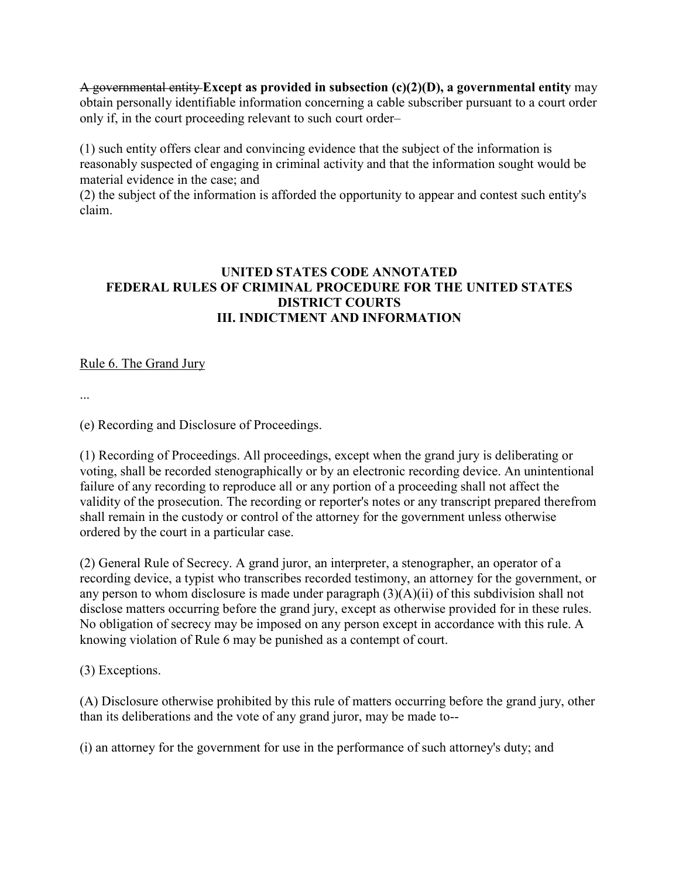~~A governmental entity~~ **Except as provided in subsection (c)(2)(D), a governmental entity** may obtain personally identifiable information concerning a cable subscriber pursuant to a court order only if, in the court proceeding relevant to such court order–

(1) such entity offers clear and convincing evidence that the subject of the information is reasonably suspected of engaging in criminal activity and that the information sought would be material evidence in the case; and
(2) the subject of the information is afforded the opportunity to appear and contest such entity's claim.

## UNITED STATES CODE ANNOTATED
## FEDERAL RULES OF CRIMINAL PROCEDURE FOR THE UNITED STATES DISTRICT COURTS
## III. INDICTMENT AND INFORMATION

<u>Rule 6. The Grand Jury</u>

...

(e) Recording and Disclosure of Proceedings.

(1) Recording of Proceedings. All proceedings, except when the grand jury is deliberating or voting, shall be recorded stenographically or by an electronic recording device. An unintentional failure of any recording to reproduce all or any portion of a proceeding shall not affect the validity of the prosecution. The recording or reporter's notes or any transcript prepared therefrom shall remain in the custody or control of the attorney for the government unless otherwise ordered by the court in a particular case.

(2) General Rule of Secrecy. A grand juror, an interpreter, a stenographer, an operator of a recording device, a typist who transcribes recorded testimony, an attorney for the government, or any person to whom disclosure is made under paragraph (3)(A)(ii) of this subdivision shall not disclose matters occurring before the grand jury, except as otherwise provided for in these rules. No obligation of secrecy may be imposed on any person except in accordance with this rule. A knowing violation of Rule 6 may be punished as a contempt of court.

(3) Exceptions.

(A) Disclosure otherwise prohibited by this rule of matters occurring before the grand jury, other than its deliberations and the vote of any grand juror, may be made to--

(i) an attorney for the government for use in the performance of such attorney's duty; and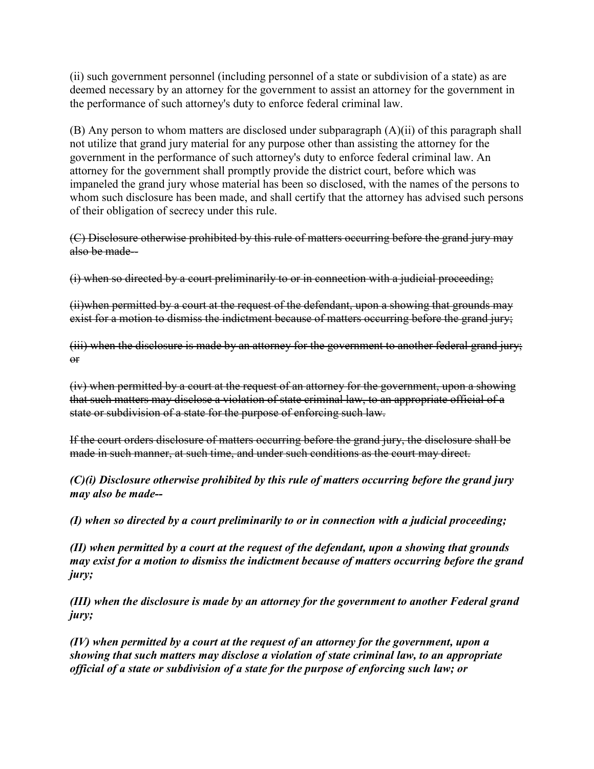(ii) such government personnel (including personnel of a state or subdivision of a state) as are deemed necessary by an attorney for the government to assist an attorney for the government in the performance of such attorney's duty to enforce federal criminal law.

(B) Any person to whom matters are disclosed under subparagraph (A)(ii) of this paragraph shall not utilize that grand jury material for any purpose other than assisting the attorney for the government in the performance of such attorney's duty to enforce federal criminal law. An attorney for the government shall promptly provide the district court, before which was impaneled the grand jury whose material has been so disclosed, with the names of the persons to whom such disclosure has been made, and shall certify that the attorney has advised such persons of their obligation of secrecy under this rule.

~~(C) Disclosure otherwise prohibited by this rule of matters occurring before the grand jury may also be made--~~

~~(i) when so directed by a court preliminarily to or in connection with a judicial proceeding;~~

~~(ii)when permitted by a court at the request of the defendant, upon a showing that grounds may exist for a motion to dismiss the indictment because of matters occurring before the grand jury;~~

~~(iii) when the disclosure is made by an attorney for the government to another federal grand jury; or~~

~~(iv) when permitted by a court at the request of an attorney for the government, upon a showing that such matters may disclose a violation of state criminal law, to an appropriate official of a state or subdivision of a state for the purpose of enforcing such law.~~

~~If the court orders disclosure of matters occurring before the grand jury, the disclosure shall be made in such manner, at such time, and under such conditions as the court may direct.~~

***(C)(i) Disclosure otherwise prohibited by this rule of matters occurring before the grand jury may also be made--***

***(I) when so directed by a court preliminarily to or in connection with a judicial proceeding;***

***(II) when permitted by a court at the request of the defendant, upon a showing that grounds may exist for a motion to dismiss the indictment because of matters occurring before the grand jury;***

***(III) when the disclosure is made by an attorney for the government to another Federal grand jury;***

***(IV) when permitted by a court at the request of an attorney for the government, upon a showing that such matters may disclose a violation of state criminal law, to an appropriate official of a state or subdivision of a state for the purpose of enforcing such law; or***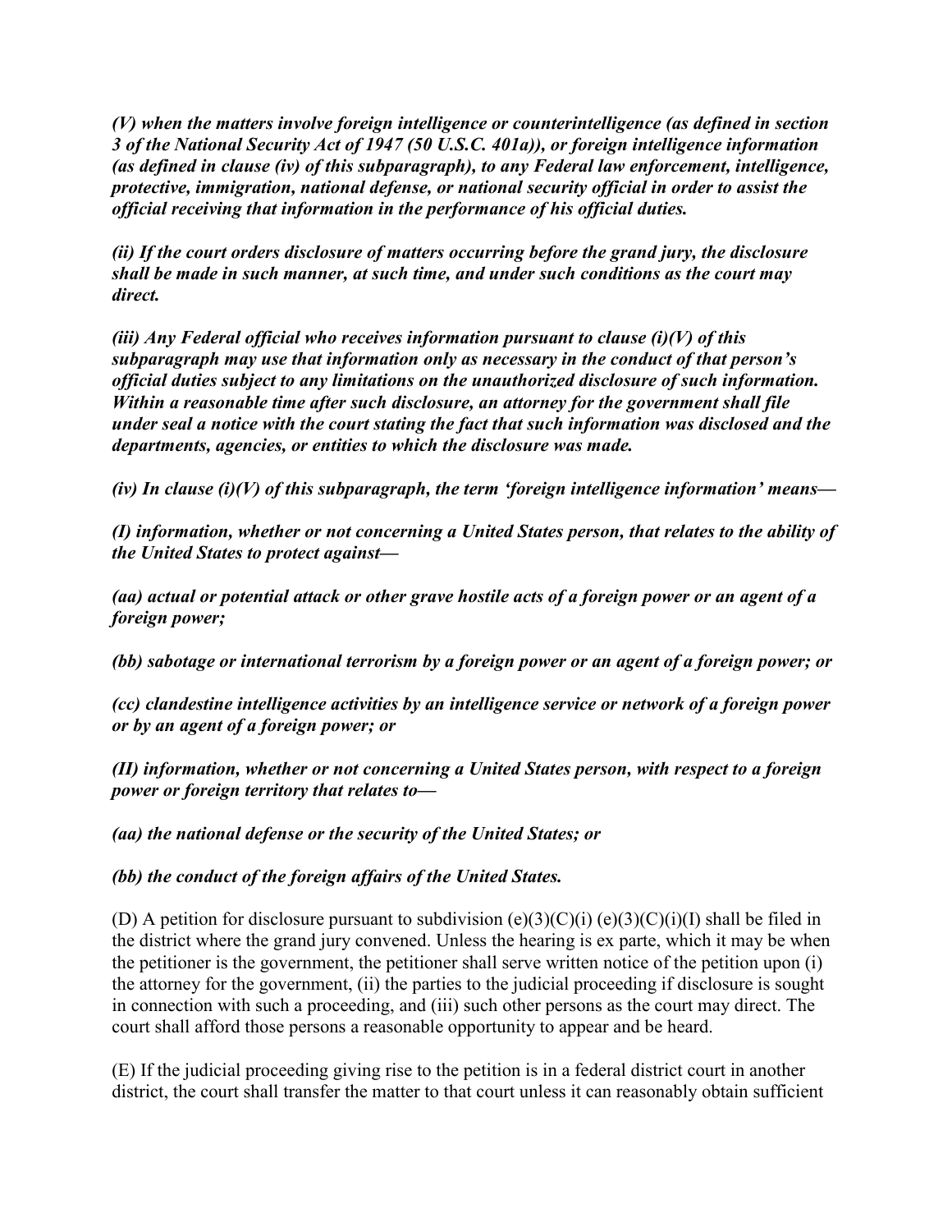***(V) when the matters involve foreign intelligence or counterintelligence (as defined in section 3 of the National Security Act of 1947 (50 U.S.C. 401a)), or foreign intelligence information (as defined in clause (iv) of this subparagraph), to any Federal law enforcement, intelligence, protective, immigration, national defense, or national security official in order to assist the official receiving that information in the performance of his official duties.***

***(ii) If the court orders disclosure of matters occurring before the grand jury, the disclosure shall be made in such manner, at such time, and under such conditions as the court may direct.***

***(iii) Any Federal official who receives information pursuant to clause (i)(V) of this subparagraph may use that information only as necessary in the conduct of that person's official duties subject to any limitations on the unauthorized disclosure of such information. Within a reasonable time after such disclosure, an attorney for the government shall file under seal a notice with the court stating the fact that such information was disclosed and the departments, agencies, or entities to which the disclosure was made.***

***(iv) In clause (i)(V) of this subparagraph, the term 'foreign intelligence information' means—***

***(I) information, whether or not concerning a United States person, that relates to the ability of the United States to protect against—***

***(aa) actual or potential attack or other grave hostile acts of a foreign power or an agent of a foreign power;***

***(bb) sabotage or international terrorism by a foreign power or an agent of a foreign power; or***

***(cc) clandestine intelligence activities by an intelligence service or network of a foreign power or by an agent of a foreign power; or***

***(II) information, whether or not concerning a United States person, with respect to a foreign power or foreign territory that relates to—***

***(aa) the national defense or the security of the United States; or***

***(bb) the conduct of the foreign affairs of the United States.***

(D) A petition for disclosure pursuant to subdivision (e)(3)(C)(i) (e)(3)(C)(i)(I) shall be filed in the district where the grand jury convened. Unless the hearing is ex parte, which it may be when the petitioner is the government, the petitioner shall serve written notice of the petition upon (i) the attorney for the government, (ii) the parties to the judicial proceeding if disclosure is sought in connection with such a proceeding, and (iii) such other persons as the court may direct. The court shall afford those persons a reasonable opportunity to appear and be heard.

(E) If the judicial proceeding giving rise to the petition is in a federal district court in another district, the court shall transfer the matter to that court unless it can reasonably obtain sufficient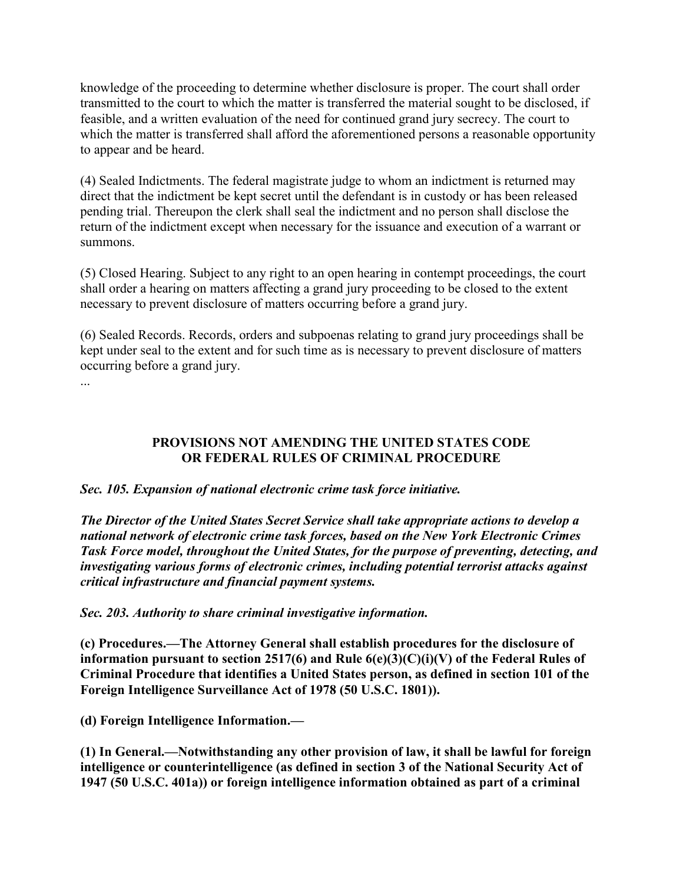knowledge of the proceeding to determine whether disclosure is proper. The court shall order transmitted to the court to which the matter is transferred the material sought to be disclosed, if feasible, and a written evaluation of the need for continued grand jury secrecy. The court to which the matter is transferred shall afford the aforementioned persons a reasonable opportunity to appear and be heard.

(4) Sealed Indictments. The federal magistrate judge to whom an indictment is returned may direct that the indictment be kept secret until the defendant is in custody or has been released pending trial. Thereupon the clerk shall seal the indictment and no person shall disclose the return of the indictment except when necessary for the issuance and execution of a warrant or summons.

(5) Closed Hearing. Subject to any right to an open hearing in contempt proceedings, the court shall order a hearing on matters affecting a grand jury proceeding to be closed to the extent necessary to prevent disclosure of matters occurring before a grand jury.

(6) Sealed Records. Records, orders and subpoenas relating to grand jury proceedings shall be kept under seal to the extent and for such time as is necessary to prevent disclosure of matters occurring before a grand jury.

...

## PROVISIONS NOT AMENDING THE UNITED STATES CODE OR FEDERAL RULES OF CRIMINAL PROCEDURE

***Sec. 105. Expansion of national electronic crime task force initiative.***

***The Director of the United States Secret Service shall take appropriate actions to develop a national network of electronic crime task forces, based on the New York Electronic Crimes Task Force model, throughout the United States, for the purpose of preventing, detecting, and investigating various forms of electronic crimes, including potential terrorist attacks against critical infrastructure and financial payment systems.***

***Sec. 203. Authority to share criminal investigative information.***

**(c) Procedures.—The Attorney General shall establish procedures for the disclosure of information pursuant to section 2517(6) and Rule 6(e)(3)(C)(i)(V) of the Federal Rules of Criminal Procedure that identifies a United States person, as defined in section 101 of the Foreign Intelligence Surveillance Act of 1978 (50 U.S.C. 1801)).**

**(d) Foreign Intelligence Information.—**

**(1) In General.—Notwithstanding any other provision of law, it shall be lawful for foreign intelligence or counterintelligence (as defined in section 3 of the National Security Act of 1947 (50 U.S.C. 401a)) or foreign intelligence information obtained as part of a criminal**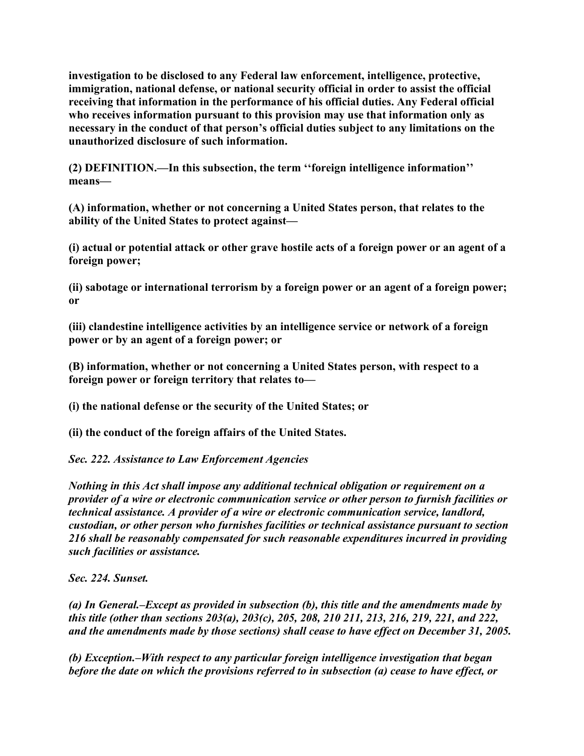**investigation to be disclosed to any Federal law enforcement, intelligence, protective, immigration, national defense, or national security official in order to assist the official receiving that information in the performance of his official duties. Any Federal official who receives information pursuant to this provision may use that information only as necessary in the conduct of that person's official duties subject to any limitations on the unauthorized disclosure of such information.**

**(2) DEFINITION.—In this subsection, the term ''foreign intelligence information'' means—**

**(A) information, whether or not concerning a United States person, that relates to the ability of the United States to protect against—**

**(i) actual or potential attack or other grave hostile acts of a foreign power or an agent of a foreign power;**

**(ii) sabotage or international terrorism by a foreign power or an agent of a foreign power; or**

**(iii) clandestine intelligence activities by an intelligence service or network of a foreign power or by an agent of a foreign power; or**

**(B) information, whether or not concerning a United States person, with respect to a foreign power or foreign territory that relates to—**

**(i) the national defense or the security of the United States; or**

**(ii) the conduct of the foreign affairs of the United States.**

***Sec. 222. Assistance to Law Enforcement Agencies***

***Nothing in this Act shall impose any additional technical obligation or requirement on a provider of a wire or electronic communication service or other person to furnish facilities or technical assistance. A provider of a wire or electronic communication service, landlord, custodian, or other person who furnishes facilities or technical assistance pursuant to section 216 shall be reasonably compensated for such reasonable expenditures incurred in providing such facilities or assistance.***

***Sec. 224. Sunset.***

***(a) In General.–Except as provided in subsection (b), this title and the amendments made by this title (other than sections 203(a), 203(c), 205, 208, 210 211, 213, 216, 219, 221, and 222, and the amendments made by those sections) shall cease to have effect on December 31, 2005.***

***(b) Exception.–With respect to any particular foreign intelligence investigation that began before the date on which the provisions referred to in subsection (a) cease to have effect, or***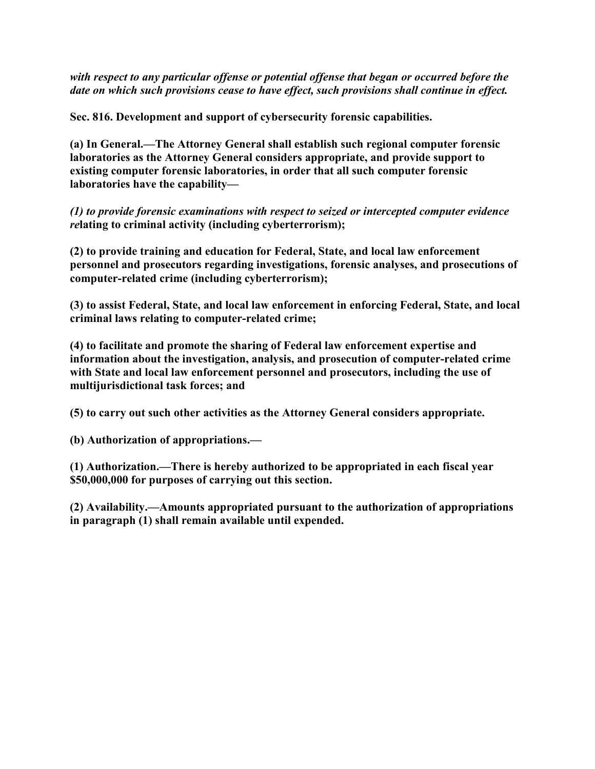***with respect to any particular offense or potential offense that began or occurred before the date on which such provisions cease to have effect, such provisions shall continue in effect.***

**Sec. 816. Development and support of cybersecurity forensic capabilities.**

**(a) In General.—The Attorney General shall establish such regional computer forensic laboratories as the Attorney General considers appropriate, and provide support to existing computer forensic laboratories, in order that all such computer forensic laboratories have the capability—**

***(1) to provide forensic examinations with respect to seized or intercepted computer evidence re*lating to criminal activity (including cyberterrorism);**

**(2) to provide training and education for Federal, State, and local law enforcement personnel and prosecutors regarding investigations, forensic analyses, and prosecutions of computer-related crime (including cyberterrorism);**

**(3) to assist Federal, State, and local law enforcement in enforcing Federal, State, and local criminal laws relating to computer-related crime;**

**(4) to facilitate and promote the sharing of Federal law enforcement expertise and information about the investigation, analysis, and prosecution of computer-related crime with State and local law enforcement personnel and prosecutors, including the use of multijurisdictional task forces; and**

**(5) to carry out such other activities as the Attorney General considers appropriate.**

**(b) Authorization of appropriations.—**

**(1) Authorization.—There is hereby authorized to be appropriated in each fiscal year $50,000,000 for purposes of carrying out this section.**

**(2) Availability.—Amounts appropriated pursuant to the authorization of appropriations in paragraph (1) shall remain available until expended.**